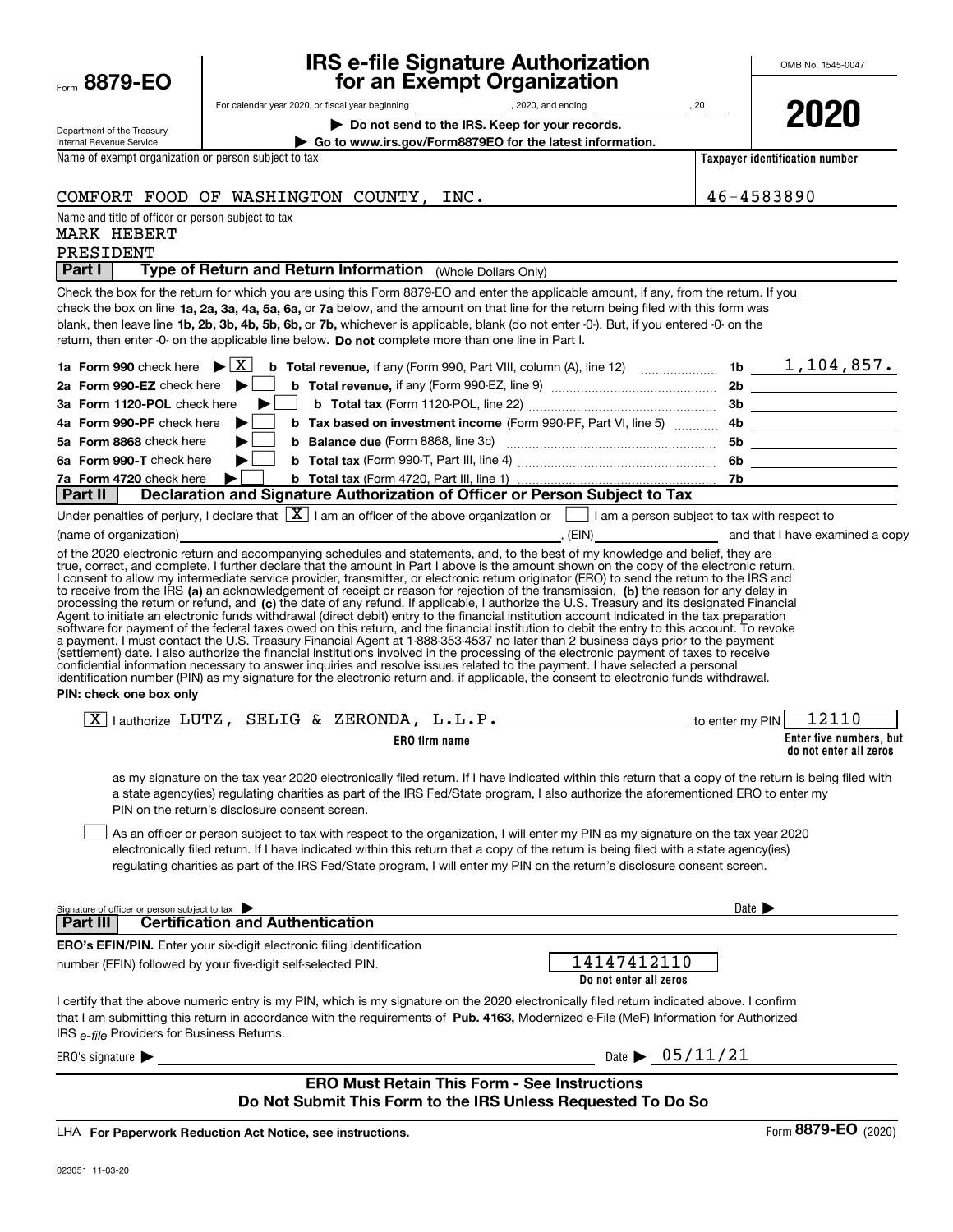Form **8879-EO**

Department of the Treasury
Internal Revenue Service

# IRS e-file Signature Authorization for an Exempt Organization

For calendar year 2020, or fiscal year beginning ____________, 2020, and ending ____________, 20____

▶ **Do not send to the IRS. Keep for your records.**

▶ **Go to www.irs.gov/Form8879EO for the latest information.**

OMB No. 1545-0047

**2020**

Name of exempt organization or person subject to tax: COMFORT FOOD OF WASHINGTON COUNTY, INC.

**Taxpayer identification number:** 46-4583890

Name and title of officer or person subject to tax:
MARK HEBERT
PRESIDENT

## Part I — Type of Return and Return Information (Whole Dollars Only)

Check the box for the return for which you are using this Form 8879-EO and enter the applicable amount, if any, from the return. If you check the box on line **1a, 2a, 3a, 4a, 5a, 6a,** or **7a** below, and the amount on that line for the return being filed with this form was blank, then leave line **1b, 2b, 3b, 4b, 5b, 6b,** or **7b,** whichever is applicable, blank (do not enter -0-). But, if you entered -0- on the return, then enter -0- on the applicable line below. **Do not** complete more than one line in Part I.

| | | | |
|---|---|---|---|
| **1a** Form 990 check here ▶ [X] | **b Total revenue,** if any (Form 990, Part VIII, column (A), line 12) | 1b | 1,104,857. |
| **2a** Form 990-EZ check here ▶ [ ] | **b Total revenue,** if any (Form 990-EZ, line 9) | 2b | |
| **3a** Form 1120-POL check here ▶ [ ] | **b Total tax** (Form 1120-POL, line 22) | 3b | |
| **4a** Form 990-PF check here ▶ [ ] | **b Tax based on investment income** (Form 990-PF, Part VI, line 5) | 4b | |
| **5a** Form 8868 check here ▶ [ ] | **b Balance due** (Form 8868, line 3c) | 5b | |
| **6a** Form 990-T check here ▶ [ ] | **b Total tax** (Form 990-T, Part III, line 4) | 6b | |
| **7a** Form 4720 check here ▶ [ ] | **b Total tax** (Form 4720, Part III, line 1) | 7b | |

## Part II — Declaration and Signature Authorization of Officer or Person Subject to Tax

Under penalties of perjury, I declare that [X] I am an officer of the above organization or [ ] I am a person subject to tax with respect to (name of organization) ____________, (EIN) ____________ and that I have examined a copy of the 2020 electronic return and accompanying schedules and statements, and, to the best of my knowledge and belief, they are true, correct, and complete. I further declare that the amount in Part I above is the amount shown on the copy of the electronic return. I consent to allow my intermediate service provider, transmitter, or electronic return originator (ERO) to send the return to the IRS and to receive from the IRS **(a)** an acknowledgement of receipt or reason for rejection of the transmission, **(b)** the reason for any delay in processing the return or refund, and **(c)** the date of any refund. If applicable, I authorize the U.S. Treasury and its designated Financial Agent to initiate an electronic funds withdrawal (direct debit) entry to the financial institution account indicated in the tax preparation software for payment of the federal taxes owed on this return, and the financial institution to debit the entry to this account. To revoke a payment, I must contact the U.S. Treasury Financial Agent at 1-888-353-4537 no later than 2 business days prior to the payment (settlement) date. I also authorize the financial institutions involved in the processing of the electronic payment of taxes to receive confidential information necessary to answer inquiries and resolve issues related to the payment. I have selected a personal identification number (PIN) as my signature for the electronic return and, if applicable, the consent to electronic funds withdrawal.

**PIN: check one box only**

[X] I authorize LUTZ, SELIG & ZERONDA, L.L.P. (**ERO firm name**) to enter my PIN 12110 (**Enter five numbers, but do not enter all zeros**)

as my signature on the tax year 2020 electronically filed return. If I have indicated within this return that a copy of the return is being filed with a state agency(ies) regulating charities as part of the IRS Fed/State program, I also authorize the aforementioned ERO to enter my PIN on the return's disclosure consent screen.

[ ] As an officer or person subject to tax with respect to the organization, I will enter my PIN as my signature on the tax year 2020 electronically filed return. If I have indicated within this return that a copy of the return is being filed with a state agency(ies) regulating charities as part of the IRS Fed/State program, I will enter my PIN on the return's disclosure consent screen.

Signature of officer or person subject to tax ▶ ____________ Date ▶ ____________

## Part III — Certification and Authentication

**ERO's EFIN/PIN.** Enter your six-digit electronic filing identification number (EFIN) followed by your five-digit self-selected PIN.

14147412110
**Do not enter all zeros**

I certify that the above numeric entry is my PIN, which is my signature on the 2020 electronically filed return indicated above. I confirm that I am submitting this return in accordance with the requirements of **Pub. 4163,** Modernized e-File (MeF) Information for Authorized IRS *e-file* Providers for Business Returns.

ERO's signature ▶ ____________ Date ▶ 05/11/21

**ERO Must Retain This Form - See Instructions**
**Do Not Submit This Form to the IRS Unless Requested To Do So**

LHA **For Paperwork Reduction Act Notice, see instructions.**

Form **8879-EO** (2020)

023051 11-03-20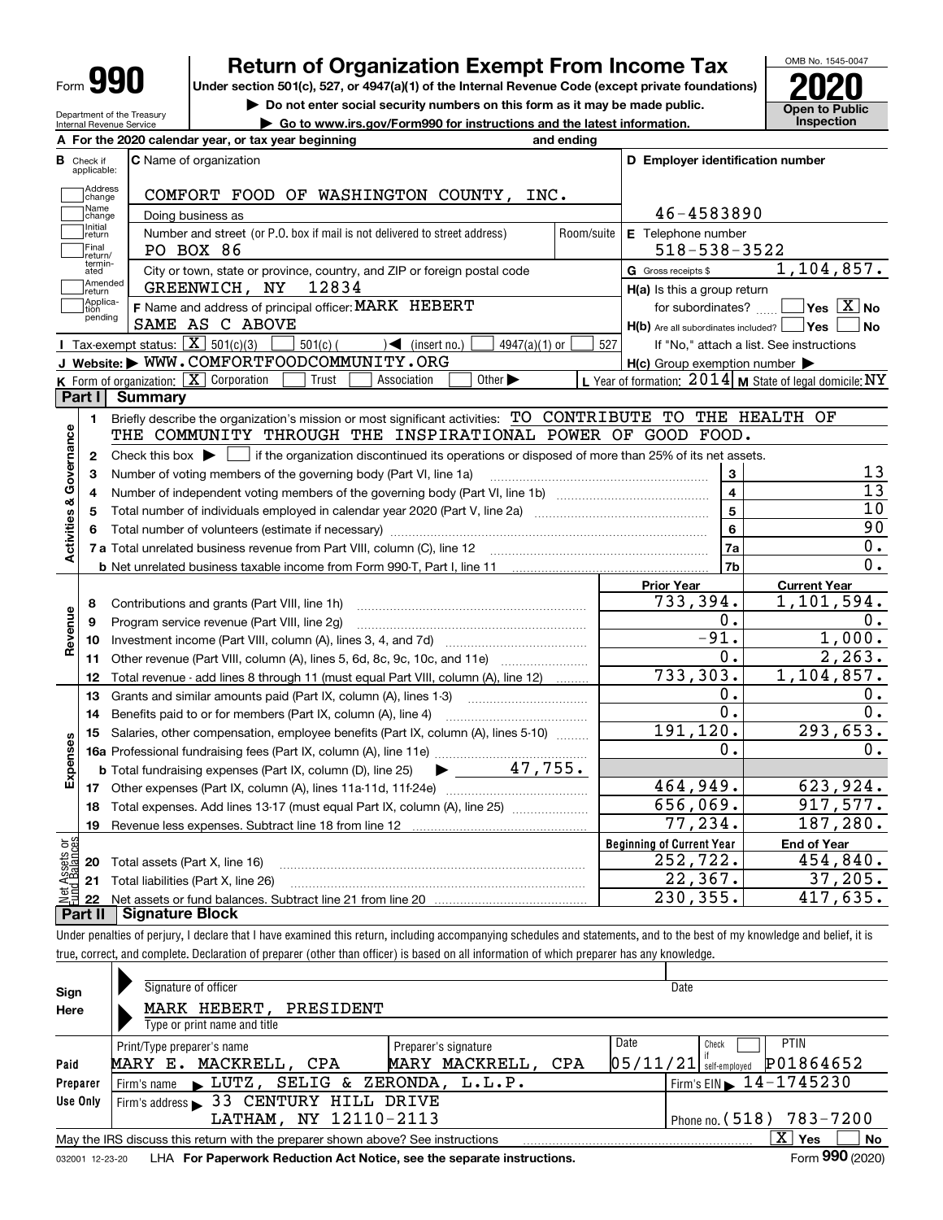# Form 990 — Return of Organization Exempt From Income Tax (2020)

Under section 501(c), 527, or 4947(a)(1) of the Internal Revenue Code (except private foundations)

▶ Do not enter social security numbers on this form as it may be made public.

▶ Go to www.irs.gov/Form990 for instructions and the latest information.

OMB No. 1545-0047 | **2020** | Open to Public Inspection

Department of the Treasury, Internal Revenue Service

**A** For the 2020 calendar year, or tax year beginning ______ and ending ______

**B** Check if applicable: Address change, Name change, Initial return, Final return/terminated, Amended return, Application pending

**C** Name of organization: COMFORT FOOD OF WASHINGTON COUNTY, INC.

Doing business as

Number and street (or P.O. box if mail is not delivered to street address): PO BOX 86 | Room/suite

City or town, state or province, country, and ZIP or foreign postal code: GREENWICH, NY 12834

**D** Employer identification number: 46-4583890

**E** Telephone number: 518-538-3522

**G** Gross receipts $ 1,104,857.

**F** Name and address of principal officer: MARK HEBERT, SAME AS C ABOVE

**H(a)** Is this a group return for subordinates? Yes [ ] No [X]

**H(b)** Are all subordinates included? Yes [ ] No [ ]
If "No," attach a list. See instructions

**H(c)** Group exemption number ▶

**I** Tax-exempt status: [X] 501(c)(3) [ ] 501(c) ( ) ◀ (insert no.) [ ] 4947(a)(1) or [ ] 527

**J** Website: ▶ WWW.COMFORTFOODCOMMUNITY.ORG

**K** Form of organization: [X] Corporation [ ] Trust [ ] Association [ ] Other ▶

**L** Year of formation: 2014 **M** State of legal domicile: NY

## Part I Summary

**Activities & Governance**

1. Briefly describe the organization's mission or most significant activities: TO CONTRIBUTE TO THE HEALTH OF THE COMMUNITY THROUGH THE INSPIRATIONAL POWER OF GOOD FOOD.
2. Check this box ▶ [ ] if the organization discontinued its operations or disposed of more than 25% of its net assets.

| Line | Description | | Value |
|---|---|---|---|
| 3 | Number of voting members of the governing body (Part VI, line 1a) | 3 | 13 |
| 4 | Number of independent voting members of the governing body (Part VI, line 1b) | 4 | 13 |
| 5 | Total number of individuals employed in calendar year 2020 (Part V, line 2a) | 5 | 10 |
| 6 | Total number of volunteers (estimate if necessary) | 6 | 90 |
| 7a | Total unrelated business revenue from Part VIII, column (C), line 12 | 7a | 0. |
| 7b | Net unrelated business taxable income from Form 990-T, Part I, line 11 | 7b | 0. |

| Line | Description | Prior Year | Current Year |
|---|---|---|---|
| | **Revenue** | | |
| 8 | Contributions and grants (Part VIII, line 1h) | 733,394. | 1,101,594. |
| 9 | Program service revenue (Part VIII, line 2g) | 0. | 0. |
| 10 | Investment income (Part VIII, column (A), lines 3, 4, and 7d) | -91. | 1,000. |
| 11 | Other revenue (Part VIII, column (A), lines 5, 6d, 8c, 9c, 10c, and 11e) | 0. | 2,263. |
| 12 | Total revenue - add lines 8 through 11 (must equal Part VIII, column (A), line 12) | 733,303. | 1,104,857. |
| | **Expenses** | | |
| 13 | Grants and similar amounts paid (Part IX, column (A), lines 1-3) | 0. | 0. |
| 14 | Benefits paid to or for members (Part IX, column (A), line 4) | 0. | 0. |
| 15 | Salaries, other compensation, employee benefits (Part IX, column (A), lines 5-10) | 191,120. | 293,653. |
| 16a | Professional fundraising fees (Part IX, column (A), line 11e) | 0. | 0. |
| b | Total fundraising expenses (Part IX, column (D), line 25) ▶ 47,755. | | |
| 17 | Other expenses (Part IX, column (A), lines 11a-11d, 11f-24e) | 464,949. | 623,924. |
| 18 | Total expenses. Add lines 13-17 (must equal Part IX, column (A), line 25) | 656,069. | 917,577. |
| 19 | Revenue less expenses. Subtract line 18 from line 12 | 77,234. | 187,280. |
| | **Net Assets or Fund Balances** | **Beginning of Current Year** | **End of Year** |
| 20 | Total assets (Part X, line 16) | 252,722. | 454,840. |
| 21 | Total liabilities (Part X, line 26) | 22,367. | 37,205. |
| 22 | Net assets or fund balances. Subtract line 21 from line 20 | 230,355. | 417,635. |

## Part II Signature Block

Under penalties of perjury, I declare that I have examined this return, including accompanying schedules and statements, and to the best of my knowledge and belief, it is true, correct, and complete. Declaration of preparer (other than officer) is based on all information of which preparer has any knowledge.

**Sign Here**

Signature of officer ______ Date ______

MARK HEBERT, PRESIDENT
Type or print name and title

**Paid Preparer Use Only**

| Print/Type preparer's name | Preparer's signature | Date | Check if self-employed | PTIN |
|---|---|---|---|---|
| MARY E. MACKRELL, CPA | MARY MACKRELL, CPA | 05/11/21 | [ ] | P01864652 |

Firm's name ▶ LUTZ, SELIG & ZERONDA, L.L.P. | Firm's EIN ▶ 14-1745230

Firm's address ▶ 33 CENTURY HILL DRIVE, LATHAM, NY 12110-2113 | Phone no. (518) 783-7200

May the IRS discuss this return with the preparer shown above? See instructions [X] Yes [ ] No

032001 12-23-20 LHA For Paperwork Reduction Act Notice, see the separate instructions. Form **990** (2020)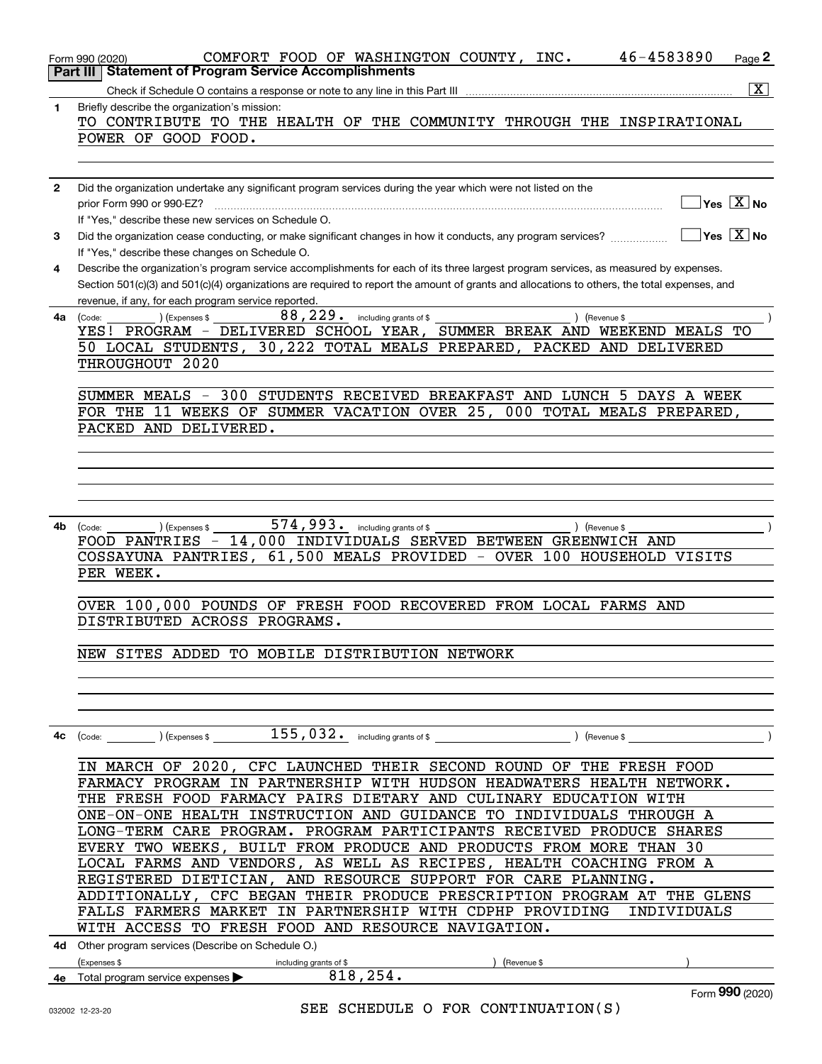Form 990 (2020) COMFORT FOOD OF WASHINGTON COUNTY, INC. 46-4583890 Page **2**

## Part III | Statement of Program Service Accomplishments

Check if Schedule O contains a response or note to any line in this Part III .......... [X]

**1** Briefly describe the organization's mission:

TO CONTRIBUTE TO THE HEALTH OF THE COMMUNITY THROUGH THE INSPIRATIONAL POWER OF GOOD FOOD.

**2** Did the organization undertake any significant program services during the year which were not listed on the prior Form 990 or 990-EZ? .......... [ ] Yes [X] No

If "Yes," describe these new services on Schedule O.

**3** Did the organization cease conducting, or make significant changes in how it conducts, any program services? .......... [ ] Yes [X] No

If "Yes," describe these changes on Schedule O.

**4** Describe the organization's program service accomplishments for each of its three largest program services, as measured by expenses. Section 501(c)(3) and 501(c)(4) organizations are required to report the amount of grants and allocations to others, the total expenses, and revenue, if any, for each program service reported.

**4a** (Code: ) (Expenses $ 88,229. including grants of $ ) (Revenue $ )

YES! PROGRAM - DELIVERED SCHOOL YEAR, SUMMER BREAK AND WEEKEND MEALS TO 50 LOCAL STUDENTS, 30,222 TOTAL MEALS PREPARED, PACKED AND DELIVERED THROUGHOUT 2020

SUMMER MEALS - 300 STUDENTS RECEIVED BREAKFAST AND LUNCH 5 DAYS A WEEK FOR THE 11 WEEKS OF SUMMER VACATION OVER 25, 000 TOTAL MEALS PREPARED, PACKED AND DELIVERED.

**4b** (Code: ) (Expenses $ 574,993. including grants of $ ) (Revenue $ )

FOOD PANTRIES - 14,000 INDIVIDUALS SERVED BETWEEN GREENWICH AND COSSAYUNA PANTRIES, 61,500 MEALS PROVIDED - OVER 100 HOUSEHOLD VISITS PER WEEK.

OVER 100,000 POUNDS OF FRESH FOOD RECOVERED FROM LOCAL FARMS AND DISTRIBUTED ACROSS PROGRAMS.

NEW SITES ADDED TO MOBILE DISTRIBUTION NETWORK

**4c** (Code: ) (Expenses $ 155,032. including grants of $ ) (Revenue $ )

IN MARCH OF 2020, CFC LAUNCHED THEIR SECOND ROUND OF THE FRESH FOOD FARMACY PROGRAM IN PARTNERSHIP WITH HUDSON HEADWATERS HEALTH NETWORK. THE FRESH FOOD FARMACY PAIRS DIETARY AND CULINARY EDUCATION WITH ONE-ON-ONE HEALTH INSTRUCTION AND GUIDANCE TO INDIVIDUALS THROUGH A LONG-TERM CARE PROGRAM. PROGRAM PARTICIPANTS RECEIVED PRODUCE SHARES EVERY TWO WEEKS, BUILT FROM PRODUCE AND PRODUCTS FROM MORE THAN 30 LOCAL FARMS AND VENDORS, AS WELL AS RECIPES, HEALTH COACHING FROM A REGISTERED DIETICIAN, AND RESOURCE SUPPORT FOR CARE PLANNING. ADDITIONALLY, CFC BEGAN THEIR PRODUCE PRESCRIPTION PROGRAM AT THE GLENS FALLS FARMERS MARKET IN PARTNERSHIP WITH CDPHP PROVIDING INDIVIDUALS WITH ACCESS TO FRESH FOOD AND RESOURCE NAVIGATION.

**4d** Other program services (Describe on Schedule O.)

(Expenses $ including grants of $ ) (Revenue $ )

**4e** Total program service expenses ▶ 818,254.

Form **990** (2020)

SEE SCHEDULE O FOR CONTINUATION(S)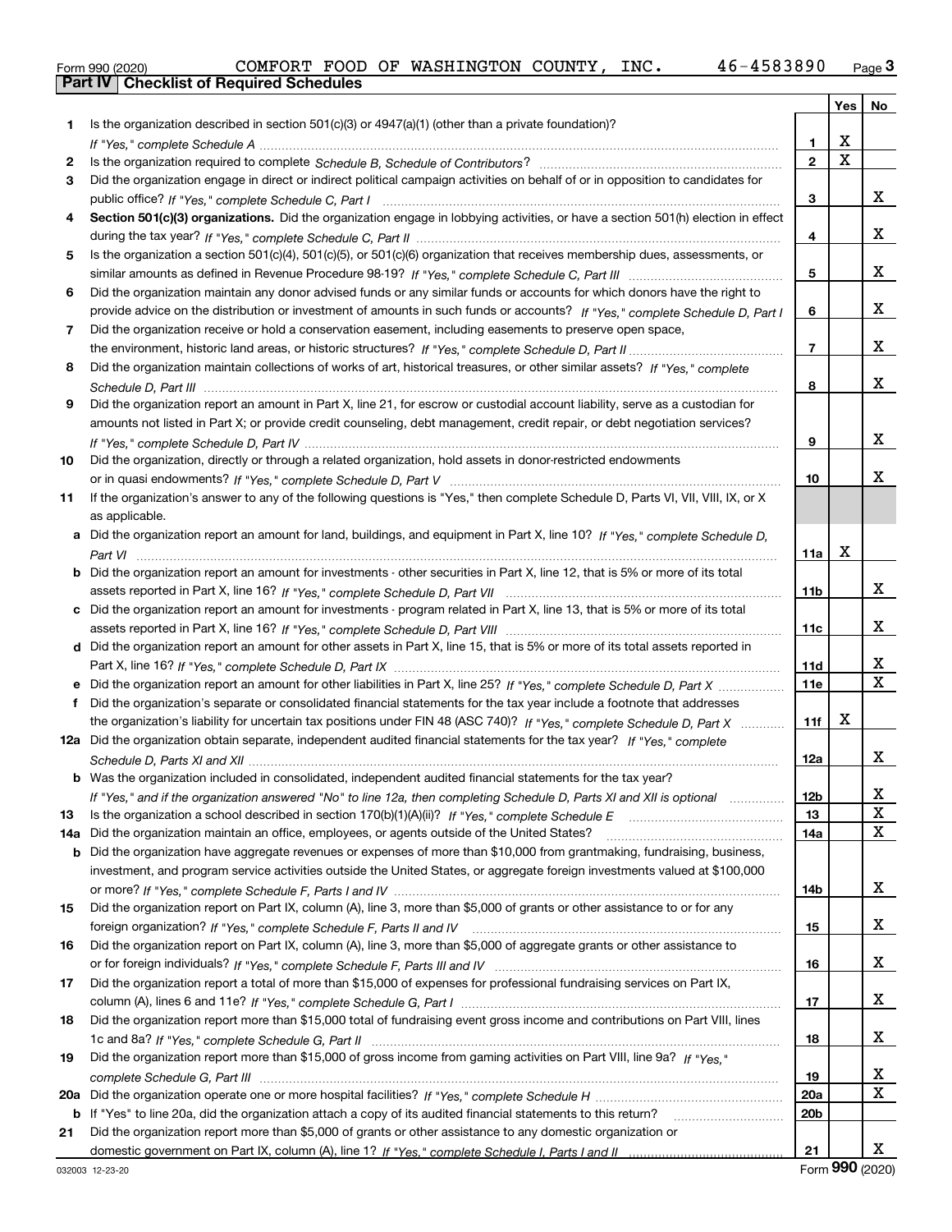Form 990 (2020) COMFORT FOOD OF WASHINGTON COUNTY, INC. 46-4583890 Page 3

## Part IV Checklist of Required Schedules

| | | | Yes | No |
|---|---|---|---|---|
| 1 | Is the organization described in section 501(c)(3) or 4947(a)(1) (other than a private foundation)? *If "Yes," complete Schedule A* | 1 | X | |
| 2 | Is the organization required to complete *Schedule B, Schedule of Contributors*? | 2 | X | |
| 3 | Did the organization engage in direct or indirect political campaign activities on behalf of or in opposition to candidates for public office? *If "Yes," complete Schedule C, Part I* | 3 | | X |
| 4 | **Section 501(c)(3) organizations.** Did the organization engage in lobbying activities, or have a section 501(h) election in effect during the tax year? *If "Yes," complete Schedule C, Part II* | 4 | | X |
| 5 | Is the organization a section 501(c)(4), 501(c)(5), or 501(c)(6) organization that receives membership dues, assessments, or similar amounts as defined in Revenue Procedure 98-19? *If "Yes," complete Schedule C, Part III* | 5 | | X |
| 6 | Did the organization maintain any donor advised funds or any similar funds or accounts for which donors have the right to provide advice on the distribution or investment of amounts in such funds or accounts? *If "Yes," complete Schedule D, Part I* | 6 | | X |
| 7 | Did the organization receive or hold a conservation easement, including easements to preserve open space, the environment, historic land areas, or historic structures? *If "Yes," complete Schedule D, Part II* | 7 | | X |
| 8 | Did the organization maintain collections of works of art, historical treasures, or other similar assets? *If "Yes," complete Schedule D, Part III* | 8 | | X |
| 9 | Did the organization report an amount in Part X, line 21, for escrow or custodial account liability, serve as a custodian for amounts not listed in Part X; or provide credit counseling, debt management, credit repair, or debt negotiation services? *If "Yes," complete Schedule D, Part IV* | 9 | | X |
| 10 | Did the organization, directly or through a related organization, hold assets in donor-restricted endowments or in quasi endowments? *If "Yes," complete Schedule D, Part V* | 10 | | X |
| 11 | If the organization's answer to any of the following questions is "Yes," then complete Schedule D, Parts VI, VII, VIII, IX, or X as applicable. | | | |
| a | Did the organization report an amount for land, buildings, and equipment in Part X, line 10? *If "Yes," complete Schedule D, Part VI* | 11a | X | |
| b | Did the organization report an amount for investments - other securities in Part X, line 12, that is 5% or more of its total assets reported in Part X, line 16? *If "Yes," complete Schedule D, Part VII* | 11b | | X |
| c | Did the organization report an amount for investments - program related in Part X, line 13, that is 5% or more of its total assets reported in Part X, line 16? *If "Yes," complete Schedule D, Part VIII* | 11c | | X |
| d | Did the organization report an amount for other assets in Part X, line 15, that is 5% or more of its total assets reported in Part X, line 16? *If "Yes," complete Schedule D, Part IX* | 11d | | X |
| e | Did the organization report an amount for other liabilities in Part X, line 25? *If "Yes," complete Schedule D, Part X* | 11e | | X |
| f | Did the organization's separate or consolidated financial statements for the tax year include a footnote that addresses the organization's liability for uncertain tax positions under FIN 48 (ASC 740)? *If "Yes," complete Schedule D, Part X* | 11f | X | |
| 12a | Did the organization obtain separate, independent audited financial statements for the tax year? *If "Yes," complete Schedule D, Parts XI and XII* | 12a | | X |
| b | Was the organization included in consolidated, independent audited financial statements for the tax year? *If "Yes," and if the organization answered "No" to line 12a, then completing Schedule D, Parts XI and XII is optional* | 12b | | X |
| 13 | Is the organization a school described in section 170(b)(1)(A)(ii)? *If "Yes," complete Schedule E* | 13 | | X |
| 14a | Did the organization maintain an office, employees, or agents outside of the United States? | 14a | | X |
| b | Did the organization have aggregate revenues or expenses of more than $10,000 from grantmaking, fundraising, business, investment, and program service activities outside the United States, or aggregate foreign investments valued at $100,000 or more? *If "Yes," complete Schedule F, Parts I and IV* | 14b | | X |
| 15 | Did the organization report on Part IX, column (A), line 3, more than $5,000 of grants or other assistance to or for any foreign organization? *If "Yes," complete Schedule F, Parts II and IV* | 15 | | X |
| 16 | Did the organization report on Part IX, column (A), line 3, more than $5,000 of aggregate grants or other assistance to or for foreign individuals? *If "Yes," complete Schedule F, Parts III and IV* | 16 | | X |
| 17 | Did the organization report a total of more than $15,000 of expenses for professional fundraising services on Part IX, column (A), lines 6 and 11e? *If "Yes," complete Schedule G, Part I* | 17 | | X |
| 18 | Did the organization report more than $15,000 total of fundraising event gross income and contributions on Part VIII, lines 1c and 8a? *If "Yes," complete Schedule G, Part II* | 18 | | X |
| 19 | Did the organization report more than $15,000 of gross income from gaming activities on Part VIII, line 9a? *If "Yes," complete Schedule G, Part III* | 19 | | X |
| 20a | Did the organization operate one or more hospital facilities? *If "Yes," complete Schedule H* | 20a | | X |
| b | If "Yes" to line 20a, did the organization attach a copy of its audited financial statements to this return? | 20b | | |
| 21 | Did the organization report more than $5,000 of grants or other assistance to any domestic organization or domestic government on Part IX, column (A), line 1? *If "Yes," complete Schedule I, Parts I and II* | 21 | | X |

032003 12-23-20 Form 990 (2020)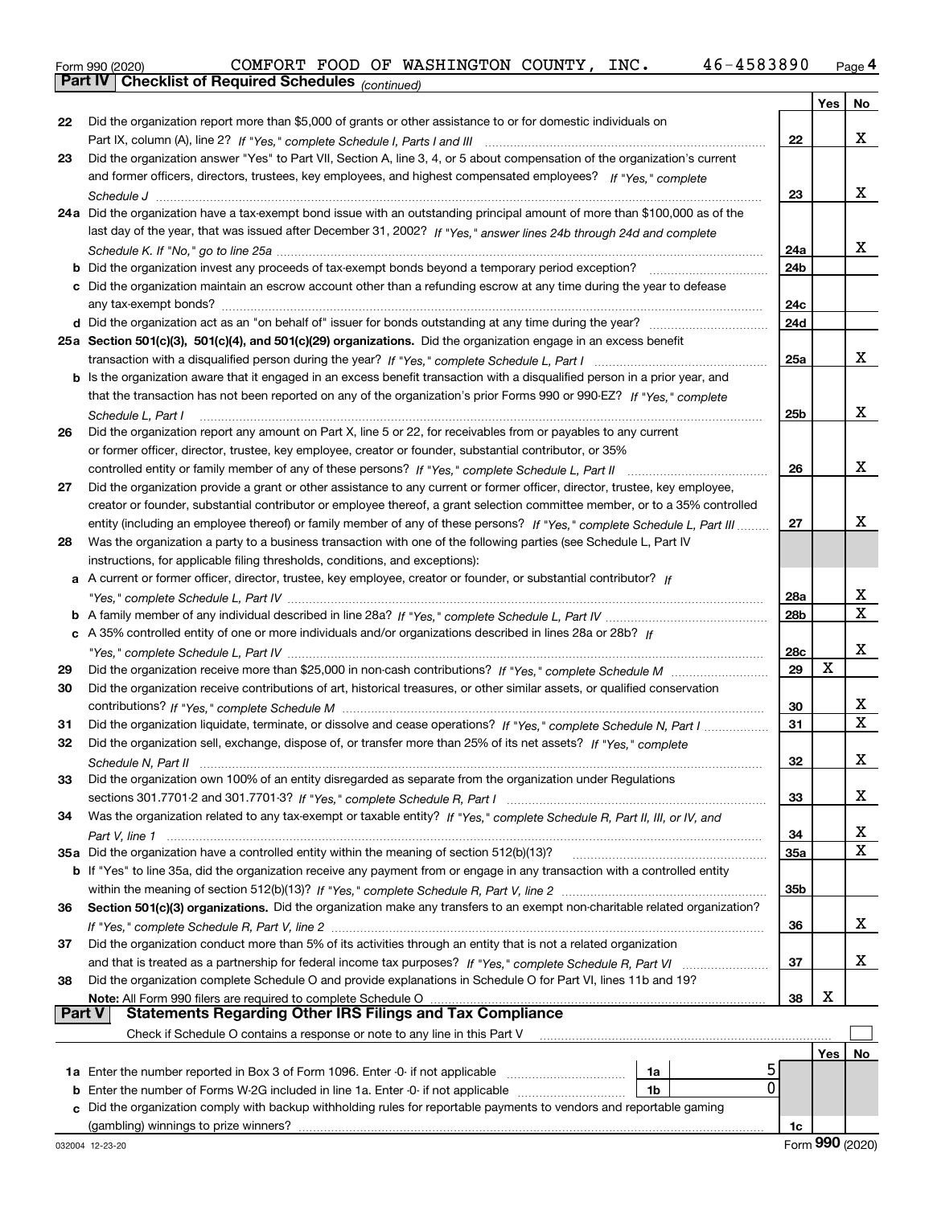Form 990 (2020) COMFORT FOOD OF WASHINGTON COUNTY, INC. 46-4583890 Page 4

**Part IV | Checklist of Required Schedules** *(continued)*

| | | | Yes | No |
|---|---|---|---|---|
| 22 | Did the organization report more than $5,000 of grants or other assistance to or for domestic individuals on Part IX, column (A), line 2? *If "Yes," complete Schedule I, Parts I and III* | 22 | | X |
| 23 | Did the organization answer "Yes" to Part VII, Section A, line 3, 4, or 5 about compensation of the organization's current and former officers, directors, trustees, key employees, and highest compensated employees? *If "Yes," complete Schedule J* | 23 | | X |
| 24a | Did the organization have a tax-exempt bond issue with an outstanding principal amount of more than $100,000 as of the last day of the year, that was issued after December 31, 2002? *If "Yes," answer lines 24b through 24d and complete Schedule K. If "No," go to line 25a* | 24a | | X |
| b | Did the organization invest any proceeds of tax-exempt bonds beyond a temporary period exception? | 24b | | |
| c | Did the organization maintain an escrow account other than a refunding escrow at any time during the year to defease any tax-exempt bonds? | 24c | | |
| d | Did the organization act as an "on behalf of" issuer for bonds outstanding at any time during the year? | 24d | | |
| 25a | **Section 501(c)(3), 501(c)(4), and 501(c)(29) organizations.** Did the organization engage in an excess benefit transaction with a disqualified person during the year? *If "Yes," complete Schedule L, Part I* | 25a | | X |
| b | Is the organization aware that it engaged in an excess benefit transaction with a disqualified person in a prior year, and that the transaction has not been reported on any of the organization's prior Forms 990 or 990-EZ? *If "Yes," complete Schedule L, Part I* | 25b | | X |
| 26 | Did the organization report any amount on Part X, line 5 or 22, for receivables from or payables to any current or former officer, director, trustee, key employee, creator or founder, substantial contributor, or 35% controlled entity or family member of any of these persons? *If "Yes," complete Schedule L, Part II* | 26 | | X |
| 27 | Did the organization provide a grant or other assistance to any current or former officer, director, trustee, key employee, creator or founder, substantial contributor or employee thereof, a grant selection committee member, or to a 35% controlled entity (including an employee thereof) or family member of any of these persons? *If "Yes," complete Schedule L, Part III* | 27 | | X |
| 28 | Was the organization a party to a business transaction with one of the following parties (see Schedule L, Part IV instructions, for applicable filing thresholds, conditions, and exceptions): | | | |
| a | A current or former officer, director, trustee, key employee, creator or founder, or substantial contributor? *If "Yes," complete Schedule L, Part IV* | 28a | | X |
| b | A family member of any individual described in line 28a? *If "Yes," complete Schedule L, Part IV* | 28b | | X |
| c | A 35% controlled entity of one or more individuals and/or organizations described in lines 28a or 28b? *If "Yes," complete Schedule L, Part IV* | 28c | | X |
| 29 | Did the organization receive more than $25,000 in non-cash contributions? *If "Yes," complete Schedule M* | 29 | X | |
| 30 | Did the organization receive contributions of art, historical treasures, or other similar assets, or qualified conservation contributions? *If "Yes," complete Schedule M* | 30 | | X |
| 31 | Did the organization liquidate, terminate, or dissolve and cease operations? *If "Yes," complete Schedule N, Part I* | 31 | | X |
| 32 | Did the organization sell, exchange, dispose of, or transfer more than 25% of its net assets? *If "Yes," complete Schedule N, Part II* | 32 | | X |
| 33 | Did the organization own 100% of an entity disregarded as separate from the organization under Regulations sections 301.7701-2 and 301.7701-3? *If "Yes," complete Schedule R, Part I* | 33 | | X |
| 34 | Was the organization related to any tax-exempt or taxable entity? *If "Yes," complete Schedule R, Part II, III, or IV, and Part V, line 1* | 34 | | X |
| 35a | Did the organization have a controlled entity within the meaning of section 512(b)(13)? | 35a | | X |
| b | If "Yes" to line 35a, did the organization receive any payment from or engage in any transaction with a controlled entity within the meaning of section 512(b)(13)? *If "Yes," complete Schedule R, Part V, line 2* | 35b | | |
| 36 | **Section 501(c)(3) organizations.** Did the organization make any transfers to an exempt non-charitable related organization? *If "Yes," complete Schedule R, Part V, line 2* | 36 | | X |
| 37 | Did the organization conduct more than 5% of its activities through an entity that is not a related organization and that is treated as a partnership for federal income tax purposes? *If "Yes," complete Schedule R, Part VI* | 37 | | X |
| 38 | Did the organization complete Schedule O and provide explanations in Schedule O for Part VI, lines 11b and 19? **Note:** All Form 990 filers are required to complete Schedule O | 38 | X | |

**Part V | Statements Regarding Other IRS Filings and Tax Compliance**

Check if Schedule O contains a response or note to any line in this Part V ☐

| | | | | | Yes | No |
|---|---|---|---|---|---|---|
| 1a | Enter the number reported in Box 3 of Form 1096. Enter -0- if not applicable | 1a | 5 | | | |
| b | Enter the number of Forms W-2G included in line 1a. Enter -0- if not applicable | 1b | 0 | | | |
| c | Did the organization comply with backup withholding rules for reportable payments to vendors and reportable gaming (gambling) winnings to prize winners? | | | 1c | | |

032004 12-23-20 Form **990** (2020)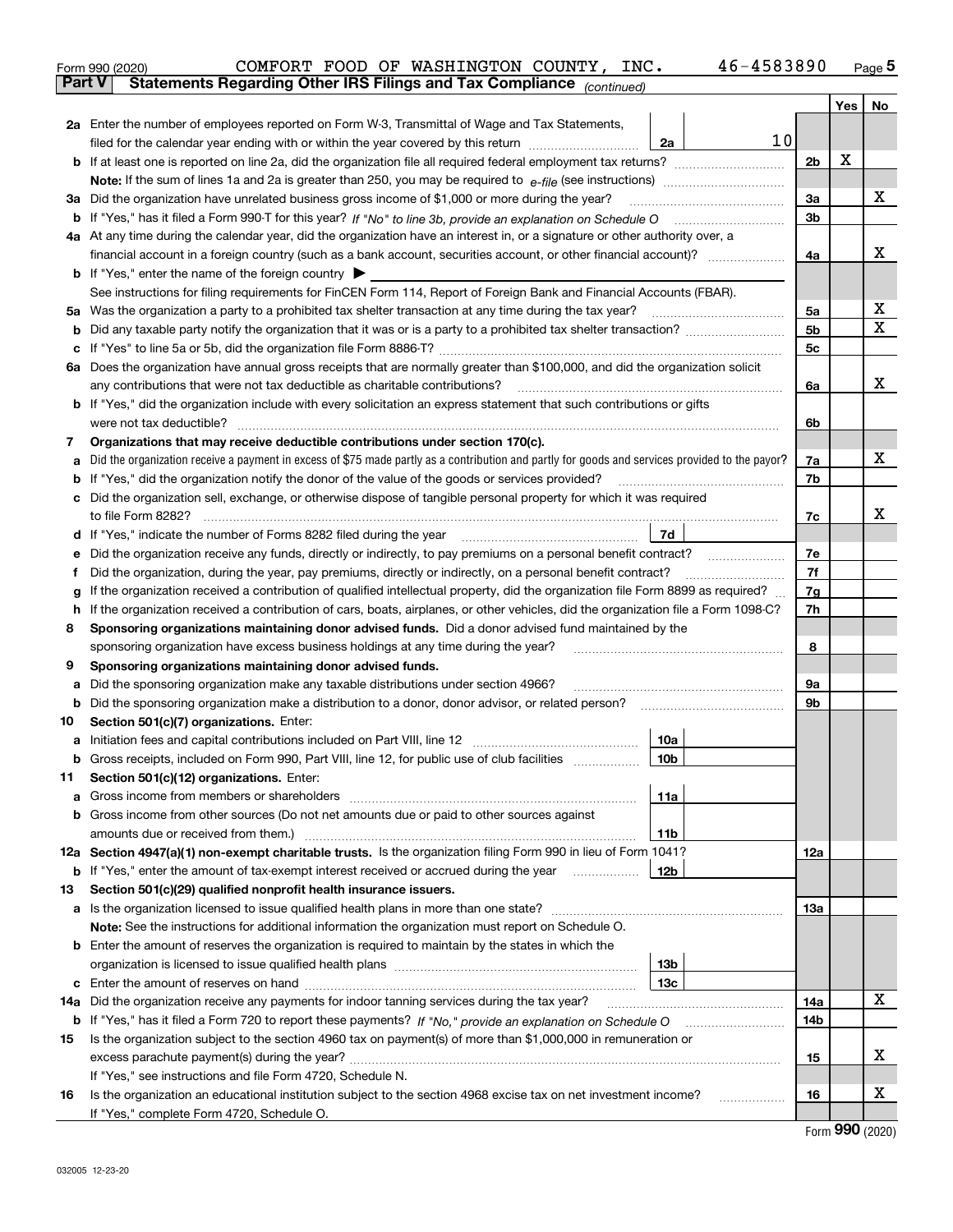Form 990 (2020) COMFORT FOOD OF WASHINGTON COUNTY, INC. 46-4583890

## Part V Statements Regarding Other IRS Filings and Tax Compliance *(continued)*

| | | | | | Yes | No |
|---|---|---|---|---|---|---|
| **2a** | Enter the number of employees reported on Form W-3, Transmittal of Wage and Tax Statements, filed for the calendar year ending with or within the year covered by this return | 2a | 10 | | | |
| **b** | If at least one is reported on line 2a, did the organization file all required federal employment tax returns? | | | 2b | X | |
| | **Note:** If the sum of lines 1a and 2a is greater than 250, you may be required to *e-file* (see instructions) | | | | | |
| **3a** | Did the organization have unrelated business gross income of $1,000 or more during the year? | | | 3a | | X |
| **b** | If "Yes," has it filed a Form 990-T for this year? *If "No" to line 3b, provide an explanation on Schedule O* | | | 3b | | |
| **4a** | At any time during the calendar year, did the organization have an interest in, or a signature or other authority over, a financial account in a foreign country (such as a bank account, securities account, or other financial account)? | | | 4a | | X |
| **b** | If "Yes," enter the name of the foreign country ▶ | | | | | |
| | See instructions for filing requirements for FinCEN Form 114, Report of Foreign Bank and Financial Accounts (FBAR). | | | | | |
| **5a** | Was the organization a party to a prohibited tax shelter transaction at any time during the tax year? | | | 5a | | X |
| **b** | Did any taxable party notify the organization that it was or is a party to a prohibited tax shelter transaction? | | | 5b | | X |
| **c** | If "Yes" to line 5a or 5b, did the organization file Form 8886-T? | | | 5c | | |
| **6a** | Does the organization have annual gross receipts that are normally greater than $100,000, and did the organization solicit any contributions that were not tax deductible as charitable contributions? | | | 6a | | X |
| **b** | If "Yes," did the organization include with every solicitation an express statement that such contributions or gifts were not tax deductible? | | | 6b | | |
| **7** | **Organizations that may receive deductible contributions under section 170(c).** | | | | | |
| **a** | Did the organization receive a payment in excess of $75 made partly as a contribution and partly for goods and services provided to the payor? | | | 7a | | X |
| **b** | If "Yes," did the organization notify the donor of the value of the goods or services provided? | | | 7b | | |
| **c** | Did the organization sell, exchange, or otherwise dispose of tangible personal property for which it was required to file Form 8282? | | | 7c | | X |
| **d** | If "Yes," indicate the number of Forms 8282 filed during the year | 7d | | | | |
| **e** | Did the organization receive any funds, directly or indirectly, to pay premiums on a personal benefit contract? | | | 7e | | |
| **f** | Did the organization, during the year, pay premiums, directly or indirectly, on a personal benefit contract? | | | 7f | | |
| **g** | If the organization received a contribution of qualified intellectual property, did the organization file Form 8899 as required? | | | 7g | | |
| **h** | If the organization received a contribution of cars, boats, airplanes, or other vehicles, did the organization file a Form 1098-C? | | | 7h | | |
| **8** | **Sponsoring organizations maintaining donor advised funds.** Did a donor advised fund maintained by the sponsoring organization have excess business holdings at any time during the year? | | | 8 | | |
| **9** | **Sponsoring organizations maintaining donor advised funds.** | | | | | |
| **a** | Did the sponsoring organization make any taxable distributions under section 4966? | | | 9a | | |
| **b** | Did the sponsoring organization make a distribution to a donor, donor advisor, or related person? | | | 9b | | |
| **10** | **Section 501(c)(7) organizations.** Enter: | | | | | |
| **a** | Initiation fees and capital contributions included on Part VIII, line 12 | 10a | | | | |
| **b** | Gross receipts, included on Form 990, Part VIII, line 12, for public use of club facilities | 10b | | | | |
| **11** | **Section 501(c)(12) organizations.** Enter: | | | | | |
| **a** | Gross income from members or shareholders | 11a | | | | |
| **b** | Gross income from other sources (Do not net amounts due or paid to other sources against amounts due or received from them.) | 11b | | | | |
| **12a** | **Section 4947(a)(1) non-exempt charitable trusts.** Is the organization filing Form 990 in lieu of Form 1041? | | | 12a | | |
| **b** | If "Yes," enter the amount of tax-exempt interest received or accrued during the year | 12b | | | | |
| **13** | **Section 501(c)(29) qualified nonprofit health insurance issuers.** | | | | | |
| **a** | Is the organization licensed to issue qualified health plans in more than one state? | | | 13a | | |
| | **Note:** See the instructions for additional information the organization must report on Schedule O. | | | | | |
| **b** | Enter the amount of reserves the organization is required to maintain by the states in which the organization is licensed to issue qualified health plans | 13b | | | | |
| **c** | Enter the amount of reserves on hand | 13c | | | | |
| **14a** | Did the organization receive any payments for indoor tanning services during the tax year? | | | 14a | | X |
| **b** | If "Yes," has it filed a Form 720 to report these payments? *If "No," provide an explanation on Schedule O* | | | 14b | | |
| **15** | Is the organization subject to the section 4960 tax on payment(s) of more than $1,000,000 in remuneration or excess parachute payment(s) during the year? | | | 15 | | X |
| | If "Yes," see instructions and file Form 4720, Schedule N. | | | | | |
| **16** | Is the organization an educational institution subject to the section 4968 excise tax on net investment income? | | | 16 | | X |
| | If "Yes," complete Form 4720, Schedule O. | | | | | |

Form **990** (2020)

032005 12-23-20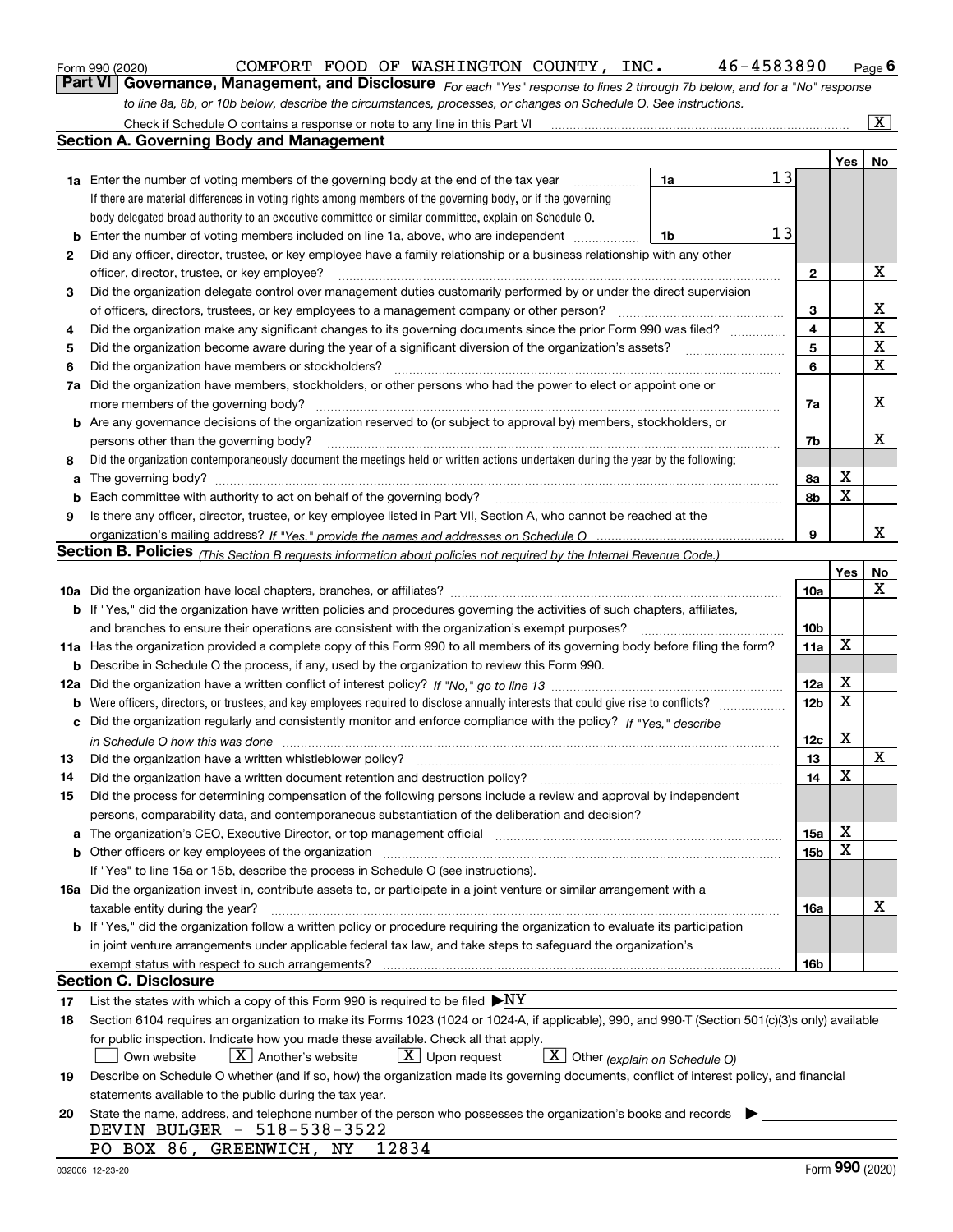Form 990 (2020) COMFORT FOOD OF WASHINGTON COUNTY, INC. 46-4583890 Page 6

## Part VI Governance, Management, and Disclosure

*For each "Yes" response to lines 2 through 7b below, and for a "No" response to line 8a, 8b, or 10b below, describe the circumstances, processes, or changes on Schedule O. See instructions.*

Check if Schedule O contains a response or note to any line in this Part VI [X]

### Section A. Governing Body and Management

| | | | | Yes | No |
|---|---|---|---|---|---|
| **1a** | Enter the number of voting members of the governing body at the end of the tax year. If there are material differences in voting rights among members of the governing body, or if the governing body delegated broad authority to an executive committee or similar committee, explain on Schedule O. | 1a | 13 | | |
| **b** | Enter the number of voting members included on line 1a, above, who are independent | 1b | 13 | | |
| **2** | Did any officer, director, trustee, or key employee have a family relationship or a business relationship with any other officer, director, trustee, or key employee? | 2 | | | X |
| **3** | Did the organization delegate control over management duties customarily performed by or under the direct supervision of officers, directors, trustees, or key employees to a management company or other person? | 3 | | | X |
| **4** | Did the organization make any significant changes to its governing documents since the prior Form 990 was filed? | 4 | | | X |
| **5** | Did the organization become aware during the year of a significant diversion of the organization's assets? | 5 | | | X |
| **6** | Did the organization have members or stockholders? | 6 | | | X |
| **7a** | Did the organization have members, stockholders, or other persons who had the power to elect or appoint one or more members of the governing body? | 7a | | | X |
| **b** | Are any governance decisions of the organization reserved to (or subject to approval by) members, stockholders, or persons other than the governing body? | 7b | | | X |
| **8** | Did the organization contemporaneously document the meetings held or written actions undertaken during the year by the following: | | | | |
| **a** | The governing body? | 8a | | X | |
| **b** | Each committee with authority to act on behalf of the governing body? | 8b | | X | |
| **9** | Is there any officer, director, trustee, or key employee listed in Part VII, Section A, who cannot be reached at the organization's mailing address? *If "Yes," provide the names and addresses on Schedule O* | 9 | | | X |

### Section B. Policies *(This Section B requests information about policies not required by the Internal Revenue Code.)*

| | | | Yes | No |
|---|---|---|---|---|
| **10a** | Did the organization have local chapters, branches, or affiliates? | 10a | | X |
| **b** | If "Yes," did the organization have written policies and procedures governing the activities of such chapters, affiliates, and branches to ensure their operations are consistent with the organization's exempt purposes? | 10b | | |
| **11a** | Has the organization provided a complete copy of this Form 990 to all members of its governing body before filing the form? | 11a | X | |
| **b** | Describe in Schedule O the process, if any, used by the organization to review this Form 990. | | | |
| **12a** | Did the organization have a written conflict of interest policy? *If "No," go to line 13* | 12a | X | |
| **b** | Were officers, directors, or trustees, and key employees required to disclose annually interests that could give rise to conflicts? | 12b | X | |
| **c** | Did the organization regularly and consistently monitor and enforce compliance with the policy? *If "Yes," describe in Schedule O how this was done* | 12c | X | |
| **13** | Did the organization have a written whistleblower policy? | 13 | | X |
| **14** | Did the organization have a written document retention and destruction policy? | 14 | X | |
| **15** | Did the process for determining compensation of the following persons include a review and approval by independent persons, comparability data, and contemporaneous substantiation of the deliberation and decision? | | | |
| **a** | The organization's CEO, Executive Director, or top management official | 15a | X | |
| **b** | Other officers or key employees of the organization | 15b | X | |
| | If "Yes" to line 15a or 15b, describe the process in Schedule O (see instructions). | | | |
| **16a** | Did the organization invest in, contribute assets to, or participate in a joint venture or similar arrangement with a taxable entity during the year? | 16a | | X |
| **b** | If "Yes," did the organization follow a written policy or procedure requiring the organization to evaluate its participation in joint venture arrangements under applicable federal tax law, and take steps to safeguard the organization's exempt status with respect to such arrangements? | 16b | | |

### Section C. Disclosure

**17** List the states with which a copy of this Form 990 is required to be filed ▶NY

**18** Section 6104 requires an organization to make its Forms 1023 (1024 or 1024-A, if applicable), 990, and 990-T (Section 501(c)(3)s only) available for public inspection. Indicate how you made these available. Check all that apply.

[ ] Own website [X] Another's website [X] Upon request [X] Other *(explain on Schedule O)*

**19** Describe on Schedule O whether (and if so, how) the organization made its governing documents, conflict of interest policy, and financial statements available to the public during the tax year.

**20** State the name, address, and telephone number of the person who possesses the organization's books and records ▶

DEVIN BULGER - 518-538-3522
PO BOX 86, GREENWICH, NY 12834

032006 12-23-20 Form **990** (2020)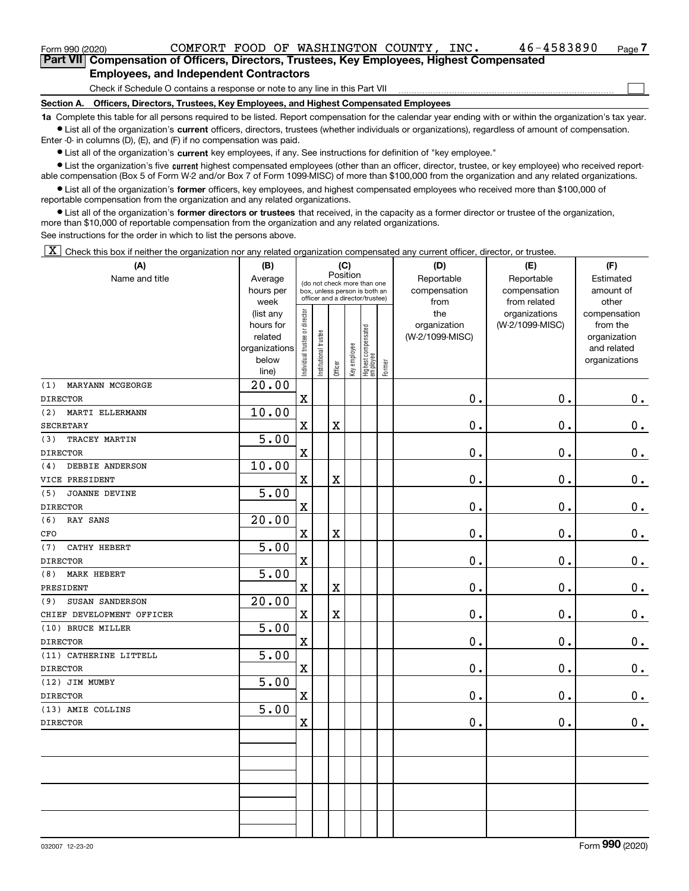Form 990 (2020) COMFORT FOOD OF WASHINGTON COUNTY, INC. 46-4583890 Page 7

## Part VII Compensation of Officers, Directors, Trustees, Key Employees, Highest Compensated Employees, and Independent Contractors

Check if Schedule O contains a response or note to any line in this Part VII ☐

### Section A. Officers, Directors, Trustees, Key Employees, and Highest Compensated Employees

**1a** Complete this table for all persons required to be listed. Report compensation for the calendar year ending with or within the organization's tax year.

- List all of the organization's **current** officers, directors, trustees (whether individuals or organizations), regardless of amount of compensation. Enter -0- in columns (D), (E), and (F) if no compensation was paid.
- List all of the organization's **current** key employees, if any. See instructions for definition of "key employee."
- List the organization's five **current** highest compensated employees (other than an officer, director, trustee, or key employee) who received reportable compensation (Box 5 of Form W-2 and/or Box 7 of Form 1099-MISC) of more than $100,000 from the organization and any related organizations.
- List all of the organization's **former** officers, key employees, and highest compensated employees who received more than $100,000 of reportable compensation from the organization and any related organizations.
- List all of the organization's **former directors or trustees** that received, in the capacity as a former director or trustee of the organization, more than $10,000 of reportable compensation from the organization and any related organizations.

See instructions for the order in which to list the persons above.

☒ Check this box if neither the organization nor any related organization compensated any current officer, director, or trustee.

| (A) Name and title | (B) Average hours per week (list any hours for related organizations below line) | (C) Position: Individual trustee or director | Institutional trustee | Officer | Key employee | Highest compensated employee | Former | (D) Reportable compensation from the organization (W-2/1099-MISC) | (E) Reportable compensation from related organizations (W-2/1099-MISC) | (F) Estimated amount of other compensation from the organization and related organizations |
|---|---|---|---|---|---|---|---|---|---|---|
| (1) MARYANN MCGEORGE<br>DIRECTOR | 20.00 | X | | | | | | 0. | 0. | 0. |
| (2) MARTI ELLERMANN<br>SECRETARY | 10.00 | X | | X | | | | 0. | 0. | 0. |
| (3) TRACEY MARTIN<br>DIRECTOR | 5.00 | X | | | | | | 0. | 0. | 0. |
| (4) DEBBIE ANDERSON<br>VICE PRESIDENT | 10.00 | X | | X | | | | 0. | 0. | 0. |
| (5) JOANNE DEVINE<br>DIRECTOR | 5.00 | X | | | | | | 0. | 0. | 0. |
| (6) RAY SANS<br>CFO | 20.00 | X | | X | | | | 0. | 0. | 0. |
| (7) CATHY HEBERT<br>DIRECTOR | 5.00 | X | | | | | | 0. | 0. | 0. |
| (8) MARK HEBERT<br>PRESIDENT | 5.00 | X | | X | | | | 0. | 0. | 0. |
| (9) SUSAN SANDERSON<br>CHIEF DEVELOPMENT OFFICER | 20.00 | X | | X | | | | 0. | 0. | 0. |
| (10) BRUCE MILLER<br>DIRECTOR | 5.00 | X | | | | | | 0. | 0. | 0. |
| (11) CATHERINE LITTELL<br>DIRECTOR | 5.00 | X | | | | | | 0. | 0. | 0. |
| (12) JIM MUMBY<br>DIRECTOR | 5.00 | X | | | | | | 0. | 0. | 0. |
| (13) AMIE COLLINS<br>DIRECTOR | 5.00 | X | | | | | | 0. | 0. | 0. |

032007 12-23-20 Form 990 (2020)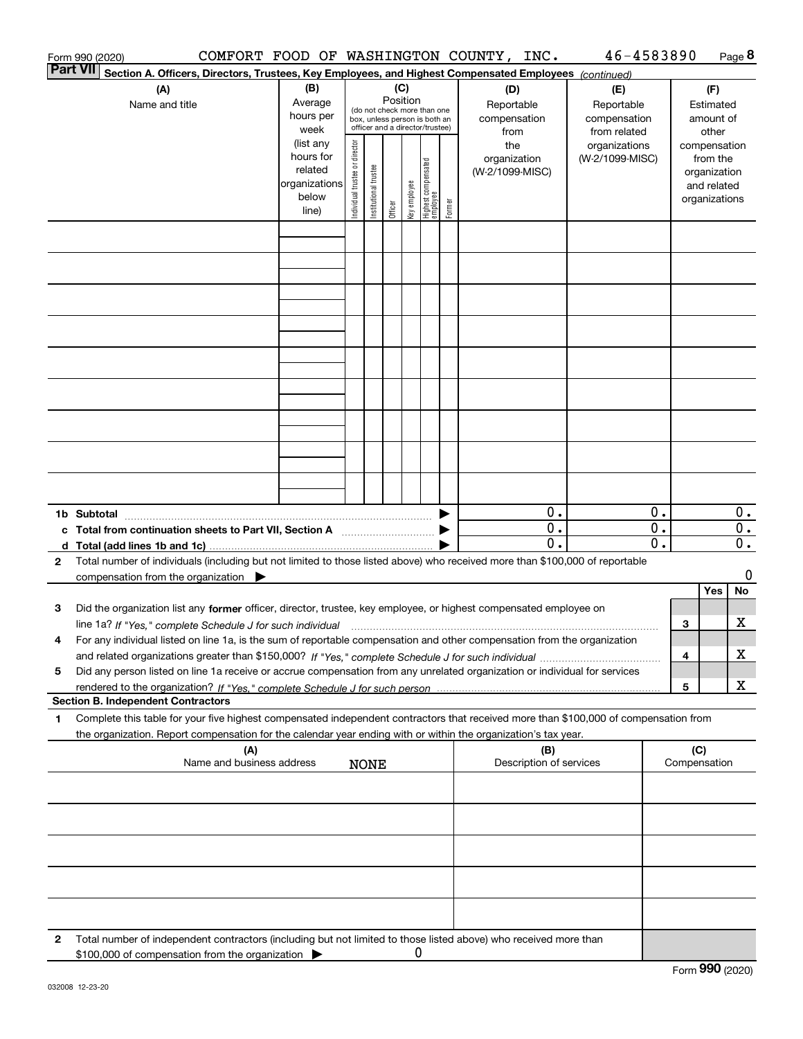Form 990 (2020) COMFORT FOOD OF WASHINGTON COUNTY, INC. 46-4583890 Page 8

**Part VII** **Section A. Officers, Directors, Trustees, Key Employees, and Highest Compensated Employees** *(continued)*

| (A) Name and title | (B) Average hours per week (list any hours for related organizations below line) | (C) Position (do not check more than one box, unless person is both an officer and a director/trustee) | | | | | | (D) Reportable compensation from the organization (W-2/1099-MISC) | (E) Reportable compensation from related organizations (W-2/1099-MISC) | (F) Estimated amount of other compensation from the organization and related organizations |
|---|---|---|---|---|---|---|---|---|---|---|
| | | Individual trustee or director | Institutional trustee | Officer | Key employee | Highest compensated employee | Former | | | |
| | | | | | | | | | | |
| | | | | | | | | | | |
| | | | | | | | | | | |
| | | | | | | | | | | |
| | | | | | | | | | | |
| | | | | | | | | | | |
| | | | | | | | | | | |
| | | | | | | | | | | |
| | | | | | | | | | | |
| **1b Subtotal** | | | | | | | | 0. | 0. | 0. |
| **c Total from continuation sheets to Part VII, Section A** | | | | | | | | 0. | 0. | 0. |
| **d Total (add lines 1b and 1c)** | | | | | | | | 0. | 0. | 0. |

**2** Total number of individuals (including but not limited to those listed above) who received more than $100,000 of reportable compensation from the organization ▶ 0

| | | | Yes | No |
|---|---|---|---|---|
| **3** | Did the organization list any **former** officer, director, trustee, key employee, or highest compensated employee on line 1a? *If "Yes," complete Schedule J for such individual* | 3 | | X |
| **4** | For any individual listed on line 1a, is the sum of reportable compensation and other compensation from the organization and related organizations greater than $150,000? *If "Yes," complete Schedule J for such individual* | 4 | | X |
| **5** | Did any person listed on line 1a receive or accrue compensation from any unrelated organization or individual for services rendered to the organization? *If "Yes," complete Schedule J for such person* | 5 | | X |

**Section B. Independent Contractors**

**1** Complete this table for your five highest compensated independent contractors that received more than $100,000 of compensation from the organization. Report compensation for the calendar year ending with or within the organization's tax year.

| (A) Name and business address | (B) Description of services | (C) Compensation |
|---|---|---|
| NONE | | |
| | | |
| | | |
| | | |
| | | |
| | | |

**2** Total number of independent contractors (including but not limited to those listed above) who received more than $100,000 of compensation from the organization ▶ 0

Form **990** (2020)

032008 12-23-20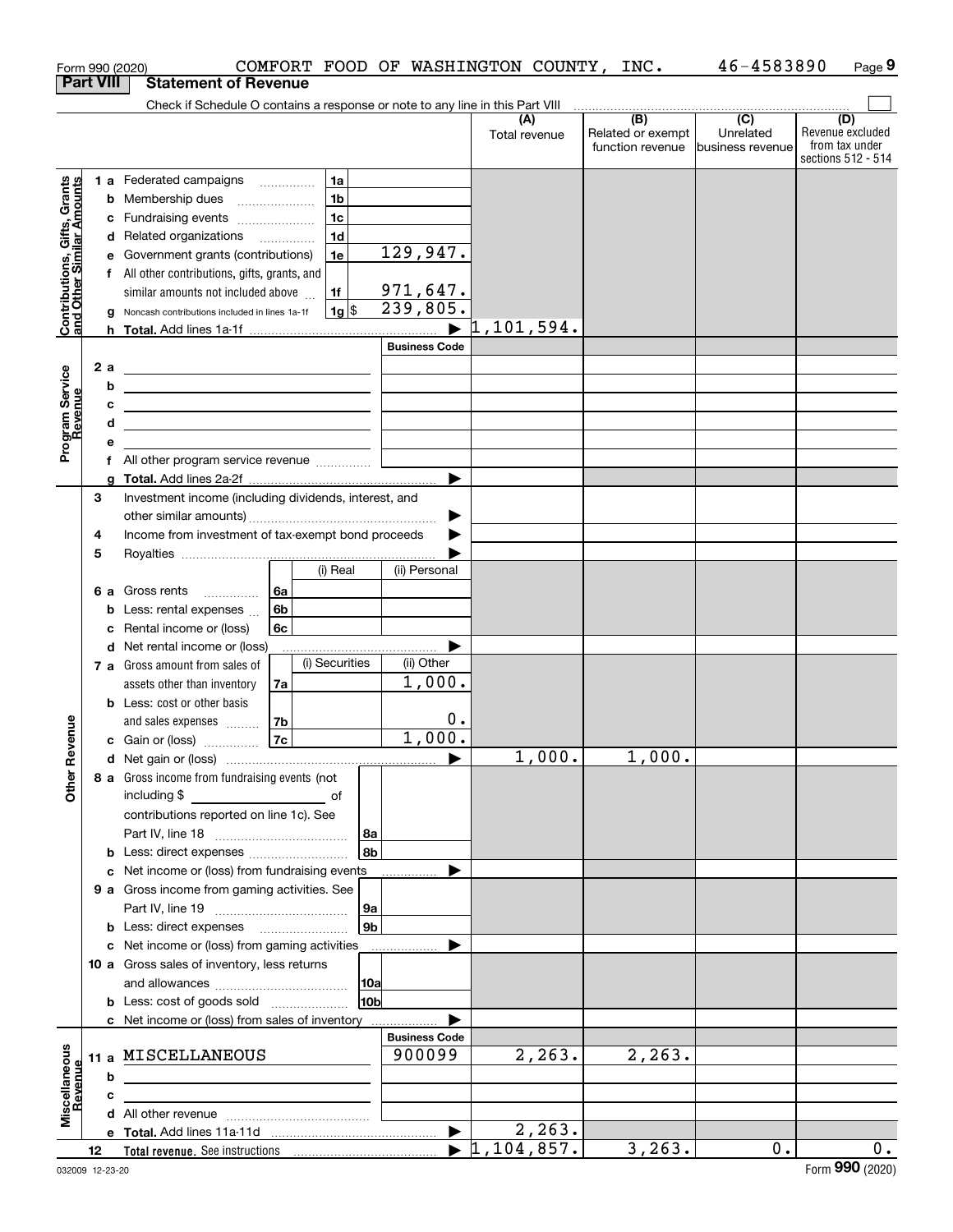Form 990 (2020) COMFORT FOOD OF WASHINGTON COUNTY, INC. 46-4583890 Page 9

## Part VIII Statement of Revenue

Check if Schedule O contains a response or note to any line in this Part VIII

| | | | | (A) Total revenue | (B) Related or exempt function revenue | (C) Unrelated business revenue | (D) Revenue excluded from tax under sections 512 - 514 |
|---|---|---|---|---|---|---|---|
| **Contributions, Gifts, Grants and Other Similar Amounts** | 1 a | Federated campaigns | 1a | | | | |
| | b | Membership dues | 1b | | | | |
| | c | Fundraising events | 1c | | | | |
| | d | Related organizations | 1d | | | | |
| | e | Government grants (contributions) | 1e 129,947. | | | | |
| | f | All other contributions, gifts, grants, and similar amounts not included above | 1f 971,647. | | | | |
| | g | Noncash contributions included in lines 1a-1f | 1g $ 239,805. | | | | |
| | h | **Total.** Add lines 1a-1f | | 1,101,594. | | | |
| | | | **Business Code** | | | | |
| **Program Service Revenue** | 2 a | | | | | | |
| | b | | | | | | |
| | c | | | | | | |
| | d | | | | | | |
| | e | | | | | | |
| | f | All other program service revenue | | | | | |
| | g | **Total.** Add lines 2a-2f | | | | | |
| **Other Revenue** | 3 | Investment income (including dividends, interest, and other similar amounts) | | | | | |
| | 4 | Income from investment of tax-exempt bond proceeds | | | | | |
| | 5 | Royalties | | | | | |
| | | | (i) Real / (ii) Personal | | | | |
| | 6 a | Gross rents | 6a | | | | |
| | b | Less: rental expenses | 6b | | | | |
| | c | Rental income or (loss) | 6c | | | | |
| | d | Net rental income or (loss) | | | | | |
| | | | (i) Securities / (ii) Other | | | | |
| | 7 a | Gross amount from sales of assets other than inventory | 7a (ii) 1,000. | | | | |
| | b | Less: cost or other basis and sales expenses | 7b (ii) 0. | | | | |
| | c | Gain or (loss) | 7c (ii) 1,000. | | | | |
| | d | Net gain or (loss) | | 1,000. | 1,000. | | |
| | 8 a | Gross income from fundraising events (not including $ of contributions reported on line 1c). See Part IV, line 18 | 8a | | | | |
| | b | Less: direct expenses | 8b | | | | |
| | c | Net income or (loss) from fundraising events | | | | | |
| | 9 a | Gross income from gaming activities. See Part IV, line 19 | 9a | | | | |
| | b | Less: direct expenses | 9b | | | | |
| | c | Net income or (loss) from gaming activities | | | | | |
| | 10 a | Gross sales of inventory, less returns and allowances | 10a | | | | |
| | b | Less: cost of goods sold | 10b | | | | |
| | c | Net income or (loss) from sales of inventory | | | | | |
| | | | **Business Code** | | | | |
| **Miscellaneous Revenue** | 11 a | MISCELLANEOUS | 900099 | 2,263. | 2,263. | | |
| | b | | | | | | |
| | c | | | | | | |
| | d | All other revenue | | | | | |
| | e | **Total.** Add lines 11a-11d | | 2,263. | | | |
| | 12 | **Total revenue.** See instructions | | 1,104,857. | 3,263. | 0. | 0. |

032009 12-23-20 Form **990** (2020)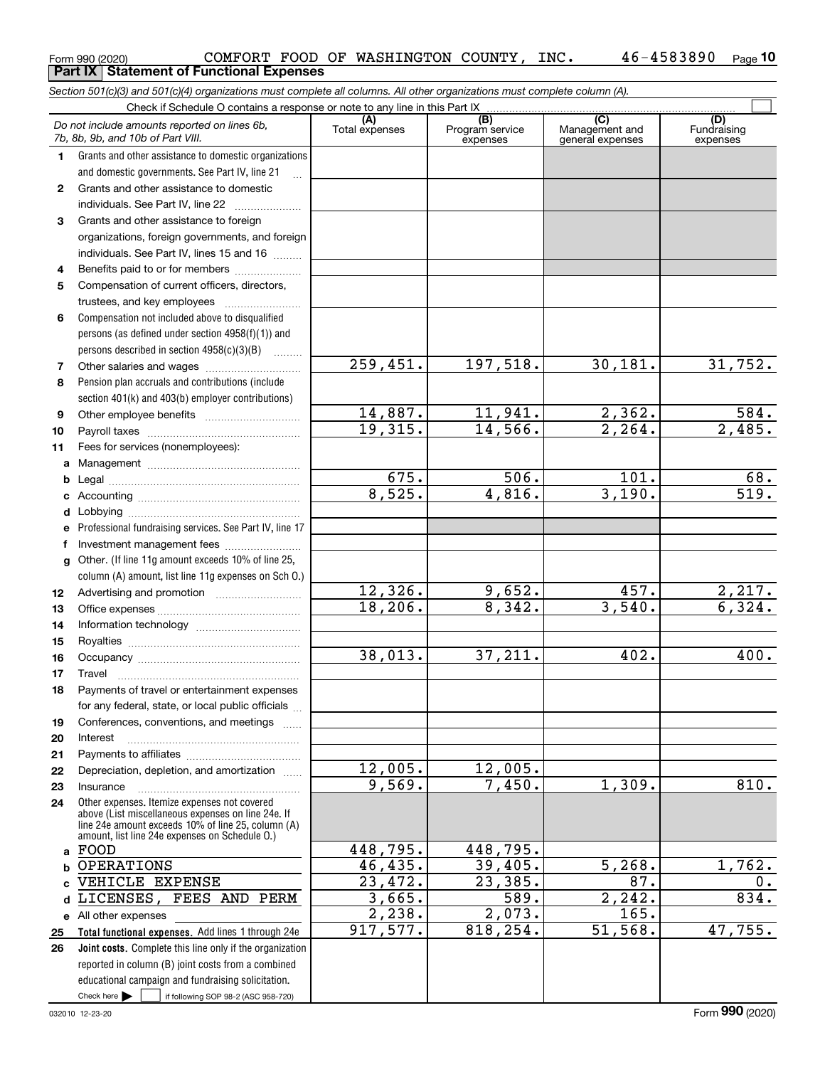Form 990 (2020) COMFORT FOOD OF WASHINGTON COUNTY, INC. 46-4583890 Page **10**

**Part IX Statement of Functional Expenses**

*Section 501(c)(3) and 501(c)(4) organizations must complete all columns. All other organizations must complete column (A).*

Check if Schedule O contains a response or note to any line in this Part IX ☐

| | *Do not include amounts reported on lines 6b, 7b, 8b, 9b, and 10b of Part VIII.* | (A) Total expenses | (B) Program service expenses | (C) Management and general expenses | (D) Fundraising expenses |
|---|---|---|---|---|---|
| 1 | Grants and other assistance to domestic organizations and domestic governments. See Part IV, line 21 | | | | |
| 2 | Grants and other assistance to domestic individuals. See Part IV, line 22 | | | | |
| 3 | Grants and other assistance to foreign organizations, foreign governments, and foreign individuals. See Part IV, lines 15 and 16 | | | | |
| 4 | Benefits paid to or for members | | | | |
| 5 | Compensation of current officers, directors, trustees, and key employees | | | | |
| 6 | Compensation not included above to disqualified persons (as defined under section 4958(f)(1)) and persons described in section 4958(c)(3)(B) | | | | |
| 7 | Other salaries and wages | 259,451. | 197,518. | 30,181. | 31,752. |
| 8 | Pension plan accruals and contributions (include section 401(k) and 403(b) employer contributions) | | | | |
| 9 | Other employee benefits | 14,887. | 11,941. | 2,362. | 584. |
| 10 | Payroll taxes | 19,315. | 14,566. | 2,264. | 2,485. |
| 11 | Fees for services (nonemployees): | | | | |
| a | Management | | | | |
| b | Legal | 675. | 506. | 101. | 68. |
| c | Accounting | 8,525. | 4,816. | 3,190. | 519. |
| d | Lobbying | | | | |
| e | Professional fundraising services. See Part IV, line 17 | | | | |
| f | Investment management fees | | | | |
| g | Other. (If line 11g amount exceeds 10% of line 25, column (A) amount, list line 11g expenses on Sch O.) | | | | |
| 12 | Advertising and promotion | 12,326. | 9,652. | 457. | 2,217. |
| 13 | Office expenses | 18,206. | 8,342. | 3,540. | 6,324. |
| 14 | Information technology | | | | |
| 15 | Royalties | | | | |
| 16 | Occupancy | 38,013. | 37,211. | 402. | 400. |
| 17 | Travel | | | | |
| 18 | Payments of travel or entertainment expenses for any federal, state, or local public officials | | | | |
| 19 | Conferences, conventions, and meetings | | | | |
| 20 | Interest | | | | |
| 21 | Payments to affiliates | | | | |
| 22 | Depreciation, depletion, and amortization | 12,005. | 12,005. | | |
| 23 | Insurance | 9,569. | 7,450. | 1,309. | 810. |
| 24 | Other expenses. Itemize expenses not covered above (List miscellaneous expenses on line 24e. If line 24e amount exceeds 10% of line 25, column (A) amount, list line 24e expenses on Schedule O.) | | | | |
| a | FOOD | 448,795. | 448,795. | | |
| b | OPERATIONS | 46,435. | 39,405. | 5,268. | 1,762. |
| c | VEHICLE EXPENSE | 23,472. | 23,385. | 87. | 0. |
| d | LICENSES, FEES AND PERM | 3,665. | 589. | 2,242. | 834. |
| e | All other expenses | 2,238. | 2,073. | 165. | |
| 25 | **Total functional expenses.** Add lines 1 through 24e | 917,577. | 818,254. | 51,568. | 47,755. |
| 26 | **Joint costs.** Complete this line only if the organization reported in column (B) joint costs from a combined educational campaign and fundraising solicitation. Check here ☐ if following SOP 98-2 (ASC 958-720) | | | | |

032010 12-23-20 Form **990** (2020)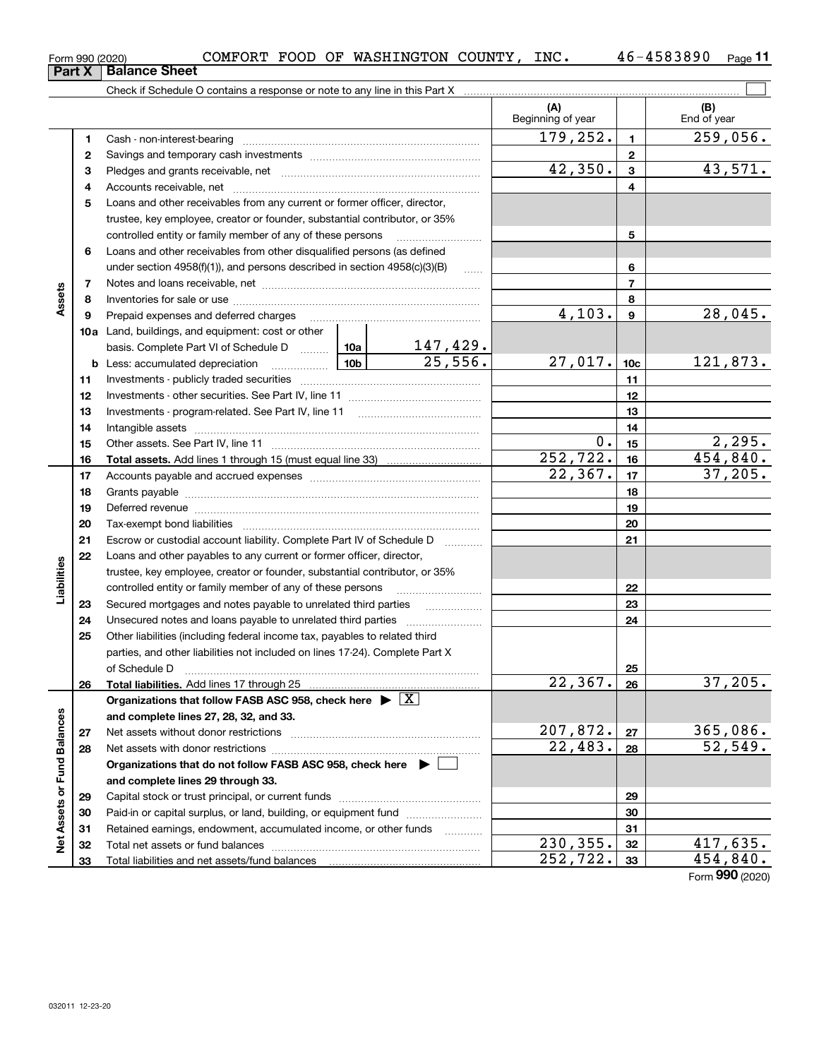Form 990 (2020) COMFORT FOOD OF WASHINGTON COUNTY, INC. 46-4583890 Page 11

## Part X Balance Sheet

Check if Schedule O contains a response or note to any line in this Part X

| | | | | (A) Beginning of year | | (B) End of year |
|---|---|---|---|---|---|---|
| Assets | 1 | Cash - non-interest-bearing | | 179,252. | 1 | 259,056. |
| | 2 | Savings and temporary cash investments | | | 2 | |
| | 3 | Pledges and grants receivable, net | | 42,350. | 3 | 43,571. |
| | 4 | Accounts receivable, net | | | 4 | |
| | 5 | Loans and other receivables from any current or former officer, director, trustee, key employee, creator or founder, substantial contributor, or 35% controlled entity or family member of any of these persons | | | 5 | |
| | 6 | Loans and other receivables from other disqualified persons (as defined under section 4958(f)(1)), and persons described in section 4958(c)(3)(B) | | | 6 | |
| | 7 | Notes and loans receivable, net | | | 7 | |
| | 8 | Inventories for sale or use | | | 8 | |
| | 9 | Prepaid expenses and deferred charges | | 4,103. | 9 | 28,045. |
| | 10a | Land, buildings, and equipment: cost or other basis. Complete Part VI of Schedule D | 10a 147,429. | | | |
| | b | Less: accumulated depreciation | 10b 25,556. | 27,017. | 10c | 121,873. |
| | 11 | Investments - publicly traded securities | | | 11 | |
| | 12 | Investments - other securities. See Part IV, line 11 | | | 12 | |
| | 13 | Investments - program-related. See Part IV, line 11 | | | 13 | |
| | 14 | Intangible assets | | | 14 | |
| | 15 | Other assets. See Part IV, line 11 | | 0. | 15 | 2,295. |
| | 16 | **Total assets.** Add lines 1 through 15 (must equal line 33) | | 252,722. | 16 | 454,840. |
| Liabilities | 17 | Accounts payable and accrued expenses | | 22,367. | 17 | 37,205. |
| | 18 | Grants payable | | | 18 | |
| | 19 | Deferred revenue | | | 19 | |
| | 20 | Tax-exempt bond liabilities | | | 20 | |
| | 21 | Escrow or custodial account liability. Complete Part IV of Schedule D | | | 21 | |
| | 22 | Loans and other payables to any current or former officer, director, trustee, key employee, creator or founder, substantial contributor, or 35% controlled entity or family member of any of these persons | | | 22 | |
| | 23 | Secured mortgages and notes payable to unrelated third parties | | | 23 | |
| | 24 | Unsecured notes and loans payable to unrelated third parties | | | 24 | |
| | 25 | Other liabilities (including federal income tax, payables to related third parties, and other liabilities not included on lines 17-24). Complete Part X of Schedule D | | | 25 | |
| | 26 | **Total liabilities.** Add lines 17 through 25 | | 22,367. | 26 | 37,205. |
| Net Assets or Fund Balances | | **Organizations that follow FASB ASC 958, check here** ▶ [X] **and complete lines 27, 28, 32, and 33.** | | | | |
| | 27 | Net assets without donor restrictions | | 207,872. | 27 | 365,086. |
| | 28 | Net assets with donor restrictions | | 22,483. | 28 | 52,549. |
| | | **Organizations that do not follow FASB ASC 958, check here** ▶ [ ] **and complete lines 29 through 33.** | | | | |
| | 29 | Capital stock or trust principal, or current funds | | | 29 | |
| | 30 | Paid-in or capital surplus, or land, building, or equipment fund | | | 30 | |
| | 31 | Retained earnings, endowment, accumulated income, or other funds | | | 31 | |
| | 32 | Total net assets or fund balances | | 230,355. | 32 | 417,635. |
| | 33 | Total liabilities and net assets/fund balances | | 252,722. | 33 | 454,840. |

Form **990** (2020)

032011 12-23-20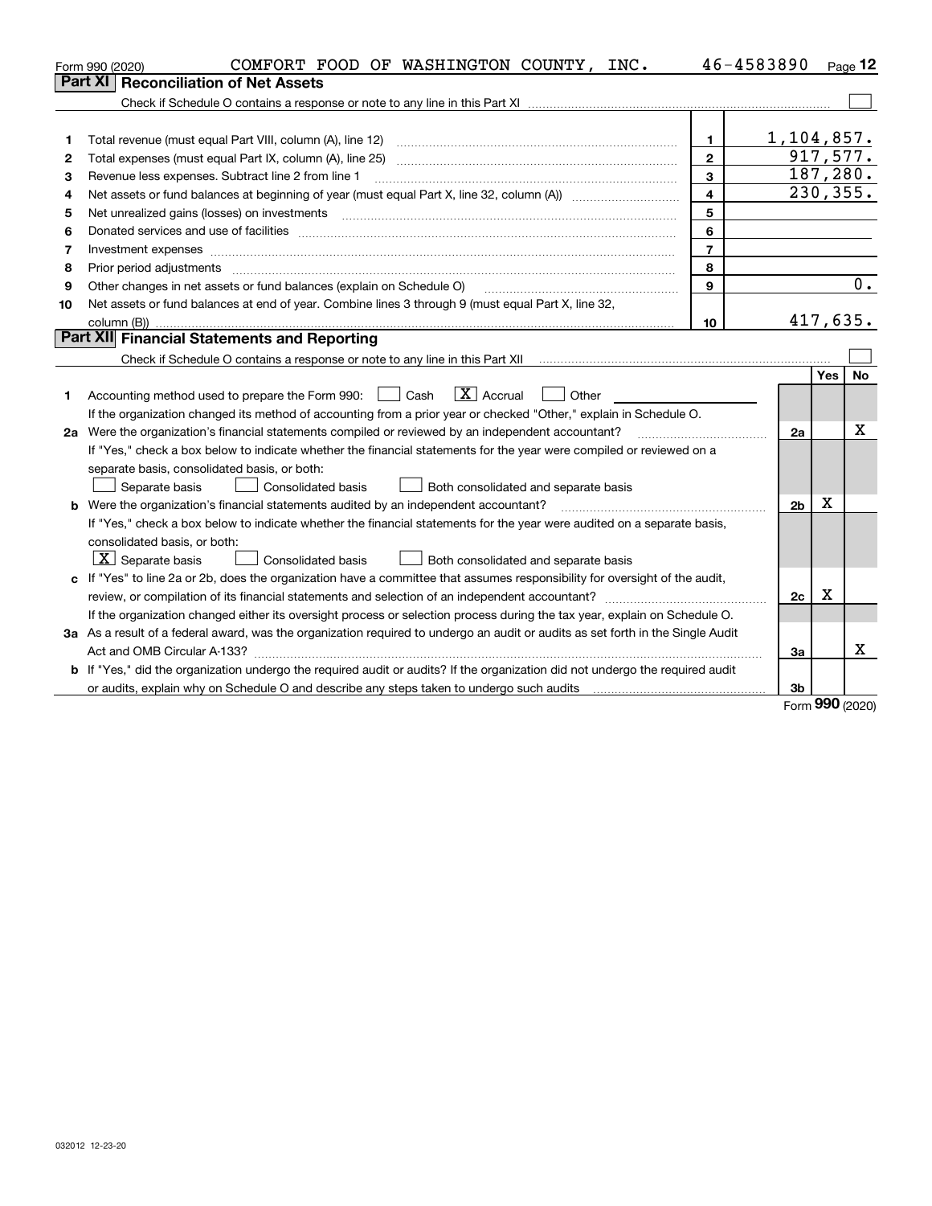Form 990 (2020) COMFORT FOOD OF WASHINGTON COUNTY, INC. 46-4583890 Page 12

## Part XI Reconciliation of Net Assets

Check if Schedule O contains a response or note to any line in this Part XI ☐

| | | | |
|---|---|---|---|
| 1 | Total revenue (must equal Part VIII, column (A), line 12) | 1 | 1,104,857. |
| 2 | Total expenses (must equal Part IX, column (A), line 25) | 2 | 917,577. |
| 3 | Revenue less expenses. Subtract line 2 from line 1 | 3 | 187,280. |
| 4 | Net assets or fund balances at beginning of year (must equal Part X, line 32, column (A)) | 4 | 230,355. |
| 5 | Net unrealized gains (losses) on investments | 5 | |
| 6 | Donated services and use of facilities | 6 | |
| 7 | Investment expenses | 7 | |
| 8 | Prior period adjustments | 8 | |
| 9 | Other changes in net assets or fund balances (explain on Schedule O) | 9 | 0. |
| 10 | Net assets or fund balances at end of year. Combine lines 3 through 9 (must equal Part X, line 32, column (B)) | 10 | 417,635. |

## Part XII Financial Statements and Reporting

Check if Schedule O contains a response or note to any line in this Part XII ☐

| | | | Yes | No |
|---|---|---|---|---|
| 1 | Accounting method used to prepare the Form 990: ☐ Cash ☒ Accrual ☐ Other<br>If the organization changed its method of accounting from a prior year or checked "Other," explain in Schedule O. | | | |
| 2a | Were the organization's financial statements compiled or reviewed by an independent accountant?<br>If "Yes," check a box below to indicate whether the financial statements for the year were compiled or reviewed on a separate basis, consolidated basis, or both:<br>☐ Separate basis ☐ Consolidated basis ☐ Both consolidated and separate basis | 2a | | X |
| b | Were the organization's financial statements audited by an independent accountant?<br>If "Yes," check a box below to indicate whether the financial statements for the year were audited on a separate basis, consolidated basis, or both:<br>☒ Separate basis ☐ Consolidated basis ☐ Both consolidated and separate basis | 2b | X | |
| c | If "Yes" to line 2a or 2b, does the organization have a committee that assumes responsibility for oversight of the audit, review, or compilation of its financial statements and selection of an independent accountant?<br>If the organization changed either its oversight process or selection process during the tax year, explain on Schedule O. | 2c | X | |
| 3a | As a result of a federal award, was the organization required to undergo an audit or audits as set forth in the Single Audit Act and OMB Circular A-133? | 3a | | X |
| b | If "Yes," did the organization undergo the required audit or audits? If the organization did not undergo the required audit or audits, explain why on Schedule O and describe any steps taken to undergo such audits | 3b | | |

Form 990 (2020)

032012 12-23-20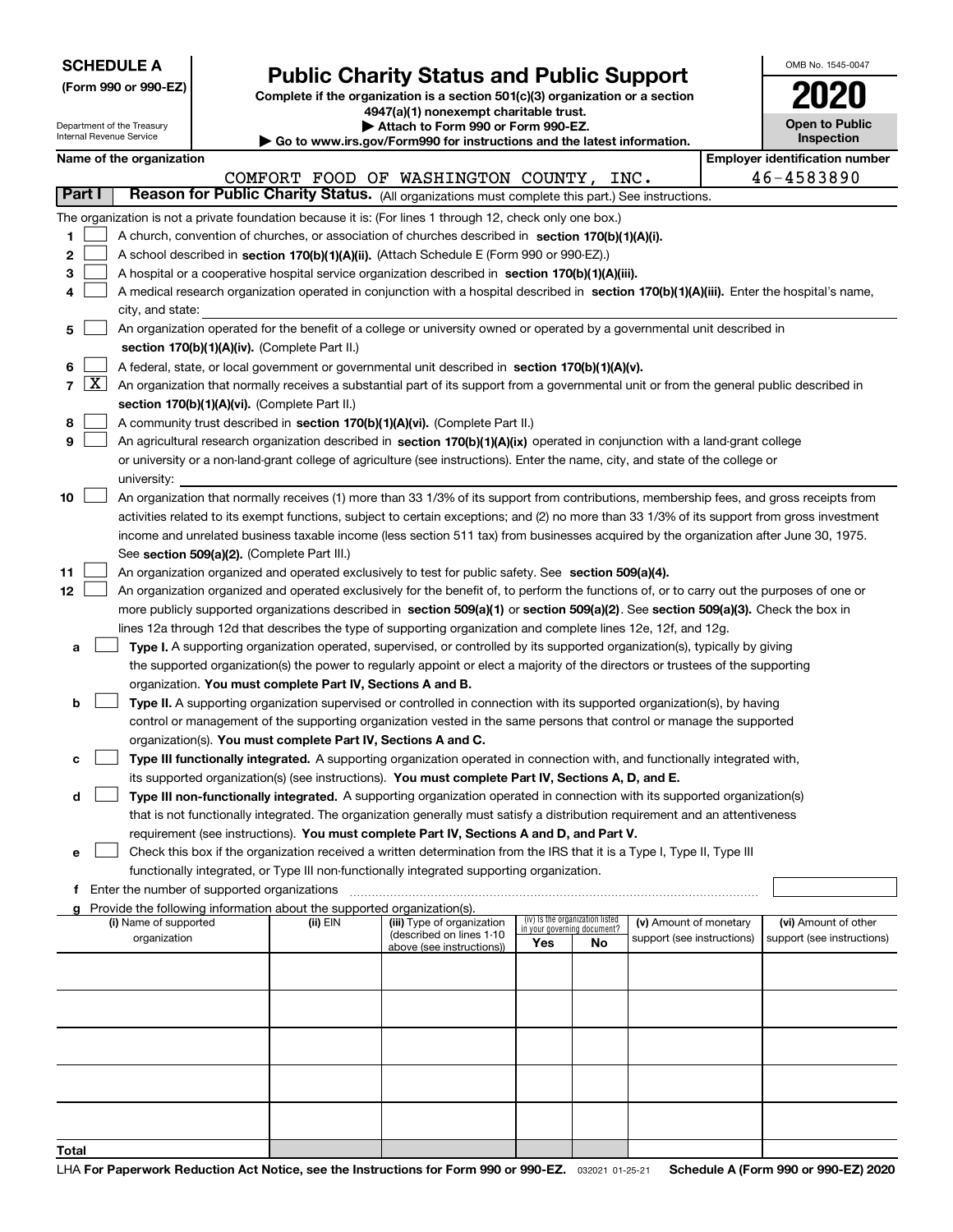**SCHEDULE A**
**(Form 990 or 990-EZ)**

Department of the Treasury
Internal Revenue Service

# Public Charity Status and Public Support

**Complete if the organization is a section 501(c)(3) organization or a section 4947(a)(1) nonexempt charitable trust.**
**▶ Attach to Form 990 or Form 990-EZ.**
**▶ Go to www.irs.gov/Form990 for instructions and the latest information.**

OMB No. 1545-0047

**2020**

**Open to Public Inspection**

**Name of the organization**: COMFORT FOOD OF WASHINGTON COUNTY, INC.
**Employer identification number**: 46-4583890

## Part I — Reason for Public Charity Status. (All organizations must complete this part.) See instructions.

The organization is not a private foundation because it is: (For lines 1 through 12, check only one box.)

1. ☐ A church, convention of churches, or association of churches described in **section 170(b)(1)(A)(i).**
2. ☐ A school described in **section 170(b)(1)(A)(ii).** (Attach Schedule E (Form 990 or 990-EZ).)
3. ☐ A hospital or a cooperative hospital service organization described in **section 170(b)(1)(A)(iii).**
4. ☐ A medical research organization operated in conjunction with a hospital described in **section 170(b)(1)(A)(iii).** Enter the hospital's name, city, and state:
5. ☐ An organization operated for the benefit of a college or university owned or operated by a governmental unit described in **section 170(b)(1)(A)(iv).** (Complete Part II.)
6. ☐ A federal, state, or local government or governmental unit described in **section 170(b)(1)(A)(v).**
7. ☒ An organization that normally receives a substantial part of its support from a governmental unit or from the general public described in **section 170(b)(1)(A)(vi).** (Complete Part II.)
8. ☐ A community trust described in **section 170(b)(1)(A)(vi).** (Complete Part II.)
9. ☐ An agricultural research organization described in **section 170(b)(1)(A)(ix)** operated in conjunction with a land-grant college or university or a non-land-grant college of agriculture (see instructions). Enter the name, city, and state of the college or university:
10. ☐ An organization that normally receives (1) more than 33 1/3% of its support from contributions, membership fees, and gross receipts from activities related to its exempt functions, subject to certain exceptions; and (2) no more than 33 1/3% of its support from gross investment income and unrelated business taxable income (less section 511 tax) from businesses acquired by the organization after June 30, 1975. See **section 509(a)(2).** (Complete Part III.)
11. ☐ An organization organized and operated exclusively to test for public safety. See **section 509(a)(4).**
12. ☐ An organization organized and operated exclusively for the benefit of, to perform the functions of, or to carry out the purposes of one or more publicly supported organizations described in **section 509(a)(1)** or **section 509(a)(2).** See **section 509(a)(3).** Check the box in lines 12a through 12d that describes the type of supporting organization and complete lines 12e, 12f, and 12g.
   - **a** ☐ **Type I.** A supporting organization operated, supervised, or controlled by its supported organization(s), typically by giving the supported organization(s) the power to regularly appoint or elect a majority of the directors or trustees of the supporting organization. **You must complete Part IV, Sections A and B.**
   - **b** ☐ **Type II.** A supporting organization supervised or controlled in connection with its supported organization(s), by having control or management of the supporting organization vested in the same persons that control or manage the supported organization(s). **You must complete Part IV, Sections A and C.**
   - **c** ☐ **Type III functionally integrated.** A supporting organization operated in connection with, and functionally integrated with, its supported organization(s) (see instructions). **You must complete Part IV, Sections A, D, and E.**
   - **d** ☐ **Type III non-functionally integrated.** A supporting organization operated in connection with its supported organization(s) that is not functionally integrated. The organization generally must satisfy a distribution requirement and an attentiveness requirement (see instructions). **You must complete Part IV, Sections A and D, and Part V.**
   - **e** ☐ Check this box if the organization received a written determination from the IRS that it is a Type I, Type II, Type III functionally integrated, or Type III non-functionally integrated supporting organization.
   - **f** Enter the number of supported organizations
   - **g** Provide the following information about the supported organization(s).

| (i) Name of supported organization | (ii) EIN | (iii) Type of organization (described on lines 1-10 above (see instructions)) | (iv) Is the organization listed in your governing document? Yes | No | (v) Amount of monetary support (see instructions) | (vi) Amount of other support (see instructions) |
|---|---|---|---|---|---|---|
| | | | | | | |
| | | | | | | |
| | | | | | | |
| | | | | | | |
| | | | | | | |
| **Total** | | | | | | |

LHA **For Paperwork Reduction Act Notice, see the Instructions for Form 990 or 990-EZ.** 032021 01-25-21 **Schedule A (Form 990 or 990-EZ) 2020**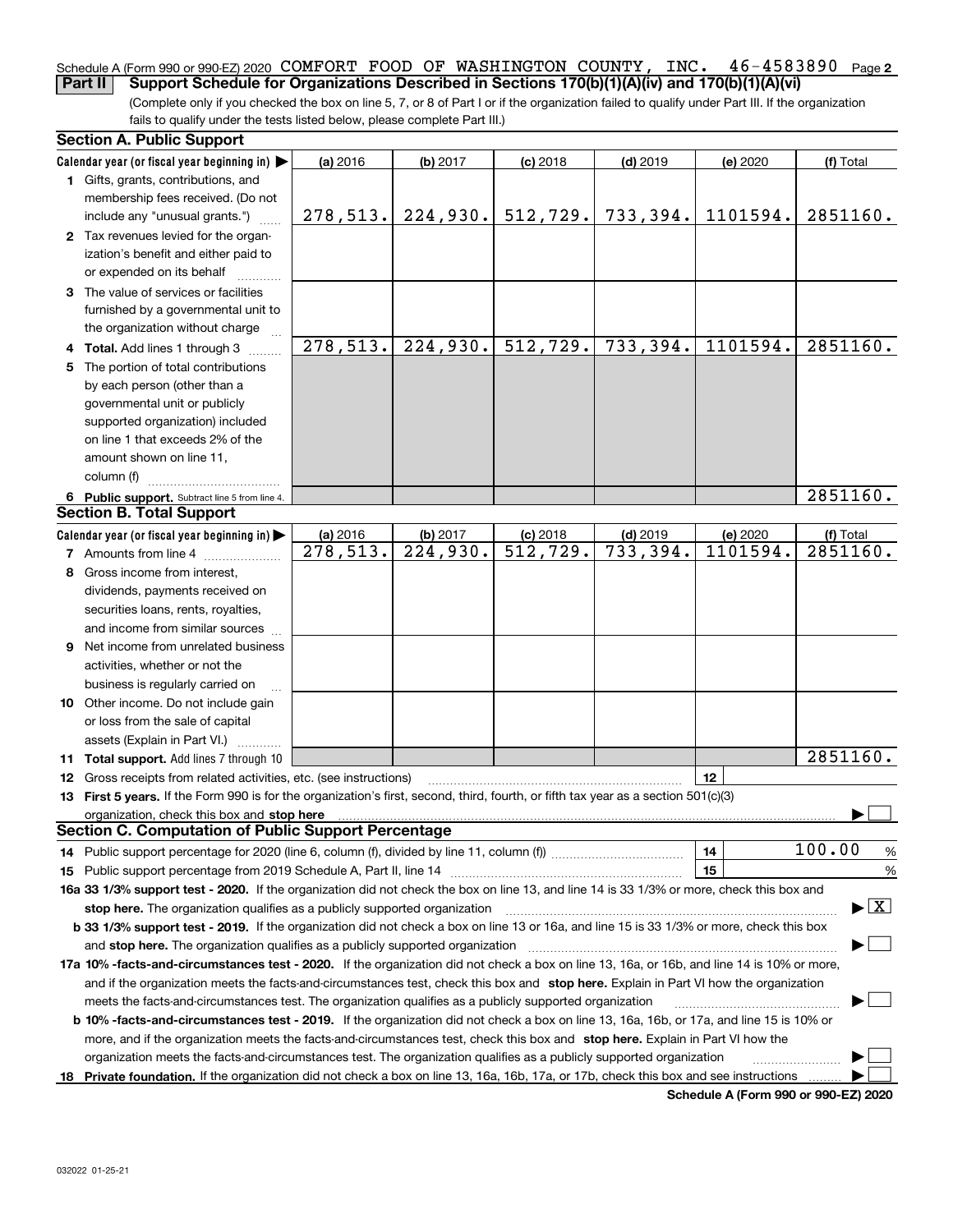Schedule A (Form 990 or 990-EZ) 2020 COMFORT FOOD OF WASHINGTON COUNTY, INC. 46-4583890 Page **2**

**Part II** **Support Schedule for Organizations Described in Sections 170(b)(1)(A)(iv) and 170(b)(1)(A)(vi)**

(Complete only if you checked the box on line 5, 7, or 8 of Part I or if the organization failed to qualify under Part III. If the organization fails to qualify under the tests listed below, please complete Part III.)

**Section A. Public Support**

| Calendar year (or fiscal year beginning in) | (a) 2016 | (b) 2017 | (c) 2018 | (d) 2019 | (e) 2020 | (f) Total |
|---|---|---|---|---|---|---|
| **1** Gifts, grants, contributions, and membership fees received. (Do not include any "unusual grants.") | 278,513. | 224,930. | 512,729. | 733,394. | 1101594. | 2851160. |
| **2** Tax revenues levied for the organization's benefit and either paid to or expended on its behalf | | | | | | |
| **3** The value of services or facilities furnished by a governmental unit to the organization without charge | | | | | | |
| **4 Total.** Add lines 1 through 3 | 278,513. | 224,930. | 512,729. | 733,394. | 1101594. | 2851160. |
| **5** The portion of total contributions by each person (other than a governmental unit or publicly supported organization) included on line 1 that exceeds 2% of the amount shown on line 11, column (f) | | | | | | |
| **6 Public support.** Subtract line 5 from line 4. | | | | | | 2851160. |

**Section B. Total Support**

| Calendar year (or fiscal year beginning in) | (a) 2016 | (b) 2017 | (c) 2018 | (d) 2019 | (e) 2020 | (f) Total |
|---|---|---|---|---|---|---|
| **7** Amounts from line 4 | 278,513. | 224,930. | 512,729. | 733,394. | 1101594. | 2851160. |
| **8** Gross income from interest, dividends, payments received on securities loans, rents, royalties, and income from similar sources | | | | | | |
| **9** Net income from unrelated business activities, whether or not the business is regularly carried on | | | | | | |
| **10** Other income. Do not include gain or loss from the sale of capital assets (Explain in Part VI.) | | | | | | |
| **11 Total support.** Add lines 7 through 10 | | | | | | 2851160. |

**12** Gross receipts from related activities, etc. (see instructions) | **12** |

**13 First 5 years.** If the Form 990 is for the organization's first, second, third, fourth, or fifth tax year as a section 501(c)(3) organization, check this box and **stop here** ☐

**Section C. Computation of Public Support Percentage**

**14** Public support percentage for 2020 (line 6, column (f), divided by line 11, column (f)) | **14** | 100.00 %

**15** Public support percentage from 2019 Schedule A, Part II, line 14 | **15** | %

**16a 33 1/3% support test - 2020.** If the organization did not check the box on line 13, and line 14 is 33 1/3% or more, check this box and **stop here.** The organization qualifies as a publicly supported organization ☒

**b 33 1/3% support test - 2019.** If the organization did not check a box on line 13 or 16a, and line 15 is 33 1/3% or more, check this box and **stop here.** The organization qualifies as a publicly supported organization ☐

**17a 10% -facts-and-circumstances test - 2020.** If the organization did not check a box on line 13, 16a, or 16b, and line 14 is 10% or more, and if the organization meets the facts-and-circumstances test, check this box and **stop here.** Explain in Part VI how the organization meets the facts-and-circumstances test. The organization qualifies as a publicly supported organization ☐

**b 10% -facts-and-circumstances test - 2019.** If the organization did not check a box on line 13, 16a, 16b, or 17a, and line 15 is 10% or more, and if the organization meets the facts-and-circumstances test, check this box and **stop here.** Explain in Part VI how the organization meets the facts-and-circumstances test. The organization qualifies as a publicly supported organization ☐

**18 Private foundation.** If the organization did not check a box on line 13, 16a, 16b, 17a, or 17b, check this box and see instructions ☐

**Schedule A (Form 990 or 990-EZ) 2020**

032022 01-25-21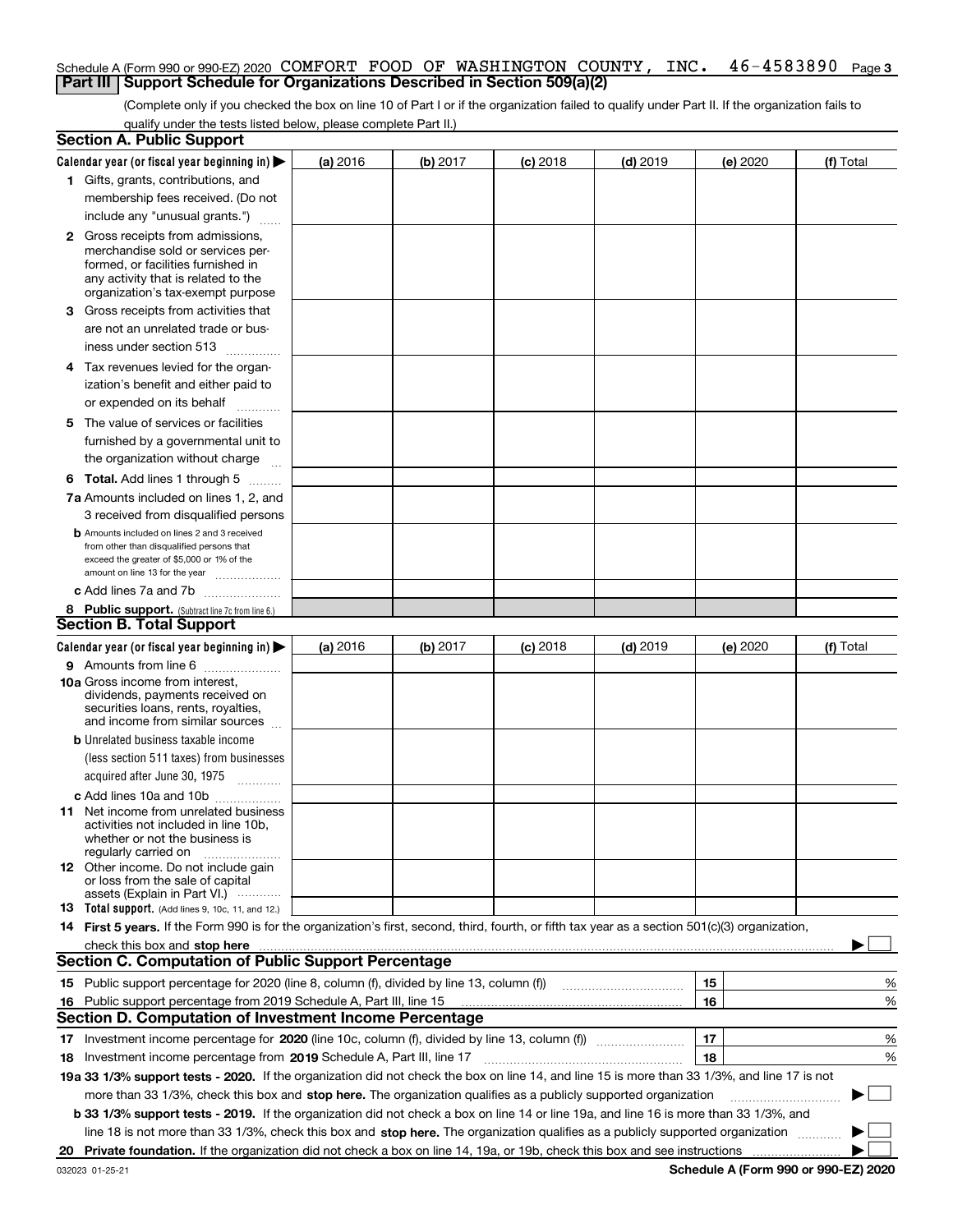Schedule A (Form 990 or 990-EZ) 2020 COMFORT FOOD OF WASHINGTON COUNTY, INC. 46-4583890 Page 3

## Part III Support Schedule for Organizations Described in Section 509(a)(2)

(Complete only if you checked the box on line 10 of Part I or if the organization failed to qualify under Part II. If the organization fails to qualify under the tests listed below, please complete Part II.)

### Section A. Public Support

| Calendar year (or fiscal year beginning in) ▶ | (a) 2016 | (b) 2017 | (c) 2018 | (d) 2019 | (e) 2020 | (f) Total |
|---|---|---|---|---|---|---|
| 1 Gifts, grants, contributions, and membership fees received. (Do not include any "unusual grants.") | | | | | | |
| 2 Gross receipts from admissions, merchandise sold or services performed, or facilities furnished in any activity that is related to the organization's tax-exempt purpose | | | | | | |
| 3 Gross receipts from activities that are not an unrelated trade or business under section 513 | | | | | | |
| 4 Tax revenues levied for the organization's benefit and either paid to or expended on its behalf | | | | | | |
| 5 The value of services or facilities furnished by a governmental unit to the organization without charge | | | | | | |
| 6 **Total.** Add lines 1 through 5 | | | | | | |
| 7a Amounts included on lines 1, 2, and 3 received from disqualified persons | | | | | | |
| b Amounts included on lines 2 and 3 received from other than disqualified persons that exceed the greater of $5,000 or 1% of the amount on line 13 for the year | | | | | | |
| c Add lines 7a and 7b | | | | | | |
| 8 **Public support.** (Subtract line 7c from line 6.) | | | | | | |

### Section B. Total Support

| Calendar year (or fiscal year beginning in) ▶ | (a) 2016 | (b) 2017 | (c) 2018 | (d) 2019 | (e) 2020 | (f) Total |
|---|---|---|---|---|---|---|
| 9 Amounts from line 6 | | | | | | |
| 10a Gross income from interest, dividends, payments received on securities loans, rents, royalties, and income from similar sources | | | | | | |
| b Unrelated business taxable income (less section 511 taxes) from businesses acquired after June 30, 1975 | | | | | | |
| c Add lines 10a and 10b | | | | | | |
| 11 Net income from unrelated business activities not included in line 10b, whether or not the business is regularly carried on | | | | | | |
| 12 Other income. Do not include gain or loss from the sale of capital assets (Explain in Part VI.) | | | | | | |
| 13 **Total support.** (Add lines 9, 10c, 11, and 12.) | | | | | | |

14 **First 5 years.** If the Form 990 is for the organization's first, second, third, fourth, or fifth tax year as a section 501(c)(3) organization, check this box and **stop here** ▶ ☐

### Section C. Computation of Public Support Percentage

| | | |
|---|---|---|
| 15 Public support percentage for 2020 (line 8, column (f), divided by line 13, column (f)) | 15 | % |
| 16 Public support percentage from 2019 Schedule A, Part III, line 15 | 16 | % |

### Section D. Computation of Investment Income Percentage

| | | |
|---|---|---|
| 17 Investment income percentage for **2020** (line 10c, column (f), divided by line 13, column (f)) | 17 | % |
| 18 Investment income percentage from **2019** Schedule A, Part III, line 17 | 18 | % |

**19a 33 1/3% support tests - 2020.** If the organization did not check the box on line 14, and line 15 is more than 33 1/3%, and line 17 is not more than 33 1/3%, check this box and **stop here.** The organization qualifies as a publicly supported organization ▶ ☐

**b 33 1/3% support tests - 2019.** If the organization did not check a box on line 14 or line 19a, and line 16 is more than 33 1/3%, and line 18 is not more than 33 1/3%, check this box and **stop here.** The organization qualifies as a publicly supported organization ▶ ☐

**20 Private foundation.** If the organization did not check a box on line 14, 19a, or 19b, check this box and see instructions ▶ ☐

032023 01-25-21 **Schedule A (Form 990 or 990-EZ) 2020**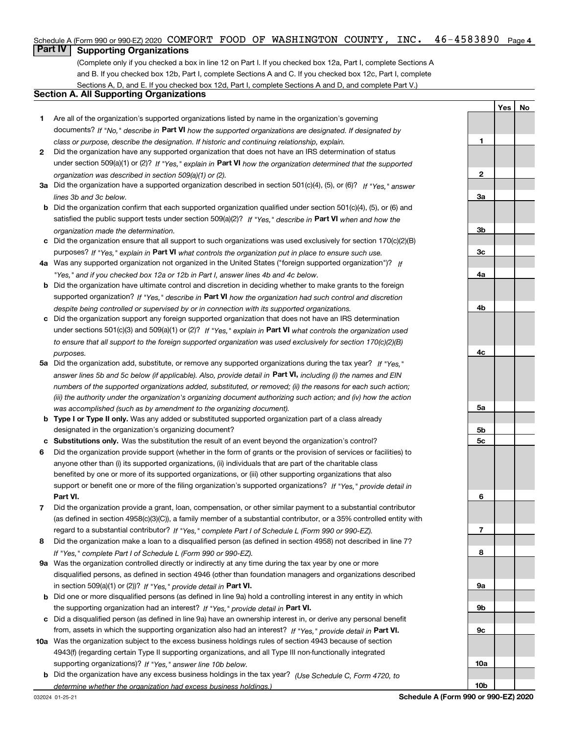Schedule A (Form 990 or 990-EZ) 2020 COMFORT FOOD OF WASHINGTON COUNTY, INC. 46-4583890 Page 4

## Part IV Supporting Organizations

(Complete only if you checked a box in line 12 on Part I. If you checked box 12a, Part I, complete Sections A and B. If you checked box 12b, Part I, complete Sections A and C. If you checked box 12c, Part I, complete Sections A, D, and E. If you checked box 12d, Part I, complete Sections A and D, and complete Part V.)

### Section A. All Supporting Organizations

| | | | Yes | No |
|---|---|---|---|---|
| **1** | Are all of the organization's supported organizations listed by name in the organization's governing documents? *If "No," describe in* **Part VI** *how the supported organizations are designated. If designated by class or purpose, describe the designation. If historic and continuing relationship, explain.* | 1 | | |
| **2** | Did the organization have any supported organization that does not have an IRS determination of status under section 509(a)(1) or (2)? *If "Yes," explain in* **Part VI** *how the organization determined that the supported organization was described in section 509(a)(1) or (2).* | 2 | | |
| **3a** | Did the organization have a supported organization described in section 501(c)(4), (5), or (6)? *If "Yes," answer lines 3b and 3c below.* | 3a | | |
| **b** | Did the organization confirm that each supported organization qualified under section 501(c)(4), (5), or (6) and satisfied the public support tests under section 509(a)(2)? *If "Yes," describe in* **Part VI** *when and how the organization made the determination.* | 3b | | |
| **c** | Did the organization ensure that all support to such organizations was used exclusively for section 170(c)(2)(B) purposes? *If "Yes," explain in* **Part VI** *what controls the organization put in place to ensure such use.* | 3c | | |
| **4a** | Was any supported organization not organized in the United States ("foreign supported organization")? *If "Yes," and if you checked box 12a or 12b in Part I, answer lines 4b and 4c below.* | 4a | | |
| **b** | Did the organization have ultimate control and discretion in deciding whether to make grants to the foreign supported organization? *If "Yes," describe in* **Part VI** *how the organization had such control and discretion despite being controlled or supervised by or in connection with its supported organizations.* | 4b | | |
| **c** | Did the organization support any foreign supported organization that does not have an IRS determination under sections 501(c)(3) and 509(a)(1) or (2)? *If "Yes," explain in* **Part VI** *what controls the organization used to ensure that all support to the foreign supported organization was used exclusively for section 170(c)(2)(B) purposes.* | 4c | | |
| **5a** | Did the organization add, substitute, or remove any supported organizations during the tax year? *If "Yes," answer lines 5b and 5c below (if applicable). Also, provide detail in* **Part VI,** *including (i) the names and EIN numbers of the supported organizations added, substituted, or removed; (ii) the reasons for each such action; (iii) the authority under the organization's organizing document authorizing such action; and (iv) how the action was accomplished (such as by amendment to the organizing document).* | 5a | | |
| **b** | **Type I or Type II only.** Was any added or substituted supported organization part of a class already designated in the organization's organizing document? | 5b | | |
| **c** | **Substitutions only.** Was the substitution the result of an event beyond the organization's control? | 5c | | |
| **6** | Did the organization provide support (whether in the form of grants or the provision of services or facilities) to anyone other than (i) its supported organizations, (ii) individuals that are part of the charitable class benefited by one or more of its supported organizations, or (iii) other supporting organizations that also support or benefit one or more of the filing organization's supported organizations? *If "Yes," provide detail in* **Part VI.** | 6 | | |
| **7** | Did the organization provide a grant, loan, compensation, or other similar payment to a substantial contributor (as defined in section 4958(c)(3)(C)), a family member of a substantial contributor, or a 35% controlled entity with regard to a substantial contributor? *If "Yes," complete Part I of Schedule L (Form 990 or 990-EZ).* | 7 | | |
| **8** | Did the organization make a loan to a disqualified person (as defined in section 4958) not described in line 7? *If "Yes," complete Part I of Schedule L (Form 990 or 990-EZ).* | 8 | | |
| **9a** | Was the organization controlled directly or indirectly at any time during the tax year by one or more disqualified persons, as defined in section 4946 (other than foundation managers and organizations described in section 509(a)(1) or (2))? *If "Yes," provide detail in* **Part VI.** | 9a | | |
| **b** | Did one or more disqualified persons (as defined in line 9a) hold a controlling interest in any entity in which the supporting organization had an interest? *If "Yes," provide detail in* **Part VI.** | 9b | | |
| **c** | Did a disqualified person (as defined in line 9a) have an ownership interest in, or derive any personal benefit from, assets in which the supporting organization also had an interest? *If "Yes," provide detail in* **Part VI.** | 9c | | |
| **10a** | Was the organization subject to the excess business holdings rules of section 4943 because of section 4943(f) (regarding certain Type II supporting organizations, and all Type III non-functionally integrated supporting organizations)? *If "Yes," answer line 10b below.* | 10a | | |
| **b** | Did the organization have any excess business holdings in the tax year? *(Use Schedule C, Form 4720, to determine whether the organization had excess business holdings.)* | 10b | | |

032024 01-25-21 **Schedule A (Form 990 or 990-EZ) 2020**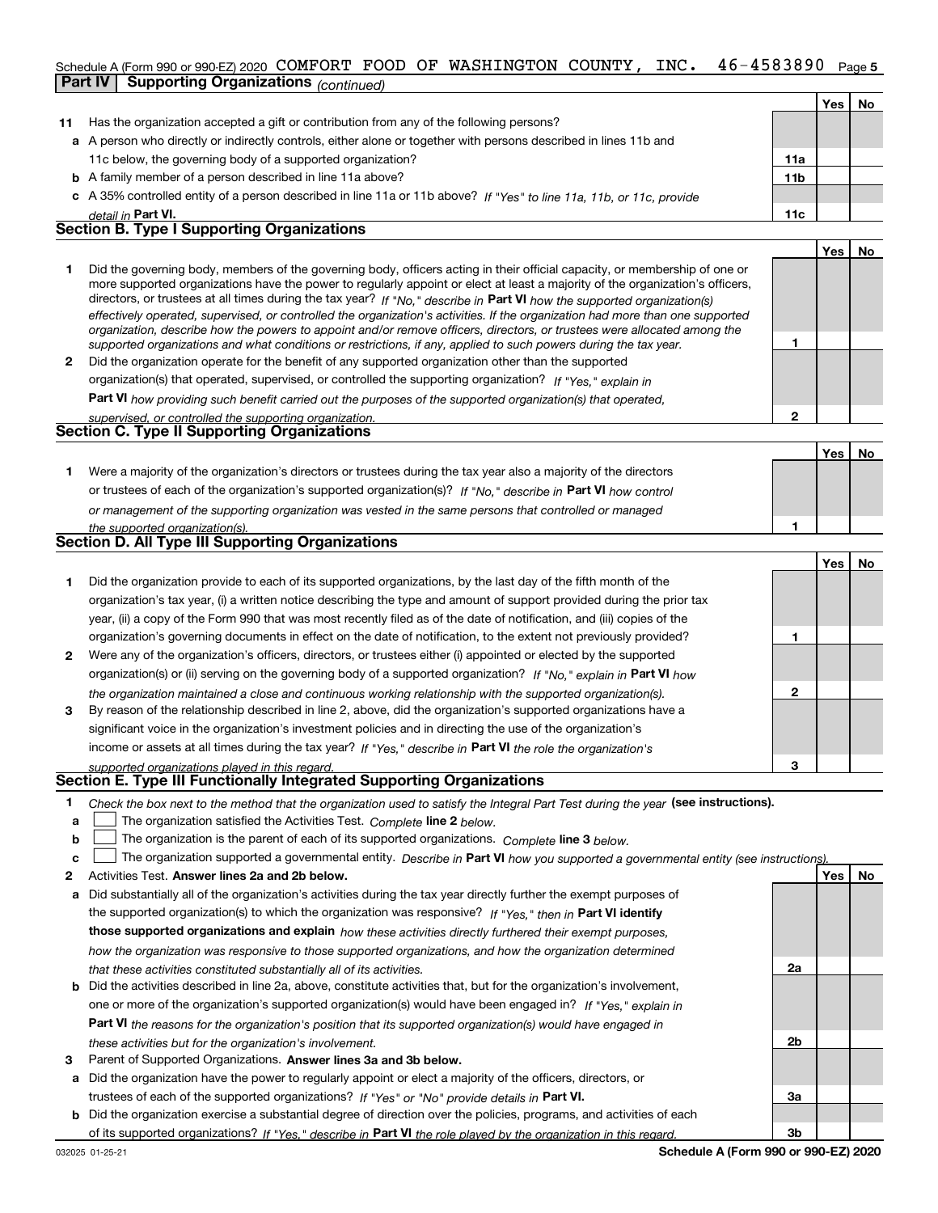Schedule A (Form 990 or 990-EZ) 2020 COMFORT FOOD OF WASHINGTON COUNTY, INC. 46-4583890 Page 5

**Part IV Supporting Organizations** *(continued)*

| | | | Yes | No |
|---|---|---|---|---|
| **11** | Has the organization accepted a gift or contribution from any of the following persons? | | | |
| **a** | A person who directly or indirectly controls, either alone or together with persons described in lines 11b and 11c below, the governing body of a supported organization? | **11a** | | |
| **b** | A family member of a person described in line 11a above? | **11b** | | |
| **c** | A 35% controlled entity of a person described in line 11a or 11b above? *If "Yes" to line 11a, 11b, or 11c, provide detail in* **Part VI.** | **11c** | | |

## Section B. Type I Supporting Organizations

| | | | Yes | No |
|---|---|---|---|---|
| **1** | Did the governing body, members of the governing body, officers acting in their official capacity, or membership of one or more supported organizations have the power to regularly appoint or elect at least a majority of the organization's officers, directors, or trustees at all times during the tax year? *If "No," describe in* **Part VI** *how the supported organization(s) effectively operated, supervised, or controlled the organization's activities. If the organization had more than one supported organization, describe how the powers to appoint and/or remove officers, directors, or trustees were allocated among the supported organizations and what conditions or restrictions, if any, applied to such powers during the tax year.* | **1** | | |
| **2** | Did the organization operate for the benefit of any supported organization other than the supported organization(s) that operated, supervised, or controlled the supporting organization? *If "Yes," explain in* **Part VI** *how providing such benefit carried out the purposes of the supported organization(s) that operated, supervised, or controlled the supporting organization.* | **2** | | |

## Section C. Type II Supporting Organizations

| | | | Yes | No |
|---|---|---|---|---|
| **1** | Were a majority of the organization's directors or trustees during the tax year also a majority of the directors or trustees of each of the organization's supported organization(s)? *If "No," describe in* **Part VI** *how control or management of the supporting organization was vested in the same persons that controlled or managed the supported organization(s).* | **1** | | |

## Section D. All Type III Supporting Organizations

| | | | Yes | No |
|---|---|---|---|---|
| **1** | Did the organization provide to each of its supported organizations, by the last day of the fifth month of the organization's tax year, (i) a written notice describing the type and amount of support provided during the prior tax year, (ii) a copy of the Form 990 that was most recently filed as of the date of notification, and (iii) copies of the organization's governing documents in effect on the date of notification, to the extent not previously provided? | **1** | | |
| **2** | Were any of the organization's officers, directors, or trustees either (i) appointed or elected by the supported organization(s) or (ii) serving on the governing body of a supported organization? *If "No," explain in* **Part VI** *how the organization maintained a close and continuous working relationship with the supported organization(s).* | **2** | | |
| **3** | By reason of the relationship described in line 2, above, did the organization's supported organizations have a significant voice in the organization's investment policies and in directing the use of the organization's income or assets at all times during the tax year? *If "Yes," describe in* **Part VI** *the role the organization's supported organizations played in this regard.* | **3** | | |

## Section E. Type III Functionally Integrated Supporting Organizations

**1** *Check the box next to the method that the organization used to satisfy the Integral Part Test during the year* **(see instructions).**

- **a** ☐ The organization satisfied the Activities Test. *Complete* **line 2** *below.*
- **b** ☐ The organization is the parent of each of its supported organizations. *Complete* **line 3** *below.*
- **c** ☐ The organization supported a governmental entity. *Describe in* **Part VI** *how you supported a governmental entity (see instructions).*

| | | | Yes | No |
|---|---|---|---|---|
| **2** | Activities Test. **Answer lines 2a and 2b below.** | | | |
| **a** | Did substantially all of the organization's activities during the tax year directly further the exempt purposes of the supported organization(s) to which the organization was responsive? *If "Yes," then in* **Part VI identify those supported organizations and explain** *how these activities directly furthered their exempt purposes, how the organization was responsive to those supported organizations, and how the organization determined that these activities constituted substantially all of its activities.* | **2a** | | |
| **b** | Did the activities described in line 2a, above, constitute activities that, but for the organization's involvement, one or more of the organization's supported organization(s) would have been engaged in? *If "Yes," explain in* **Part VI** *the reasons for the organization's position that its supported organization(s) would have engaged in these activities but for the organization's involvement.* | **2b** | | |
| **3** | Parent of Supported Organizations. **Answer lines 3a and 3b below.** | | | |
| **a** | Did the organization have the power to regularly appoint or elect a majority of the officers, directors, or trustees of each of the supported organizations? *If "Yes" or "No" provide details in* **Part VI.** | **3a** | | |
| **b** | Did the organization exercise a substantial degree of direction over the policies, programs, and activities of each of its supported organizations? *If "Yes," describe in* **Part VI** *the role played by the organization in this regard.* | **3b** | | |

032025 01-25-21 **Schedule A (Form 990 or 990-EZ) 2020**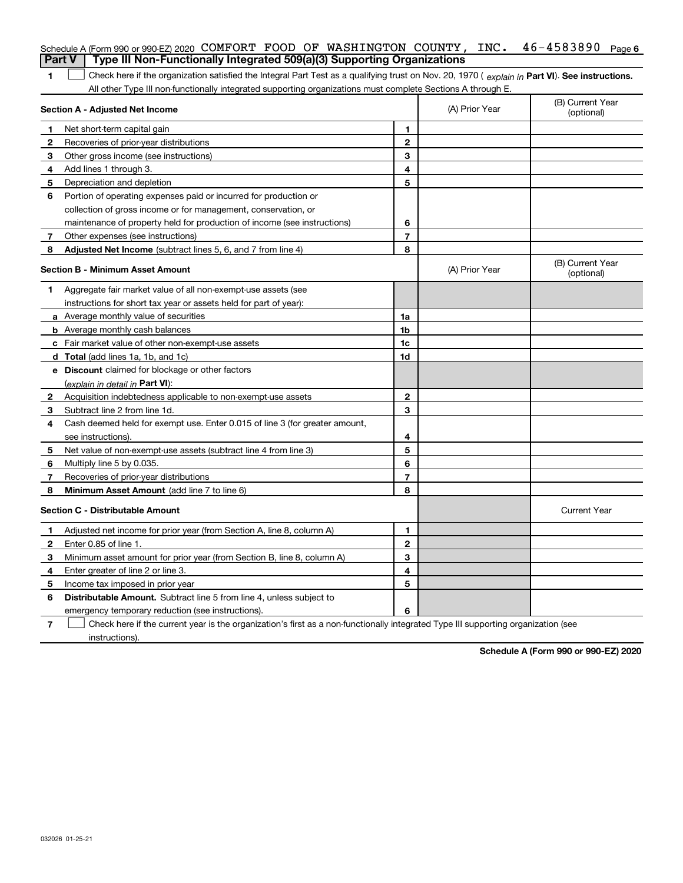Schedule A (Form 990 or 990-EZ) 2020 COMFORT FOOD OF WASHINGTON COUNTY, INC. 46-4583890 Page 6

## Part V | Type III Non-Functionally Integrated 509(a)(3) Supporting Organizations

**1** ☐ Check here if the organization satisfied the Integral Part Test as a qualifying trust on Nov. 20, 1970 ( *explain in* **Part VI**). **See instructions.** All other Type III non-functionally integrated supporting organizations must complete Sections A through E.

| **Section A - Adjusted Net Income** | | | (A) Prior Year | (B) Current Year (optional) |
|---|---|---|---|---|
| **1** | Net short-term capital gain | **1** | | |
| **2** | Recoveries of prior-year distributions | **2** | | |
| **3** | Other gross income (see instructions) | **3** | | |
| **4** | Add lines 1 through 3. | **4** | | |
| **5** | Depreciation and depletion | **5** | | |
| **6** | Portion of operating expenses paid or incurred for production or collection of gross income or for management, conservation, or maintenance of property held for production of income (see instructions) | **6** | | |
| **7** | Other expenses (see instructions) | **7** | | |
| **8** | **Adjusted Net Income** (subtract lines 5, 6, and 7 from line 4) | **8** | | |

| **Section B - Minimum Asset Amount** | | | (A) Prior Year | (B) Current Year (optional) |
|---|---|---|---|---|
| **1** | Aggregate fair market value of all non-exempt-use assets (see instructions for short tax year or assets held for part of year): | | | |
| **a** | Average monthly value of securities | **1a** | | |
| **b** | Average monthly cash balances | **1b** | | |
| **c** | Fair market value of other non-exempt-use assets | **1c** | | |
| **d** | **Total** (add lines 1a, 1b, and 1c) | **1d** | | |
| **e** | **Discount** claimed for blockage or other factors (*explain in detail in* **Part VI**): | | | |
| **2** | Acquisition indebtedness applicable to non-exempt-use assets | **2** | | |
| **3** | Subtract line 2 from line 1d. | **3** | | |
| **4** | Cash deemed held for exempt use. Enter 0.015 of line 3 (for greater amount, see instructions). | **4** | | |
| **5** | Net value of non-exempt-use assets (subtract line 4 from line 3) | **5** | | |
| **6** | Multiply line 5 by 0.035. | **6** | | |
| **7** | Recoveries of prior-year distributions | **7** | | |
| **8** | **Minimum Asset Amount** (add line 7 to line 6) | **8** | | |

| **Section C - Distributable Amount** | | | | Current Year |
|---|---|---|---|---|
| **1** | Adjusted net income for prior year (from Section A, line 8, column A) | **1** | | |
| **2** | Enter 0.85 of line 1. | **2** | | |
| **3** | Minimum asset amount for prior year (from Section B, line 8, column A) | **3** | | |
| **4** | Enter greater of line 2 or line 3. | **4** | | |
| **5** | Income tax imposed in prior year | **5** | | |
| **6** | **Distributable Amount.** Subtract line 5 from line 4, unless subject to emergency temporary reduction (see instructions). | **6** | | |

**7** ☐ Check here if the current year is the organization's first as a non-functionally integrated Type III supporting organization (see instructions).

**Schedule A (Form 990 or 990-EZ) 2020**

032026 01-25-21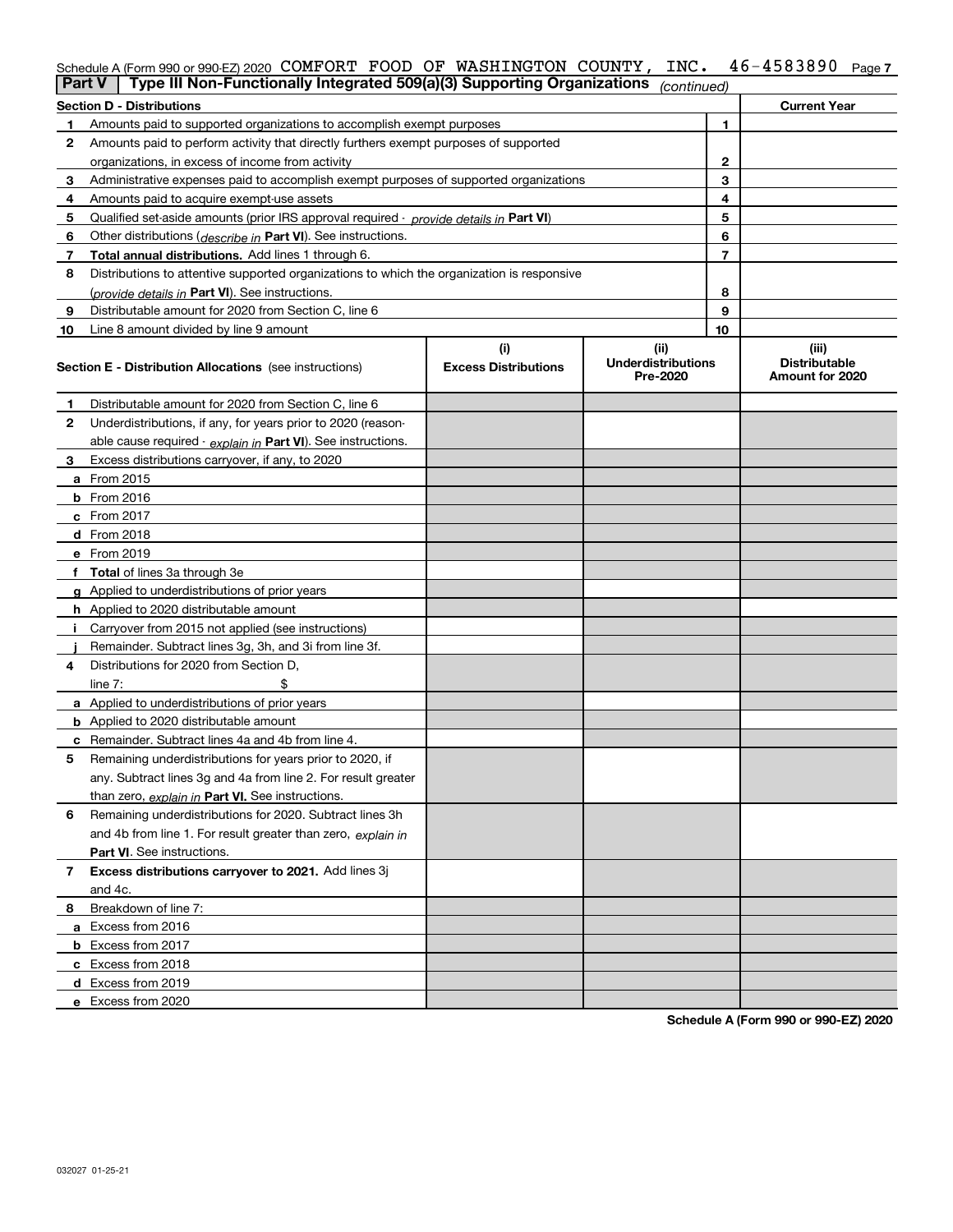Schedule A (Form 990 or 990-EZ) 2020 COMFORT FOOD OF WASHINGTON COUNTY, INC. 46-4583890

## Part V | Type III Non-Functionally Integrated 509(a)(3) Supporting Organizations *(continued)*

| Section D - Distributions | | | Current Year |
|---|---|---|---|
| 1 | Amounts paid to supported organizations to accomplish exempt purposes | 1 | |
| 2 | Amounts paid to perform activity that directly furthers exempt purposes of supported organizations, in excess of income from activity | 2 | |
| 3 | Administrative expenses paid to accomplish exempt purposes of supported organizations | 3 | |
| 4 | Amounts paid to acquire exempt-use assets | 4 | |
| 5 | Qualified set-aside amounts (prior IRS approval required - *provide details in* **Part VI**) | 5 | |
| 6 | Other distributions (*describe in* **Part VI**). See instructions. | 6 | |
| 7 | **Total annual distributions.** Add lines 1 through 6. | 7 | |
| 8 | Distributions to attentive supported organizations to which the organization is responsive (*provide details in* **Part VI**). See instructions. | 8 | |
| 9 | Distributable amount for 2020 from Section C, line 6 | 9 | |
| 10 | Line 8 amount divided by line 9 amount | 10 | |

| Section E - Distribution Allocations (see instructions) | (i) Excess Distributions | (ii) Underdistributions Pre-2020 | (iii) Distributable Amount for 2020 |
|---|---|---|---|
| **1** Distributable amount for 2020 from Section C, line 6 | | | |
| **2** Underdistributions, if any, for years prior to 2020 (reasonable cause required - *explain in* **Part VI**). See instructions. | | | |
| **3** Excess distributions carryover, if any, to 2020 | | | |
| **a** From 2015 | | | |
| **b** From 2016 | | | |
| **c** From 2017 | | | |
| **d** From 2018 | | | |
| **e** From 2019 | | | |
| **f Total** of lines 3a through 3e | | | |
| **g** Applied to underdistributions of prior years | | | |
| **h** Applied to 2020 distributable amount | | | |
| **i** Carryover from 2015 not applied (see instructions) | | | |
| **j** Remainder. Subtract lines 3g, 3h, and 3i from line 3f. | | | |
| **4** Distributions for 2020 from Section D, line 7: $ | | | |
| **a** Applied to underdistributions of prior years | | | |
| **b** Applied to 2020 distributable amount | | | |
| **c** Remainder. Subtract lines 4a and 4b from line 4. | | | |
| **5** Remaining underdistributions for years prior to 2020, if any. Subtract lines 3g and 4a from line 2. For result greater than zero, *explain in* **Part VI.** See instructions. | | | |
| **6** Remaining underdistributions for 2020. Subtract lines 3h and 4b from line 1. For result greater than zero, *explain in* **Part VI**. See instructions. | | | |
| **7 Excess distributions carryover to 2021.** Add lines 3j and 4c. | | | |
| **8** Breakdown of line 7: | | | |
| **a** Excess from 2016 | | | |
| **b** Excess from 2017 | | | |
| **c** Excess from 2018 | | | |
| **d** Excess from 2019 | | | |
| **e** Excess from 2020 | | | |

**Schedule A (Form 990 or 990-EZ) 2020**

032027 01-25-21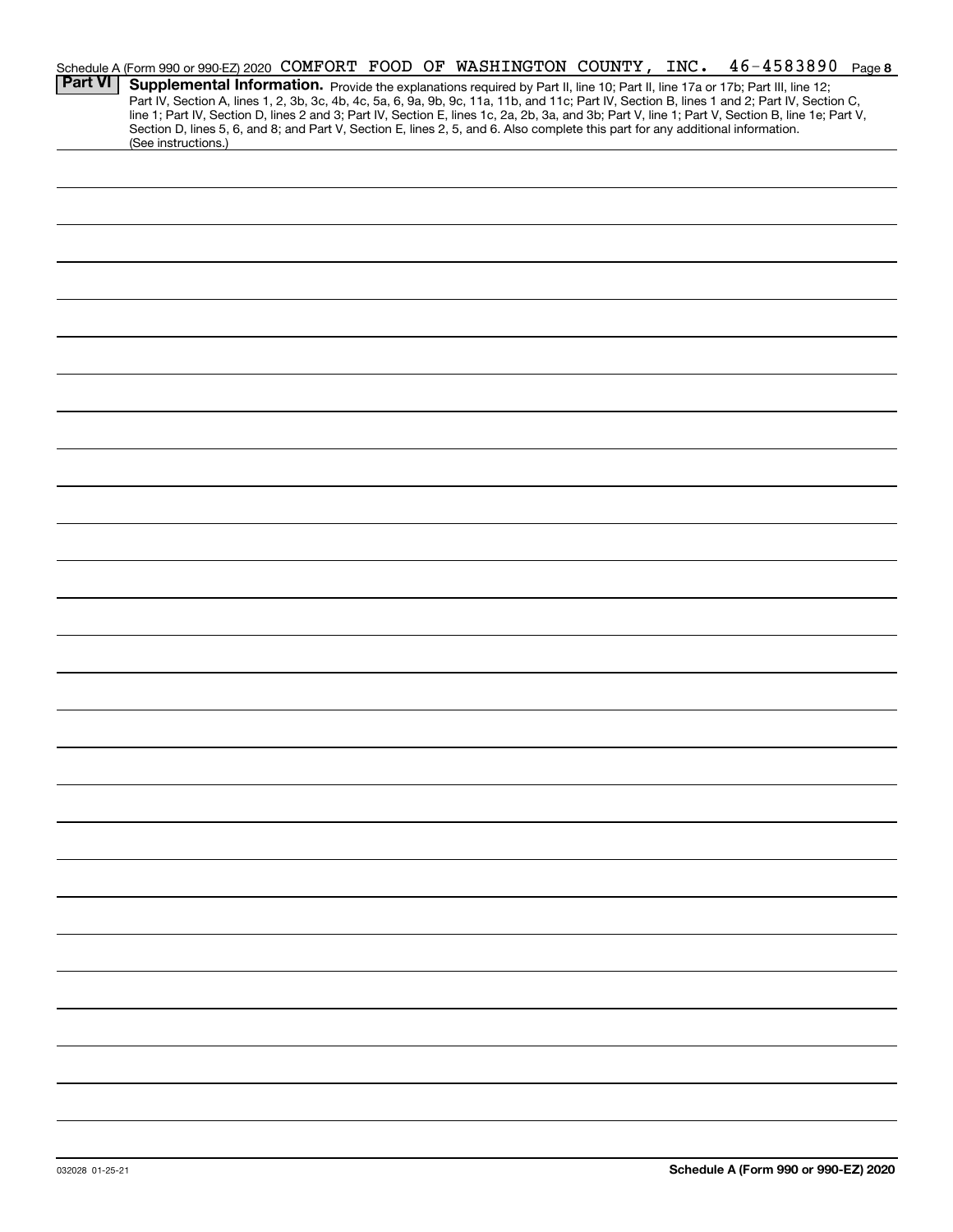Schedule A (Form 990 or 990-EZ) 2020 COMFORT FOOD OF WASHINGTON COUNTY, INC. 46-4583890 Page 8

**Part VI** **Supplemental Information.** Provide the explanations required by Part II, line 10; Part II, line 17a or 17b; Part III, line 12; Part IV, Section A, lines 1, 2, 3b, 3c, 4b, 4c, 5a, 6, 9a, 9b, 9c, 11a, 11b, and 11c; Part IV, Section B, lines 1 and 2; Part IV, Section C, line 1; Part IV, Section D, lines 2 and 3; Part IV, Section E, lines 1c, 2a, 2b, 3a, and 3b; Part V, line 1; Part V, Section B, line 1e; Part V, Section D, lines 5, 6, and 8; and Part V, Section E, lines 2, 5, and 6. Also complete this part for any additional information. (See instructions.)

032028 01-25-21

**Schedule A (Form 990 or 990-EZ) 2020**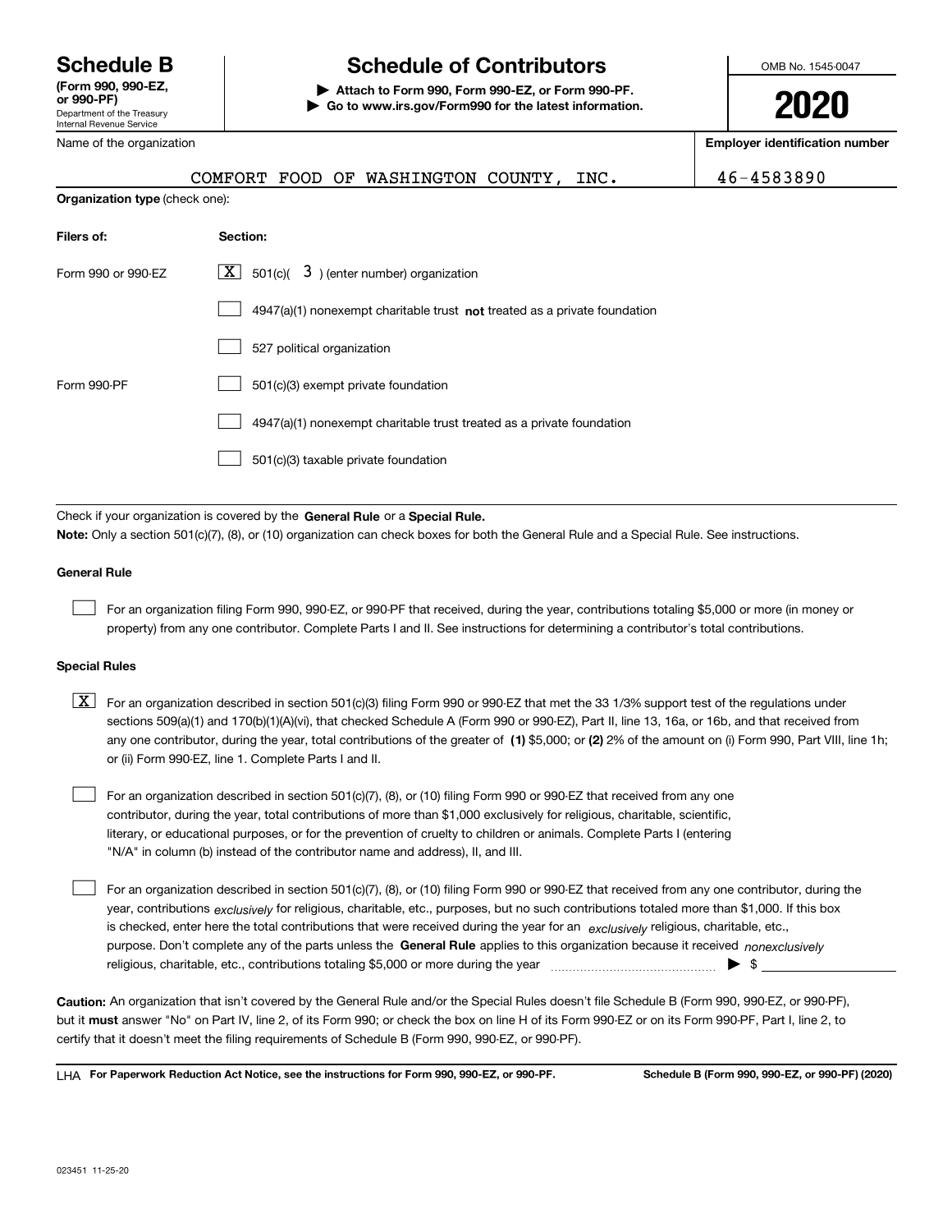# Schedule B

**(Form 990, 990-EZ, or 990-PF)**

Department of the Treasury
Internal Revenue Service

## Schedule of Contributors

▶ **Attach to Form 990, Form 990-EZ, or Form 990-PF.**
▶ **Go to www.irs.gov/Form990 for the latest information.**

OMB No. 1545-0047

**2020**

| Name of the organization | Employer identification number |
|---|---|
| COMFORT FOOD OF WASHINGTON COUNTY, INC. | 46-4583890 |

**Organization type** (check one):

| Filers of: | Section: |
|---|---|
| Form 990 or 990-EZ | [X] 501(c)( 3 ) (enter number) organization |
| | [ ] 4947(a)(1) nonexempt charitable trust **not** treated as a private foundation |
| | [ ] 527 political organization |
| Form 990-PF | [ ] 501(c)(3) exempt private foundation |
| | [ ] 4947(a)(1) nonexempt charitable trust treated as a private foundation |
| | [ ] 501(c)(3) taxable private foundation |

Check if your organization is covered by the **General Rule** or a **Special Rule.**

**Note:** Only a section 501(c)(7), (8), or (10) organization can check boxes for both the General Rule and a Special Rule. See instructions.

### General Rule

[ ] For an organization filing Form 990, 990-EZ, or 990-PF that received, during the year, contributions totaling $5,000 or more (in money or property) from any one contributor. Complete Parts I and II. See instructions for determining a contributor's total contributions.

### Special Rules

[X] For an organization described in section 501(c)(3) filing Form 990 or 990-EZ that met the 33 1/3% support test of the regulations under sections 509(a)(1) and 170(b)(1)(A)(vi), that checked Schedule A (Form 990 or 990-EZ), Part II, line 13, 16a, or 16b, and that received from any one contributor, during the year, total contributions of the greater of **(1)** $5,000; or **(2)** 2% of the amount on (i) Form 990, Part VIII, line 1h; or (ii) Form 990-EZ, line 1. Complete Parts I and II.

[ ] For an organization described in section 501(c)(7), (8), or (10) filing Form 990 or 990-EZ that received from any one contributor, during the year, total contributions of more than $1,000 exclusively for religious, charitable, scientific, literary, or educational purposes, or for the prevention of cruelty to children or animals. Complete Parts I (entering "N/A" in column (b) instead of the contributor name and address), II, and III.

[ ] For an organization described in section 501(c)(7), (8), or (10) filing Form 990 or 990-EZ that received from any one contributor, during the year, contributions *exclusively* for religious, charitable, etc., purposes, but no such contributions totaled more than $1,000. If this box is checked, enter here the total contributions that were received during the year for an *exclusively* religious, charitable, etc., purpose. Don't complete any of the parts unless the **General Rule** applies to this organization because it received *nonexclusively* religious, charitable, etc., contributions totaling $5,000 or more during the year ▶ $ ______

**Caution:** An organization that isn't covered by the General Rule and/or the Special Rules doesn't file Schedule B (Form 990, 990-EZ, or 990-PF), but it **must** answer "No" on Part IV, line 2, of its Form 990; or check the box on line H of its Form 990-EZ or on its Form 990-PF, Part I, line 2, to certify that it doesn't meet the filing requirements of Schedule B (Form 990, 990-EZ, or 990-PF).

LHA **For Paperwork Reduction Act Notice, see the instructions for Form 990, 990-EZ, or 990-PF.** **Schedule B (Form 990, 990-EZ, or 990-PF) (2020)**

023451 11-25-20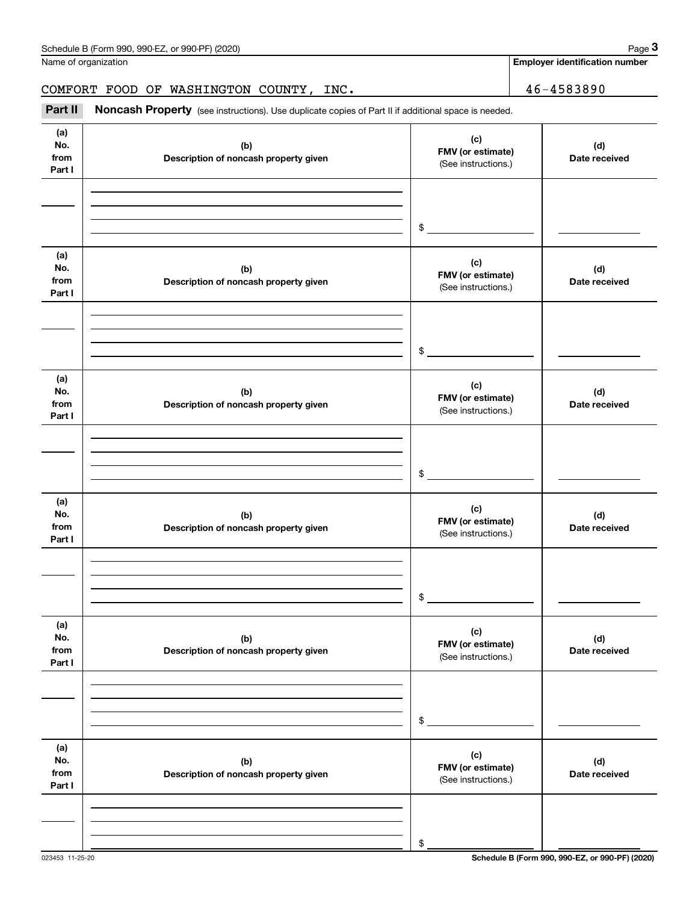Name of organization

**Employer identification number**

COMFORT FOOD OF WASHINGTON COUNTY, INC. 46-4583890

**Part II** **Noncash Property** (see instructions). Use duplicate copies of Part II if additional space is needed.

| (a) No. from Part I | (b) Description of noncash property given | (c) FMV (or estimate) (See instructions.) | (d) Date received |
|---|---|---|---|
| | | $ | |

| (a) No. from Part I | (b) Description of noncash property given | (c) FMV (or estimate) (See instructions.) | (d) Date received |
|---|---|---|---|
| | | $ | |

| (a) No. from Part I | (b) Description of noncash property given | (c) FMV (or estimate) (See instructions.) | (d) Date received |
|---|---|---|---|
| | | $ | |

| (a) No. from Part I | (b) Description of noncash property given | (c) FMV (or estimate) (See instructions.) | (d) Date received |
|---|---|---|---|
| | | $ | |

| (a) No. from Part I | (b) Description of noncash property given | (c) FMV (or estimate) (See instructions.) | (d) Date received |
|---|---|---|---|
| | | $ | |

| (a) No. from Part I | (b) Description of noncash property given | (c) FMV (or estimate) (See instructions.) | (d) Date received |
|---|---|---|---|
| | | $ | |

023453 11-25-20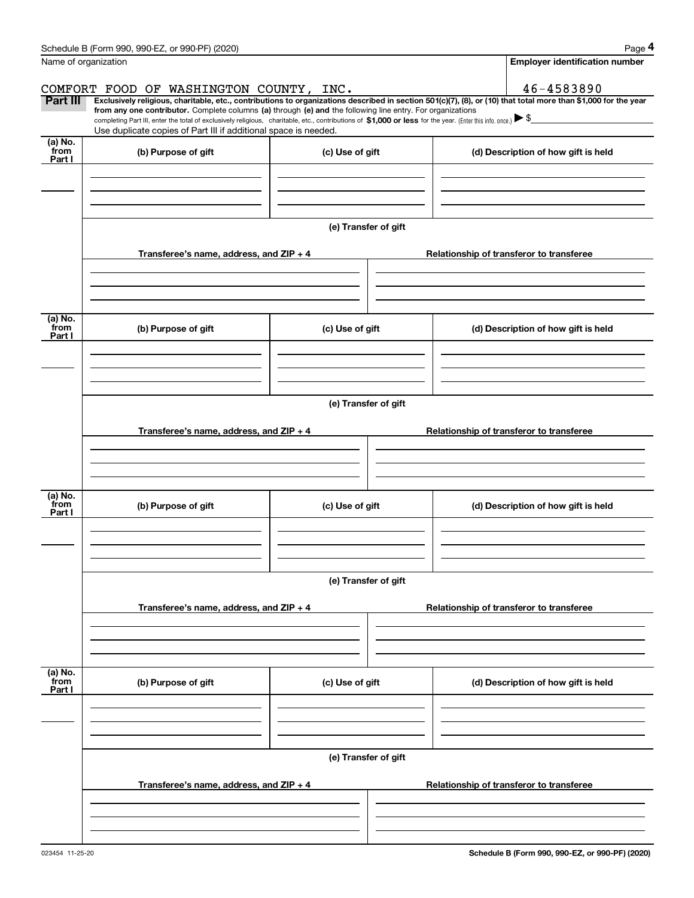Name of organization

**Employer identification number**

COMFORT FOOD OF WASHINGTON COUNTY, INC.

46-4583890

**Part III** **Exclusively religious, charitable, etc., contributions to organizations described in section 501(c)(7), (8), or (10) that total more than $1,000 for the year from any one contributor.** Complete columns **(a)** through **(e) and** the following line entry. For organizations completing Part III, enter the total of exclusively religious, charitable, etc., contributions of **$1,000 or less** for the year. (Enter this info. once.) ▶ $

Use duplicate copies of Part III if additional space is needed.

| (a) No. from Part I | (b) Purpose of gift | (c) Use of gift | (d) Description of how gift is held |
|---|---|---|---|
| | | | |

**(e) Transfer of gift**

| Transferee's name, address, and ZIP + 4 | Relationship of transferor to transferee |
|---|---|
| | |

| (a) No. from Part I | (b) Purpose of gift | (c) Use of gift | (d) Description of how gift is held |
|---|---|---|---|
| | | | |

**(e) Transfer of gift**

| Transferee's name, address, and ZIP + 4 | Relationship of transferor to transferee |
|---|---|
| | |

| (a) No. from Part I | (b) Purpose of gift | (c) Use of gift | (d) Description of how gift is held |
|---|---|---|---|
| | | | |

**(e) Transfer of gift**

| Transferee's name, address, and ZIP + 4 | Relationship of transferor to transferee |
|---|---|
| | |

| (a) No. from Part I | (b) Purpose of gift | (c) Use of gift | (d) Description of how gift is held |
|---|---|---|---|
| | | | |

**(e) Transfer of gift**

| Transferee's name, address, and ZIP + 4 | Relationship of transferor to transferee |
|---|---|
| | |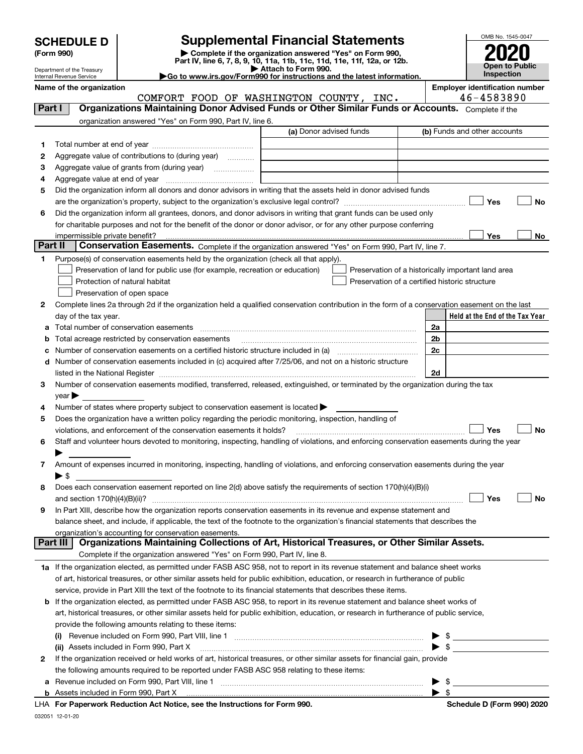**SCHEDULE D (Form 990)**

Department of the Treasury
Internal Revenue Service

# Supplemental Financial Statements

▶ Complete if the organization answered "Yes" on Form 990, Part IV, line 6, 7, 8, 9, 10, 11a, 11b, 11c, 11d, 11e, 11f, 12a, or 12b.
▶ Attach to Form 990.
▶Go to www.irs.gov/Form990 for instructions and the latest information.

OMB No. 1545-0047
**2020**
**Open to Public Inspection**

**Name of the organization**
COMFORT FOOD OF WASHINGTON COUNTY, INC.

**Employer identification number**
46-4583890

## Part I — Organizations Maintaining Donor Advised Funds or Other Similar Funds or Accounts.

Complete if the organization answered "Yes" on Form 990, Part IV, line 6.

| | | (a) Donor advised funds | (b) Funds and other accounts |
|---|---|---|---|
| 1 | Total number at end of year | | |
| 2 | Aggregate value of contributions to (during year) | | |
| 3 | Aggregate value of grants from (during year) | | |
| 4 | Aggregate value at end of year | | |

5 Did the organization inform all donors and donor advisors in writing that the assets held in donor advised funds are the organization's property, subject to the organization's exclusive legal control? ☐ Yes ☐ No

6 Did the organization inform all grantees, donors, and donor advisors in writing that grant funds can be used only for charitable purposes and not for the benefit of the donor or donor advisor, or for any other purpose conferring impermissible private benefit? ☐ Yes ☐ No

## Part II — Conservation Easements.

Complete if the organization answered "Yes" on Form 990, Part IV, line 7.

1 Purpose(s) of conservation easements held by the organization (check all that apply).

☐ Preservation of land for public use (for example, recreation or education)
☐ Protection of natural habitat
☐ Preservation of open space
☐ Preservation of a historically important land area
☐ Preservation of a certified historic structure

2 Complete lines 2a through 2d if the organization held a qualified conservation contribution in the form of a conservation easement on the last day of the tax year.

| | | | Held at the End of the Tax Year |
|---|---|---|---|
| a | Total number of conservation easements | 2a | |
| b | Total acreage restricted by conservation easements | 2b | |
| c | Number of conservation easements on a certified historic structure included in (a) | 2c | |
| d | Number of conservation easements included in (c) acquired after 7/25/06, and not on a historic structure listed in the National Register | 2d | |

3 Number of conservation easements modified, transferred, released, extinguished, or terminated by the organization during the tax year ▶

4 Number of states where property subject to conservation easement is located ▶

5 Does the organization have a written policy regarding the periodic monitoring, inspection, handling of violations, and enforcement of the conservation easements it holds? ☐ Yes ☐ No

6 Staff and volunteer hours devoted to monitoring, inspecting, handling of violations, and enforcing conservation easements during the year ▶

7 Amount of expenses incurred in monitoring, inspecting, handling of violations, and enforcing conservation easements during the year ▶ $

8 Does each conservation easement reported on line 2(d) above satisfy the requirements of section 170(h)(4)(B)(i) and section 170(h)(4)(B)(ii)? ☐ Yes ☐ No

9 In Part XIII, describe how the organization reports conservation easements in its revenue and expense statement and balance sheet, and include, if applicable, the text of the footnote to the organization's financial statements that describes the organization's accounting for conservation easements.

## Part III — Organizations Maintaining Collections of Art, Historical Treasures, or Other Similar Assets.

Complete if the organization answered "Yes" on Form 990, Part IV, line 8.

1a If the organization elected, as permitted under FASB ASC 958, not to report in its revenue statement and balance sheet works of art, historical treasures, or other similar assets held for public exhibition, education, or research in furtherance of public service, provide in Part XIII the text of the footnote to its financial statements that describes these items.

b If the organization elected, as permitted under FASB ASC 958, to report in its revenue statement and balance sheet works of art, historical treasures, or other similar assets held for public exhibition, education, or research in furtherance of public service, provide the following amounts relating to these items:

(i) Revenue included on Form 990, Part VIII, line 1 ▶ $

(ii) Assets included in Form 990, Part X ▶ $

2 If the organization received or held works of art, historical treasures, or other similar assets for financial gain, provide the following amounts required to be reported under FASB ASC 958 relating to these items:

a Revenue included on Form 990, Part VIII, line 1 ▶ $

b Assets included in Form 990, Part X ▶ $

**LHA For Paperwork Reduction Act Notice, see the Instructions for Form 990.** **Schedule D (Form 990) 2020**

032051 12-01-20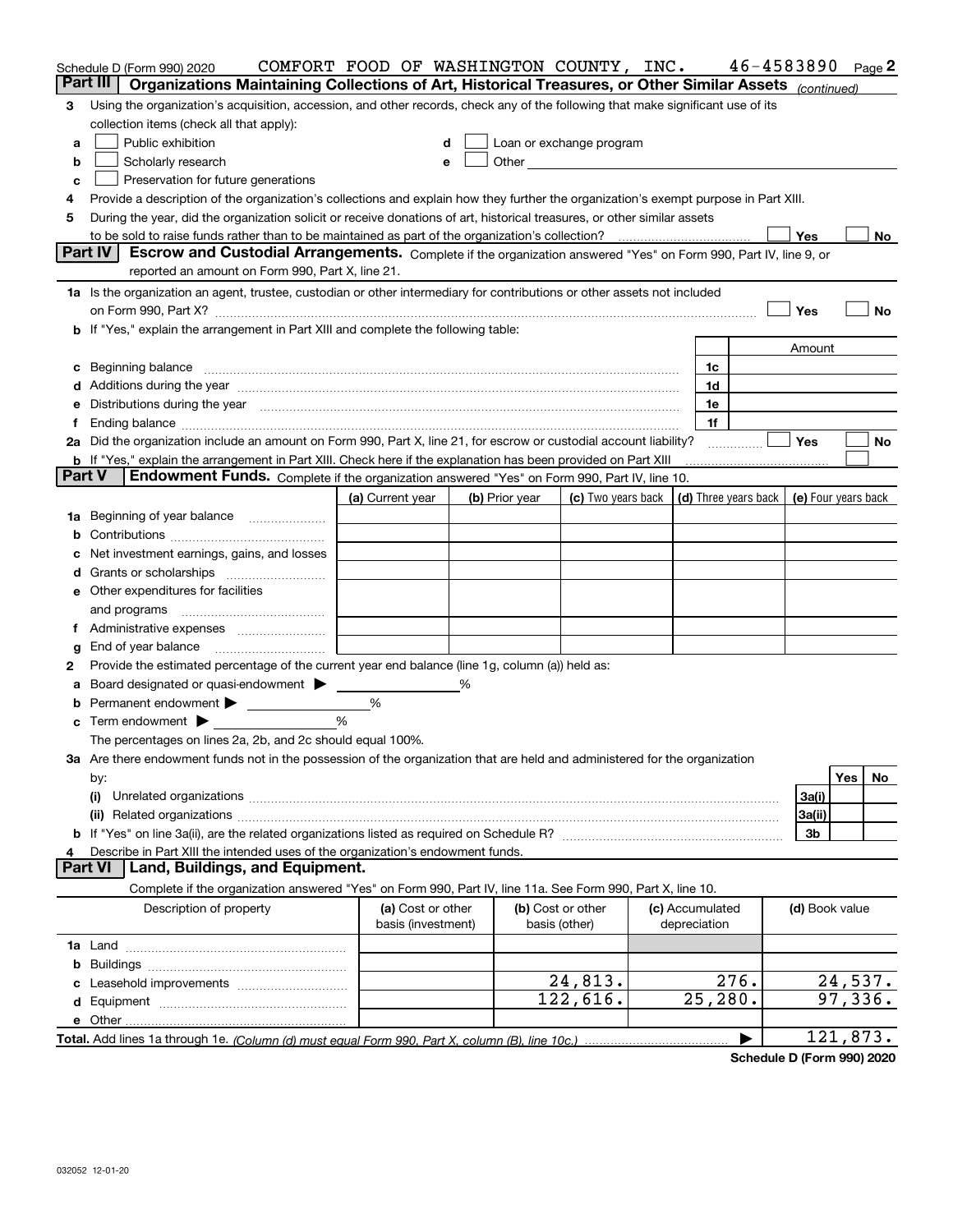Schedule D (Form 990) 2020 COMFORT FOOD OF WASHINGTON COUNTY, INC. 46-4583890 Page 2

**Part III Organizations Maintaining Collections of Art, Historical Treasures, or Other Similar Assets** *(continued)*

3 Using the organization's acquisition, accession, and other records, check any of the following that make significant use of its collection items (check all that apply):

- a ☐ Public exhibition
- b ☐ Scholarly research
- c ☐ Preservation for future generations
- d ☐ Loan or exchange program
- e ☐ Other

4 Provide a description of the organization's collections and explain how they further the organization's exempt purpose in Part XIII.

5 During the year, did the organization solicit or receive donations of art, historical treasures, or other similar assets to be sold to raise funds rather than to be maintained as part of the organization's collection? ☐ Yes ☐ No

**Part IV Escrow and Custodial Arrangements.** Complete if the organization answered "Yes" on Form 990, Part IV, line 9, or reported an amount on Form 990, Part X, line 21.

1a Is the organization an agent, trustee, custodian or other intermediary for contributions or other assets not included on Form 990, Part X? ☐ Yes ☐ No

b If "Yes," explain the arrangement in Part XIII and complete the following table:

| | | Amount |
|---|---|---|
| c Beginning balance | 1c | |
| d Additions during the year | 1d | |
| e Distributions during the year | 1e | |
| f Ending balance | 1f | |

2a Did the organization include an amount on Form 990, Part X, line 21, for escrow or custodial account liability? ☐ Yes ☐ No

b If "Yes," explain the arrangement in Part XIII. Check here if the explanation has been provided on Part XIII ☐

**Part V Endowment Funds.** Complete if the organization answered "Yes" on Form 990, Part IV, line 10.

| | (a) Current year | (b) Prior year | (c) Two years back | (d) Three years back | (e) Four years back |
|---|---|---|---|---|---|
| 1a Beginning of year balance | | | | | |
| b Contributions | | | | | |
| c Net investment earnings, gains, and losses | | | | | |
| d Grants or scholarships | | | | | |
| e Other expenditures for facilities and programs | | | | | |
| f Administrative expenses | | | | | |
| g End of year balance | | | | | |

2 Provide the estimated percentage of the current year end balance (line 1g, column (a)) held as:

a Board designated or quasi-endowment ▶ %

b Permanent endowment ▶ %

c Term endowment ▶ %

The percentages on lines 2a, 2b, and 2c should equal 100%.

3a Are there endowment funds not in the possession of the organization that are held and administered for the organization by:

| | | Yes | No |
|---|---|---|---|
| (i) Unrelated organizations | 3a(i) | | |
| (ii) Related organizations | 3a(ii) | | |
| b If "Yes" on line 3a(ii), are the related organizations listed as required on Schedule R? | 3b | | |

4 Describe in Part XIII the intended uses of the organization's endowment funds.

**Part VI Land, Buildings, and Equipment.**

Complete if the organization answered "Yes" on Form 990, Part IV, line 11a. See Form 990, Part X, line 10.

| Description of property | (a) Cost or other basis (investment) | (b) Cost or other basis (other) | (c) Accumulated depreciation | (d) Book value |
|---|---|---|---|---|
| 1a Land | | | | |
| b Buildings | | | | |
| c Leasehold improvements | | 24,813. | 276. | 24,537. |
| d Equipment | | 122,616. | 25,280. | 97,336. |
| e Other | | | | |
| **Total.** Add lines 1a through 1e. *(Column (d) must equal Form 990, Part X, column (B), line 10c.)* | | | | 121,873. |

**Schedule D (Form 990) 2020**

032052 12-01-20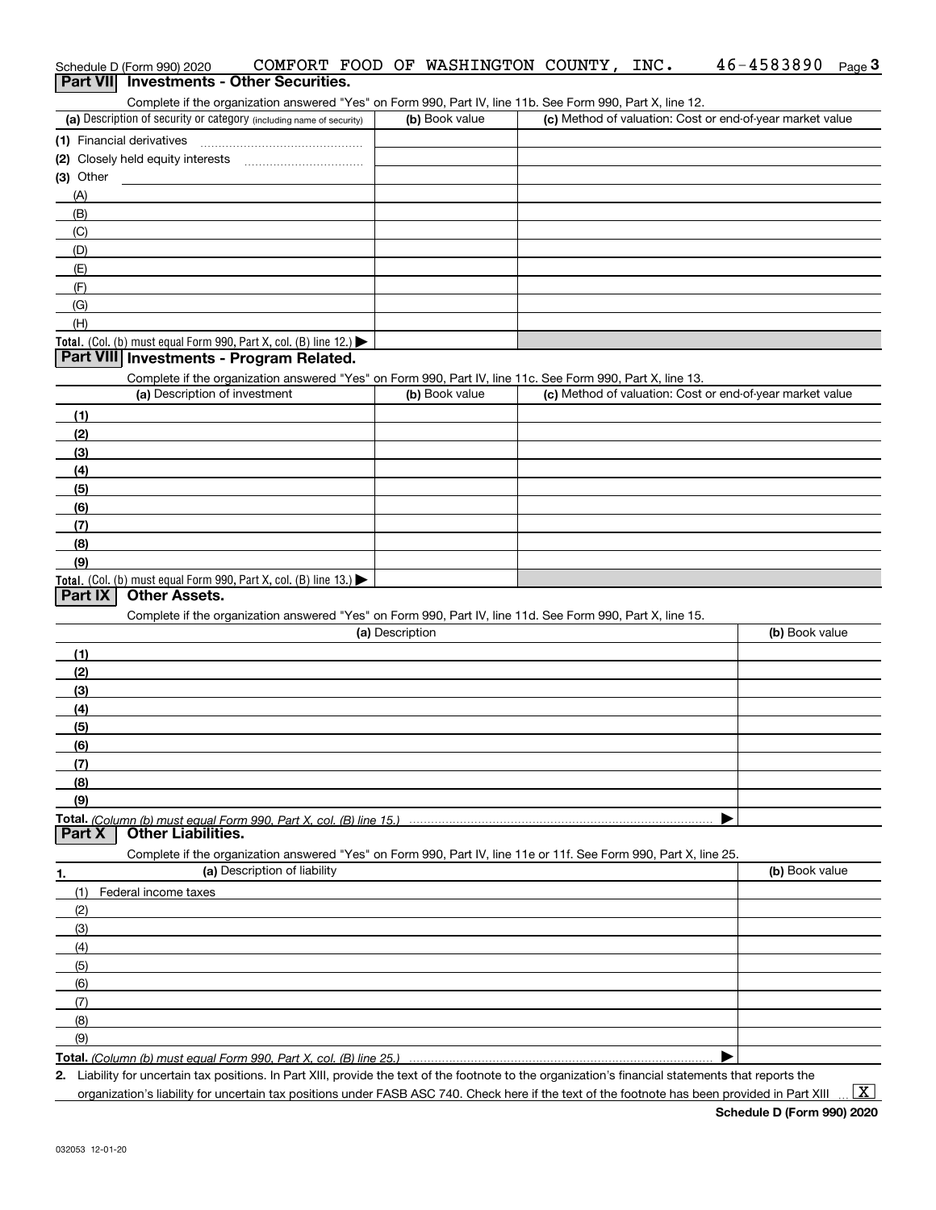Schedule D (Form 990) 2020 COMFORT FOOD OF WASHINGTON COUNTY, INC. 46-4583890 Page 3

## Part VII Investments - Other Securities.

Complete if the organization answered "Yes" on Form 990, Part IV, line 11b. See Form 990, Part X, line 12.

| (a) Description of security or category (including name of security) | (b) Book value | (c) Method of valuation: Cost or end-of-year market value |
|---|---|---|
| (1) Financial derivatives | | |
| (2) Closely held equity interests | | |
| (3) Other | | |
| (A) | | |
| (B) | | |
| (C) | | |
| (D) | | |
| (E) | | |
| (F) | | |
| (G) | | |
| (H) | | |
| **Total.** (Col. (b) must equal Form 990, Part X, col. (B) line 12.) ▶ | | |

## Part VIII Investments - Program Related.

Complete if the organization answered "Yes" on Form 990, Part IV, line 11c. See Form 990, Part X, line 13.

| (a) Description of investment | (b) Book value | (c) Method of valuation: Cost or end-of-year market value |
|---|---|---|
| (1) | | |
| (2) | | |
| (3) | | |
| (4) | | |
| (5) | | |
| (6) | | |
| (7) | | |
| (8) | | |
| (9) | | |
| **Total.** (Col. (b) must equal Form 990, Part X, col. (B) line 13.) ▶ | | |

## Part IX Other Assets.

Complete if the organization answered "Yes" on Form 990, Part IV, line 11d. See Form 990, Part X, line 15.

| (a) Description | (b) Book value |
|---|---|
| (1) | |
| (2) | |
| (3) | |
| (4) | |
| (5) | |
| (6) | |
| (7) | |
| (8) | |
| (9) | |
| **Total.** *(Column (b) must equal Form 990, Part X, col. (B) line 15.)* ▶ | |

## Part X Other Liabilities.

Complete if the organization answered "Yes" on Form 990, Part IV, line 11e or 11f. See Form 990, Part X, line 25.

| 1. (a) Description of liability | (b) Book value |
|---|---|
| (1) Federal income taxes | |
| (2) | |
| (3) | |
| (4) | |
| (5) | |
| (6) | |
| (7) | |
| (8) | |
| (9) | |
| **Total.** *(Column (b) must equal Form 990, Part X, col. (B) line 25.)* ▶ | |

2. Liability for uncertain tax positions. In Part XIII, provide the text of the footnote to the organization's financial statements that reports the organization's liability for uncertain tax positions under FASB ASC 740. Check here if the text of the footnote has been provided in Part XIII ... [X]

Schedule D (Form 990) 2020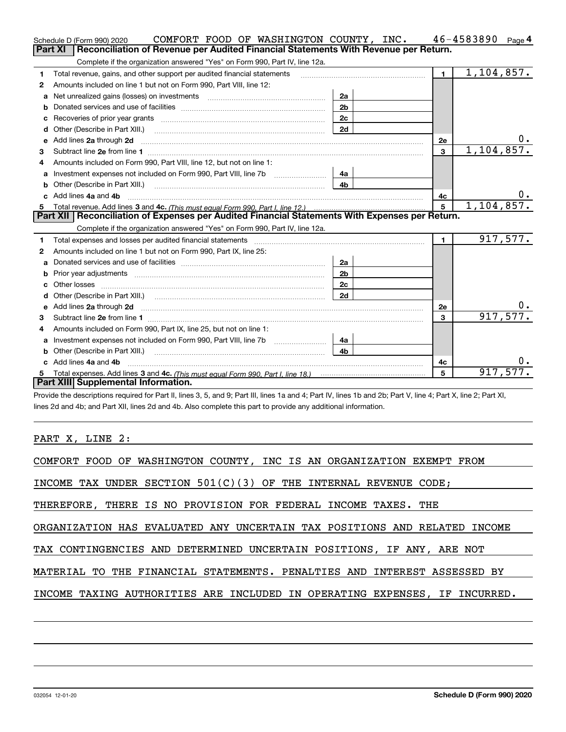Schedule D (Form 990) 2020 COMFORT FOOD OF WASHINGTON COUNTY, INC. 46-4583890 Page 4

## Part XI Reconciliation of Revenue per Audited Financial Statements With Revenue per Return.

Complete if the organization answered "Yes" on Form 990, Part IV, line 12a.

| | | | | | |
|---|---|---|---|---|---|
| 1 | Total revenue, gains, and other support per audited financial statements | | | 1 | 1,104,857. |
| 2 | Amounts included on line 1 but not on Form 990, Part VIII, line 12: | | | | |
| a | Net unrealized gains (losses) on investments | 2a | | | |
| b | Donated services and use of facilities | 2b | | | |
| c | Recoveries of prior year grants | 2c | | | |
| d | Other (Describe in Part XIII.) | 2d | | | |
| e | Add lines 2a through 2d | | | 2e | 0. |
| 3 | Subtract line 2e from line 1 | | | 3 | 1,104,857. |
| 4 | Amounts included on Form 990, Part VIII, line 12, but not on line 1: | | | | |
| a | Investment expenses not included on Form 990, Part VIII, line 7b | 4a | | | |
| b | Other (Describe in Part XIII.) | 4b | | | |
| c | Add lines 4a and 4b | | | 4c | 0. |
| 5 | Total revenue. Add lines 3 and 4c. *(This must equal Form 990, Part I, line 12.)* | | | 5 | 1,104,857. |

## Part XII Reconciliation of Expenses per Audited Financial Statements With Expenses per Return.

Complete if the organization answered "Yes" on Form 990, Part IV, line 12a.

| | | | | | |
|---|---|---|---|---|---|
| 1 | Total expenses and losses per audited financial statements | | | 1 | 917,577. |
| 2 | Amounts included on line 1 but not on Form 990, Part IX, line 25: | | | | |
| a | Donated services and use of facilities | 2a | | | |
| b | Prior year adjustments | 2b | | | |
| c | Other losses | 2c | | | |
| d | Other (Describe in Part XIII.) | 2d | | | |
| e | Add lines 2a through 2d | | | 2e | 0. |
| 3 | Subtract line 2e from line 1 | | | 3 | 917,577. |
| 4 | Amounts included on Form 990, Part IX, line 25, but not on line 1: | | | | |
| a | Investment expenses not included on Form 990, Part VIII, line 7b | 4a | | | |
| b | Other (Describe in Part XIII.) | 4b | | | |
| c | Add lines 4a and 4b | | | 4c | 0. |
| 5 | Total expenses. Add lines 3 and 4c. *(This must equal Form 990, Part I, line 18.)* | | | 5 | 917,577. |

## Part XIII Supplemental Information.

Provide the descriptions required for Part II, lines 3, 5, and 9; Part III, lines 1a and 4; Part IV, lines 1b and 2b; Part V, line 4; Part X, line 2; Part XI, lines 2d and 4b; and Part XII, lines 2d and 4b. Also complete this part to provide any additional information.

PART X, LINE 2:

COMFORT FOOD OF WASHINGTON COUNTY, INC IS AN ORGANIZATION EXEMPT FROM INCOME TAX UNDER SECTION 501(C)(3) OF THE INTERNAL REVENUE CODE; THEREFORE, THERE IS NO PROVISION FOR FEDERAL INCOME TAXES. THE ORGANIZATION HAS EVALUATED ANY UNCERTAIN TAX POSITIONS AND RELATED INCOME TAX CONTINGENCIES AND DETERMINED UNCERTAIN POSITIONS, IF ANY, ARE NOT MATERIAL TO THE FINANCIAL STATEMENTS. PENALTIES AND INTEREST ASSESSED BY INCOME TAXING AUTHORITIES ARE INCLUDED IN OPERATING EXPENSES, IF INCURRED.

032054 12-01-20 Schedule D (Form 990) 2020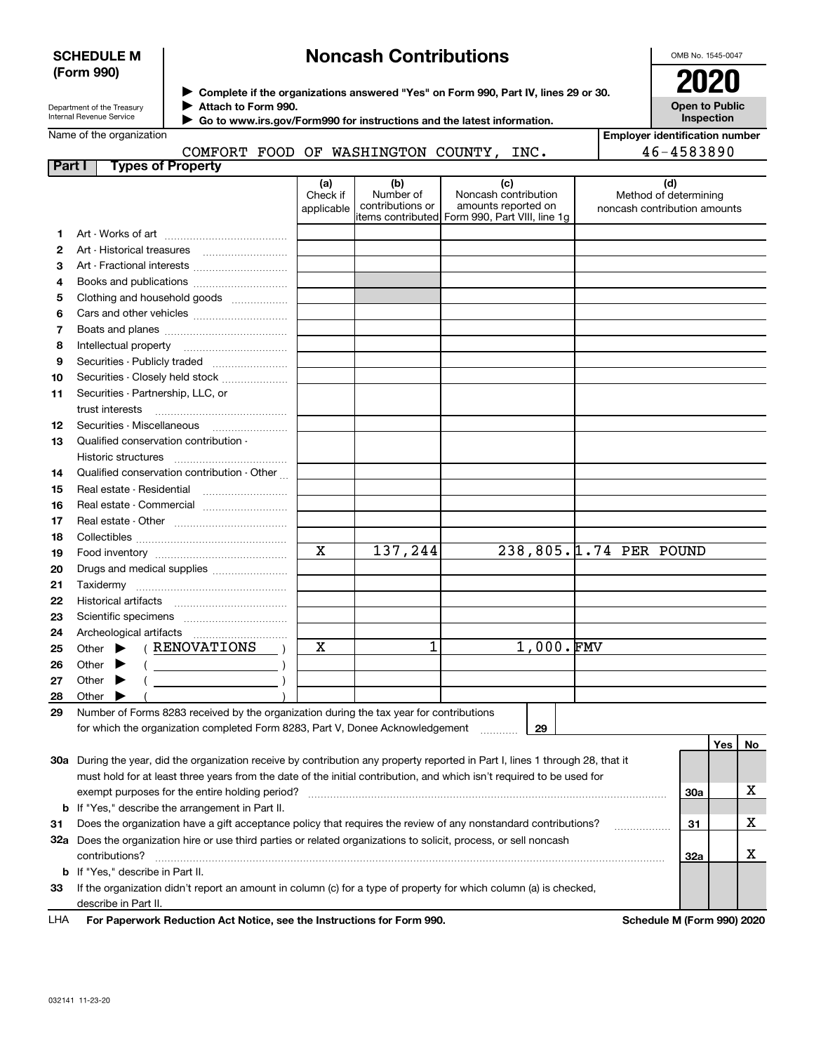**SCHEDULE M (Form 990)**

Department of the Treasury
Internal Revenue Service

# Noncash Contributions

▶ Complete if the organizations answered "Yes" on Form 990, Part IV, lines 29 or 30.
▶ Attach to Form 990.
▶ Go to www.irs.gov/Form990 for instructions and the latest information.

OMB No. 1545-0047

**2020**

**Open to Public Inspection**

Name of the organization: COMFORT FOOD OF WASHINGTON COUNTY, INC.

Employer identification number: 46-4583890

## Part I Types of Property

| | | (a) Check if applicable | (b) Number of contributions or items contributed | (c) Noncash contribution amounts reported on Form 990, Part VIII, line 1g | (d) Method of determining noncash contribution amounts |
|---|---|---|---|---|---|
| 1 | Art - Works of art | | | | |
| 2 | Art - Historical treasures | | | | |
| 3 | Art - Fractional interests | | | | |
| 4 | Books and publications | | | | |
| 5 | Clothing and household goods | | | | |
| 6 | Cars and other vehicles | | | | |
| 7 | Boats and planes | | | | |
| 8 | Intellectual property | | | | |
| 9 | Securities - Publicly traded | | | | |
| 10 | Securities - Closely held stock | | | | |
| 11 | Securities - Partnership, LLC, or trust interests | | | | |
| 12 | Securities - Miscellaneous | | | | |
| 13 | Qualified conservation contribution - Historic structures | | | | |
| 14 | Qualified conservation contribution - Other | | | | |
| 15 | Real estate - Residential | | | | |
| 16 | Real estate - Commercial | | | | |
| 17 | Real estate - Other | | | | |
| 18 | Collectibles | | | | |
| 19 | Food inventory | X | 137,244 | 238,805. | 1.74 PER POUND |
| 20 | Drugs and medical supplies | | | | |
| 21 | Taxidermy | | | | |
| 22 | Historical artifacts | | | | |
| 23 | Scientific specimens | | | | |
| 24 | Archeological artifacts | | | | |
| 25 | Other ▶ ( RENOVATIONS ) | X | 1 | 1,000. | FMV |
| 26 | Other ▶ ( ) | | | | |
| 27 | Other ▶ ( ) | | | | |
| 28 | Other ▶ ( ) | | | | |

**29** Number of Forms 8283 received by the organization during the tax year for contributions for which the organization completed Form 8283, Part V, Donee Acknowledgement ..... **29**

| | | | Yes | No |
|---|---|---|---|---|
| **30a** | During the year, did the organization receive by contribution any property reported in Part I, lines 1 through 28, that it must hold for at least three years from the date of the initial contribution, and which isn't required to be used for exempt purposes for the entire holding period? | 30a | | X |
| **b** | If "Yes," describe the arrangement in Part II. | | | |
| **31** | Does the organization have a gift acceptance policy that requires the review of any nonstandard contributions? | 31 | | X |
| **32a** | Does the organization hire or use third parties or related organizations to solicit, process, or sell noncash contributions? | 32a | | X |
| **b** | If "Yes," describe in Part II. | | | |
| **33** | If the organization didn't report an amount in column (c) for a type of property for which column (a) is checked, describe in Part II. | | | |

LHA **For Paperwork Reduction Act Notice, see the Instructions for Form 990.** **Schedule M (Form 990) 2020**

032141 11-23-20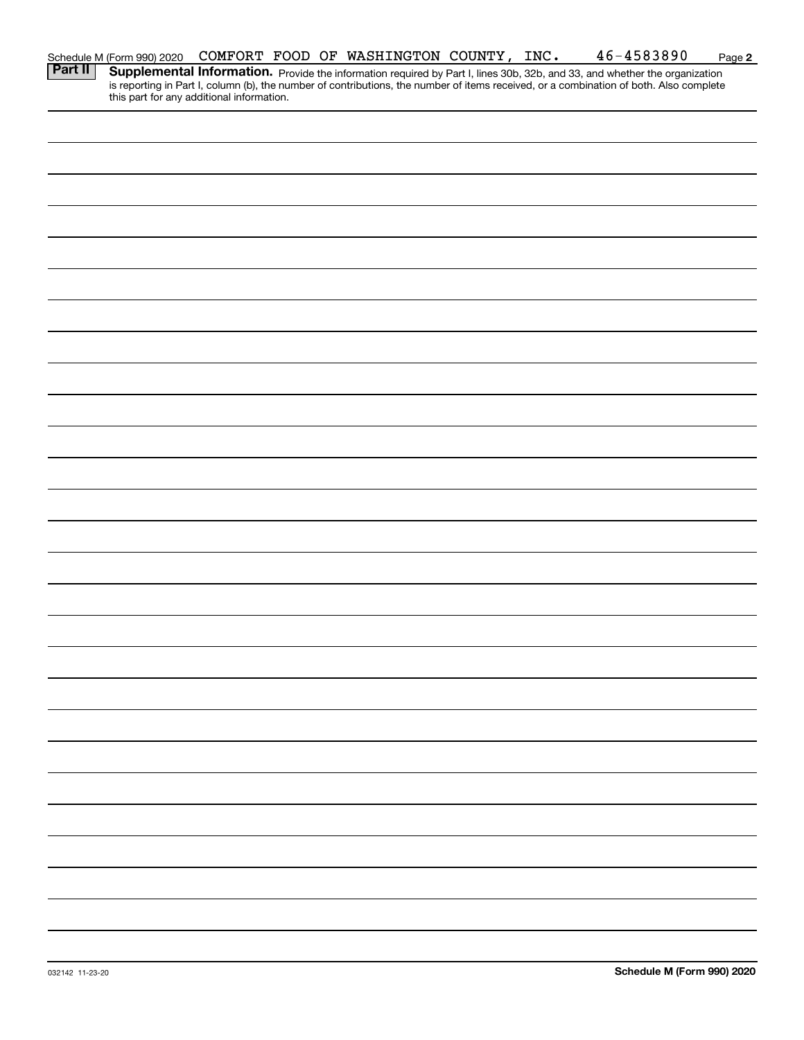Schedule M (Form 990) 2020 COMFORT FOOD OF WASHINGTON COUNTY, INC. 46-4583890 Page **2**

**Part II** **Supplemental Information.** Provide the information required by Part I, lines 30b, 32b, and 33, and whether the organization is reporting in Part I, column (b), the number of contributions, the number of items received, or a combination of both. Also complete this part for any additional information.

032142 11-23-20 **Schedule M (Form 990) 2020**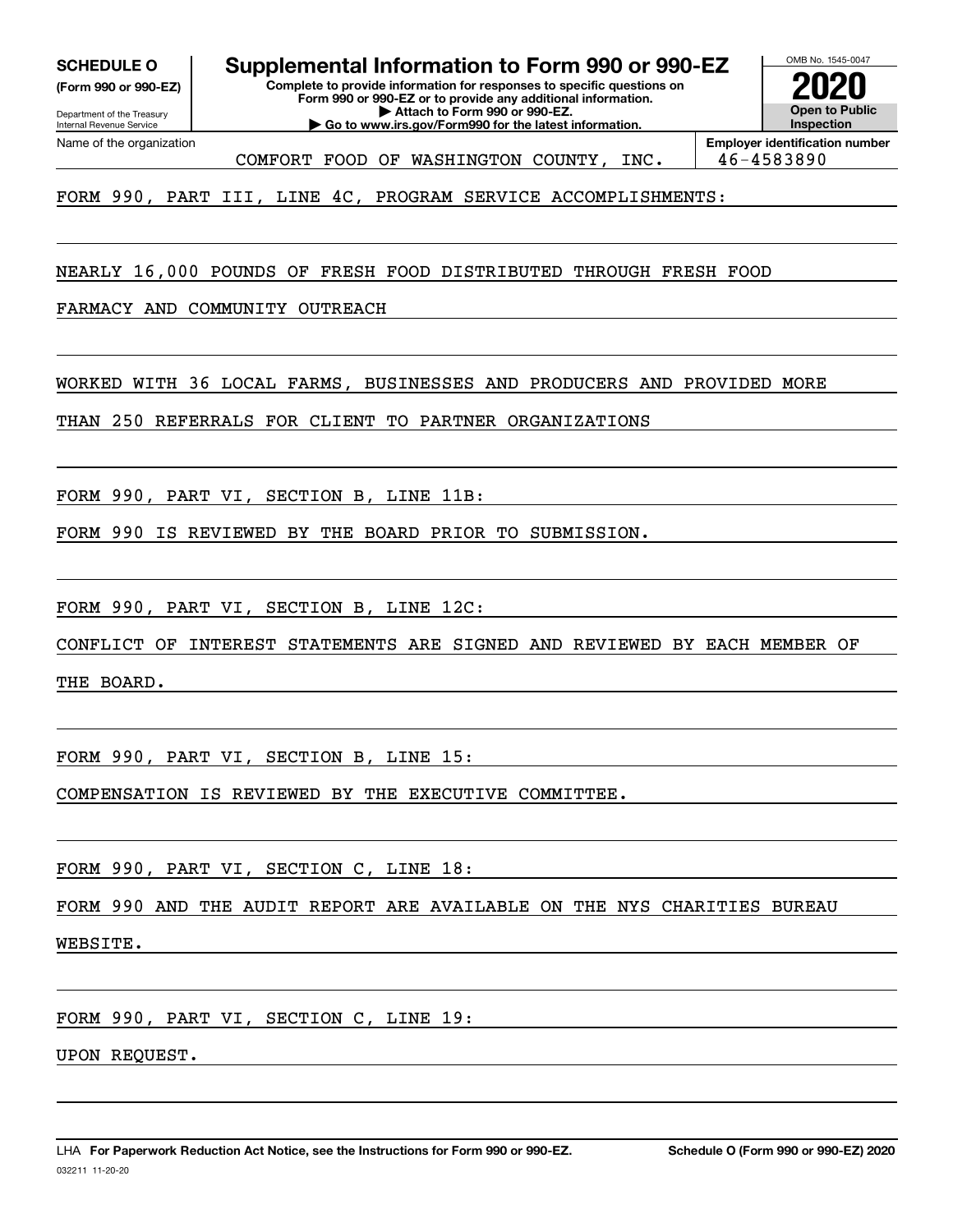**SCHEDULE O**
**(Form 990 or 990-EZ)**

Department of the Treasury
Internal Revenue Service

# Supplemental Information to Form 990 or 990-EZ

**Complete to provide information for responses to specific questions on Form 990 or 990-EZ or to provide any additional information.**
**▶ Attach to Form 990 or 990-EZ.**
**▶ Go to www.irs.gov/Form990 for the latest information.**

OMB No. 1545-0047

**2020**

**Open to Public Inspection**

Name of the organization: COMFORT FOOD OF WASHINGTON COUNTY, INC.

**Employer identification number:** 46-4583890

FORM 990, PART III, LINE 4C, PROGRAM SERVICE ACCOMPLISHMENTS:

NEARLY 16,000 POUNDS OF FRESH FOOD DISTRIBUTED THROUGH FRESH FOOD FARMACY AND COMMUNITY OUTREACH

WORKED WITH 36 LOCAL FARMS, BUSINESSES AND PRODUCERS AND PROVIDED MORE THAN 250 REFERRALS FOR CLIENT TO PARTNER ORGANIZATIONS

FORM 990, PART VI, SECTION B, LINE 11B:

FORM 990 IS REVIEWED BY THE BOARD PRIOR TO SUBMISSION.

FORM 990, PART VI, SECTION B, LINE 12C:

CONFLICT OF INTEREST STATEMENTS ARE SIGNED AND REVIEWED BY EACH MEMBER OF THE BOARD.

FORM 990, PART VI, SECTION B, LINE 15:

COMPENSATION IS REVIEWED BY THE EXECUTIVE COMMITTEE.

FORM 990, PART VI, SECTION C, LINE 18:

FORM 990 AND THE AUDIT REPORT ARE AVAILABLE ON THE NYS CHARITIES BUREAU WEBSITE.

FORM 990, PART VI, SECTION C, LINE 19:

UPON REQUEST.

LHA **For Paperwork Reduction Act Notice, see the Instructions for Form 990 or 990-EZ.** **Schedule O (Form 990 or 990-EZ) 2020**

032211 11-20-20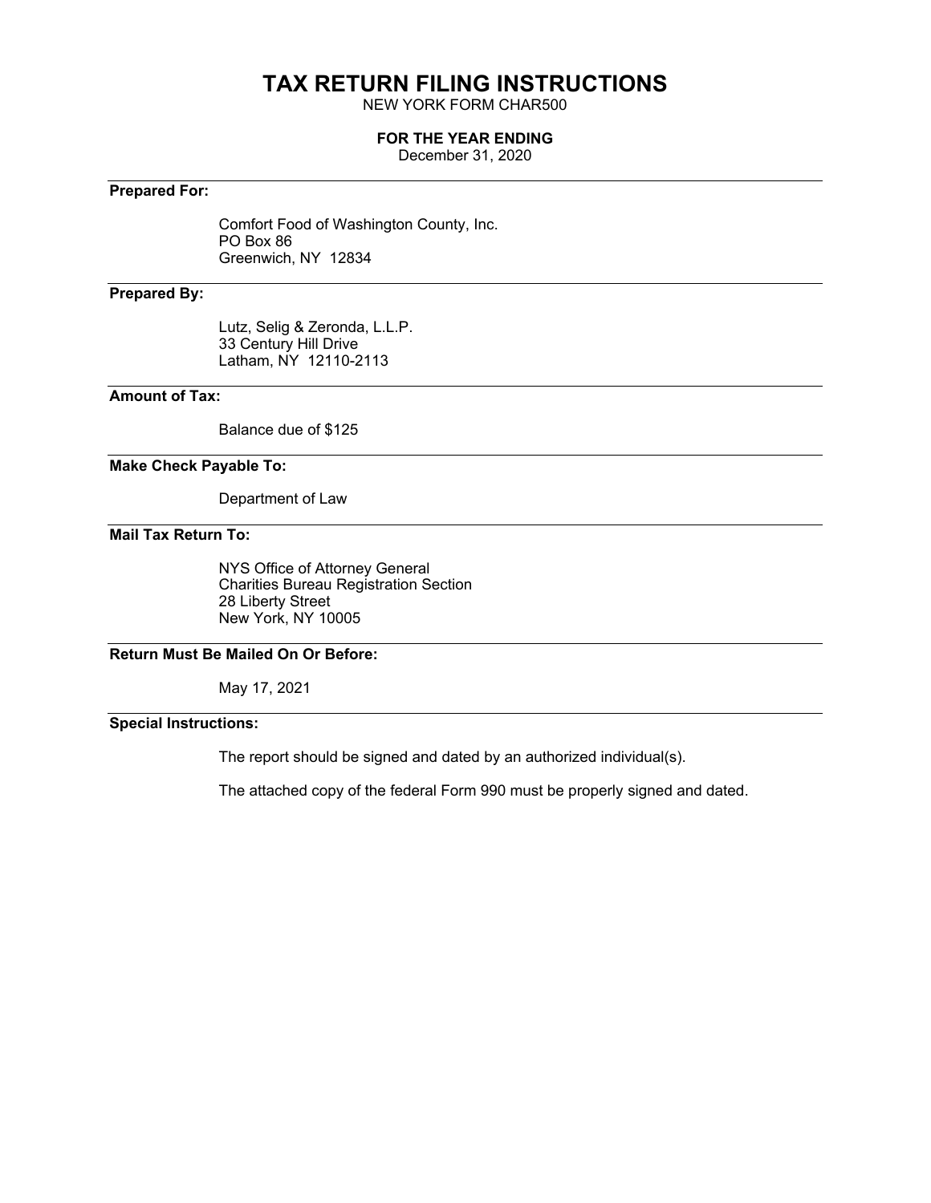# TAX RETURN FILING INSTRUCTIONS

NEW YORK FORM CHAR500

**FOR THE YEAR ENDING**

December 31, 2020

---

**Prepared For:**

Comfort Food of Washington County, Inc.
PO Box 86
Greenwich, NY 12834

---

**Prepared By:**

Lutz, Selig & Zeronda, L.L.P.
33 Century Hill Drive
Latham, NY 12110-2113

---

**Amount of Tax:**

Balance due of $125

---

**Make Check Payable To:**

Department of Law

---

**Mail Tax Return To:**

NYS Office of Attorney General
Charities Bureau Registration Section
28 Liberty Street
New York, NY 10005

---

**Return Must Be Mailed On Or Before:**

May 17, 2021

---

**Special Instructions:**

The report should be signed and dated by an authorized individual(s).

The attached copy of the federal Form 990 must be properly signed and dated.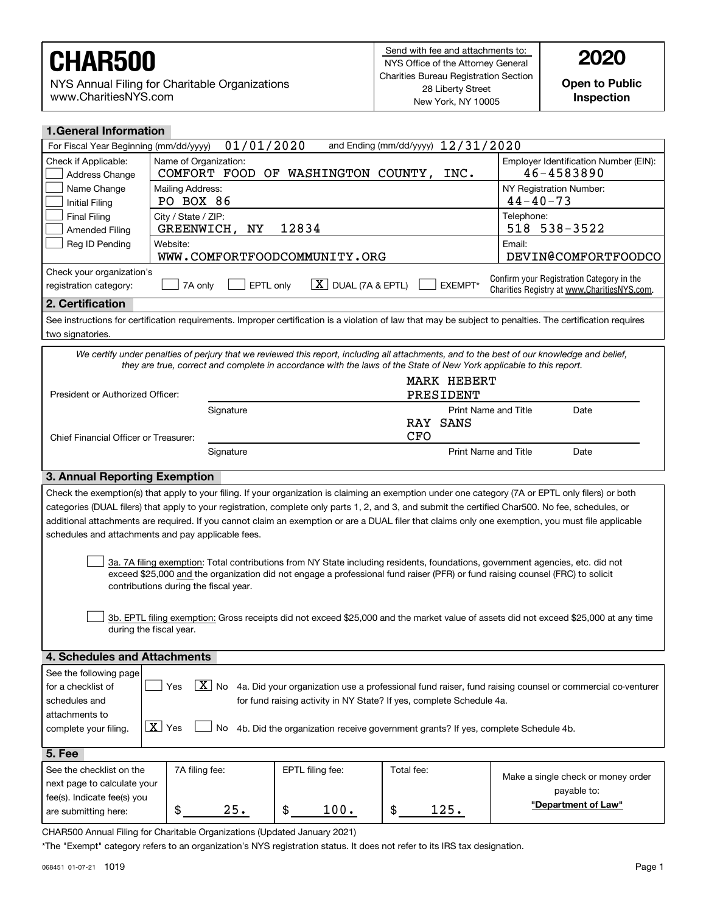# CHAR500

NYS Annual Filing for Charitable Organizations
www.CharitiesNYS.com

Send with fee and attachments to:
NYS Office of the Attorney General
Charities Bureau Registration Section
28 Liberty Street
New York, NY 10005

**2020**

**Open to Public Inspection**

## 1. General Information

For Fiscal Year Beginning (mm/dd/yyyy) 01/01/2020 and Ending (mm/dd/yyyy) 12/31/2020

| Check if Applicable: | | |
|---|---|---|
| ☐ Address Change<br>☐ Name Change<br>☐ Initial Filing<br>☐ Final Filing<br>☐ Amended Filing<br>☐ Reg ID Pending | Name of Organization: COMFORT FOOD OF WASHINGTON COUNTY, INC. | Employer Identification Number (EIN): 46-4583890 |
| | Mailing Address: PO BOX 86 | NY Registration Number: 44-40-73 |
| | City / State / ZIP: GREENWICH, NY 12834 | Telephone: 518 538-3522 |
| | Website: WWW.COMFORTFOODCOMMUNITY.ORG | Email: DEVIN@COMFORTFOODCO |

Check your organization's registration category: ☐ 7A only ☐ EPTL only ☒ DUAL (7A & EPTL) ☐ EXEMPT*

Confirm your Registration Category in the Charities Registry at www.CharitiesNYS.com.

## 2. Certification

See instructions for certification requirements. Improper certification is a violation of law that may be subject to penalties. The certification requires two signatories.

*We certify under penalties of perjury that we reviewed this report, including all attachments, and to the best of our knowledge and belief, they are true, correct and complete in accordance with the laws of the State of New York applicable to this report.*

| | Signature | Print Name and Title | Date |
|---|---|---|---|
| President or Authorized Officer: | | MARK HEBERT PRESIDENT | |
| Chief Financial Officer or Treasurer: | | RAY SANS CFO | |

## 3. Annual Reporting Exemption

Check the exemption(s) that apply to your filing. If your organization is claiming an exemption under one category (7A or EPTL only filers) or both categories (DUAL filers) that apply to your registration, complete only parts 1, 2, and 3, and submit the certified Char500. No fee, schedules, or additional attachments are required. If you cannot claim an exemption or are a DUAL filer that claims only one exemption, you must file applicable schedules and attachments and pay applicable fees.

☐ 3a. 7A filing exemption: Total contributions from NY State including residents, foundations, government agencies, etc. did not exceed $25,000 and the organization did not engage a professional fund raiser (PFR) or fund raising counsel (FRC) to solicit contributions during the fiscal year.

☐ 3b. EPTL filing exemption: Gross receipts did not exceed $25,000 and the market value of assets did not exceed $25,000 at any time during the fiscal year.

## 4. Schedules and Attachments

See the following page for a checklist of schedules and attachments to complete your filing.

☐ Yes ☒ No 4a. Did your organization use a professional fund raiser, fund raising counsel or commercial co-venturer for fund raising activity in NY State? If yes, complete Schedule 4a.

☒ Yes ☐ No 4b. Did the organization receive government grants? If yes, complete Schedule 4b.

## 5. Fee

| See the checklist on the next page to calculate your fee(s). Indicate fee(s) you are submitting here: | 7A filing fee: | EPTL filing fee: | Total fee: | Make a single check or money order payable to: |
|---|---|---|---|---|
| | $ 25. | $ 100. | $ 125. | **"Department of Law"** |

CHAR500 Annual Filing for Charitable Organizations (Updated January 2021)

*The "Exempt" category refers to an organization's NYS registration status. It does not refer to its IRS tax designation.

068451 01-07-21 1019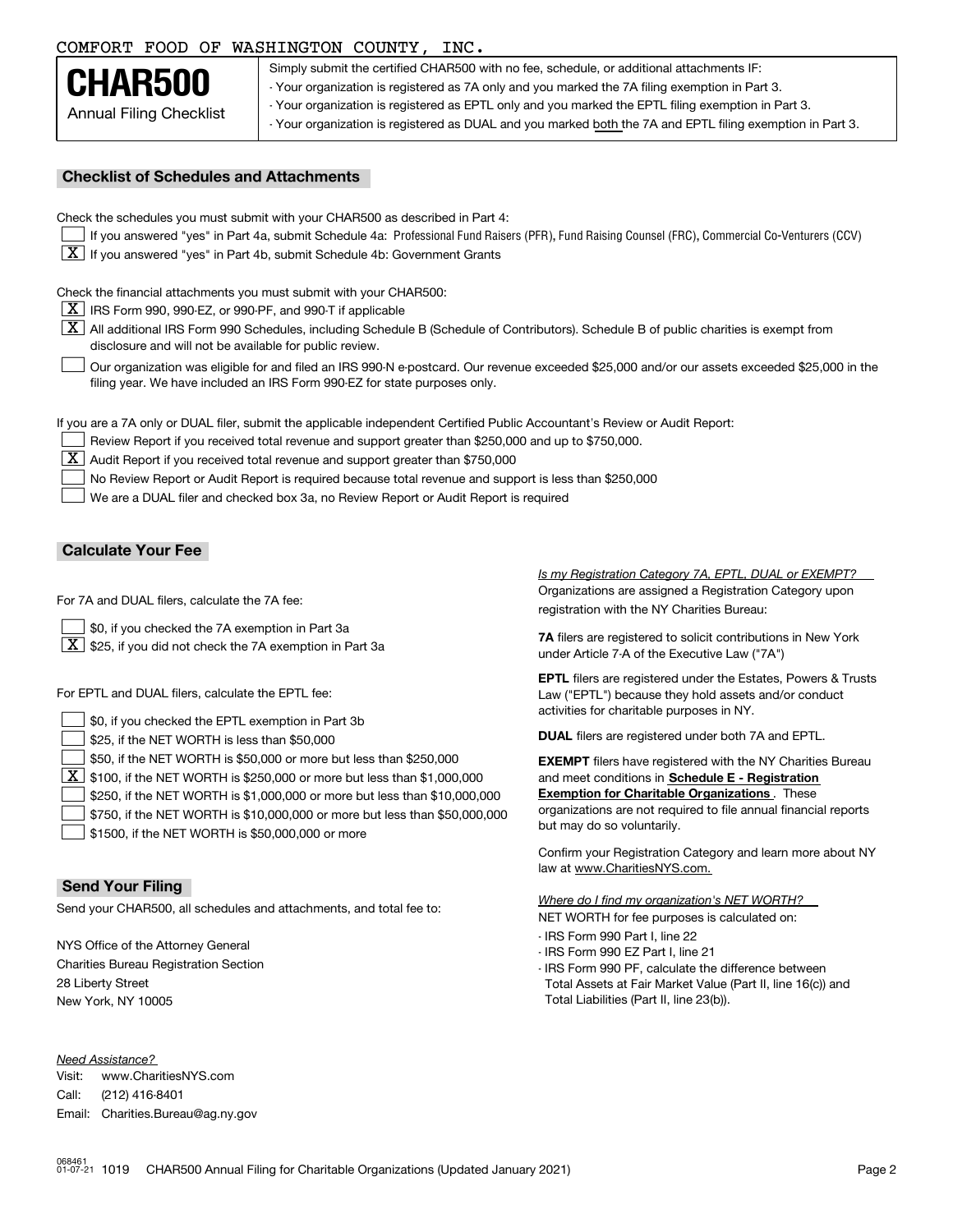COMFORT FOOD OF WASHINGTON COUNTY, INC.

# CHAR500

Annual Filing Checklist

Simply submit the certified CHAR500 with no fee, schedule, or additional attachments IF:

- Your organization is registered as 7A only and you marked the 7A filing exemption in Part 3.
- Your organization is registered as EPTL only and you marked the EPTL filing exemption in Part 3.
- Your organization is registered as DUAL and you marked both the 7A and EPTL filing exemption in Part 3.

## Checklist of Schedules and Attachments

Check the schedules you must submit with your CHAR500 as described in Part 4:

- [ ] If you answered "yes" in Part 4a, submit Schedule 4a: Professional Fund Raisers (PFR), Fund Raising Counsel (FRC), Commercial Co-Venturers (CCV)
- [X] If you answered "yes" in Part 4b, submit Schedule 4b: Government Grants

Check the financial attachments you must submit with your CHAR500:

- [X] IRS Form 990, 990-EZ, or 990-PF, and 990-T if applicable
- [X] All additional IRS Form 990 Schedules, including Schedule B (Schedule of Contributors). Schedule B of public charities is exempt from disclosure and will not be available for public review.
- [ ] Our organization was eligible for and filed an IRS 990-N e-postcard. Our revenue exceeded $25,000 and/or our assets exceeded $25,000 in the filing year. We have included an IRS Form 990-EZ for state purposes only.

If you are a 7A only or DUAL filer, submit the applicable independent Certified Public Accountant's Review or Audit Report:

- [ ] Review Report if you received total revenue and support greater than $250,000 and up to $750,000.
- [X] Audit Report if you received total revenue and support greater than $750,000
- [ ] No Review Report or Audit Report is required because total revenue and support is less than $250,000
- [ ] We are a DUAL filer and checked box 3a, no Review Report or Audit Report is required

## Calculate Your Fee

For 7A and DUAL filers, calculate the 7A fee:

- [ ] $0, if you checked the 7A exemption in Part 3a
- [X] $25, if you did not check the 7A exemption in Part 3a

For EPTL and DUAL filers, calculate the EPTL fee:

- [ ] $0, if you checked the EPTL exemption in Part 3b
- [ ] $25, if the NET WORTH is less than $50,000
- [ ] $50, if the NET WORTH is $50,000 or more but less than $250,000
- [X] $100, if the NET WORTH is $250,000 or more but less than $1,000,000
- [ ] $250, if the NET WORTH is $1,000,000 or more but less than $10,000,000
- [ ] $750, if the NET WORTH is $10,000,000 or more but less than $50,000,000
- [ ] $1500, if the NET WORTH is $50,000,000 or more

*Is my Registration Category 7A, EPTL, DUAL or EXEMPT?*

Organizations are assigned a Registration Category upon registration with the NY Charities Bureau:

**7A** filers are registered to solicit contributions in New York under Article 7-A of the Executive Law ("7A")

**EPTL** filers are registered under the Estates, Powers & Trusts Law ("EPTL") because they hold assets and/or conduct activities for charitable purposes in NY.

**DUAL** filers are registered under both 7A and EPTL.

**EXEMPT** filers have registered with the NY Charities Bureau and meet conditions in **Schedule E - Registration Exemption for Charitable Organizations**. These organizations are not required to file annual financial reports but may do so voluntarily.

Confirm your Registration Category and learn more about NY law at www.CharitiesNYS.com.

*Where do I find my organization's NET WORTH?*

NET WORTH for fee purposes is calculated on:

- IRS Form 990 Part I, line 22
- IRS Form 990 EZ Part I, line 21
- IRS Form 990 PF, calculate the difference between Total Assets at Fair Market Value (Part II, line 16(c)) and Total Liabilities (Part II, line 23(b)).

## Send Your Filing

Send your CHAR500, all schedules and attachments, and total fee to:

NYS Office of the Attorney General
Charities Bureau Registration Section
28 Liberty Street
New York, NY 10005

*Need Assistance?*

Visit: www.CharitiesNYS.com
Call: (212) 416-8401
Email: Charities.Bureau@ag.ny.gov

068461 01-07-21 1019 CHAR500 Annual Filing for Charitable Organizations (Updated January 2021)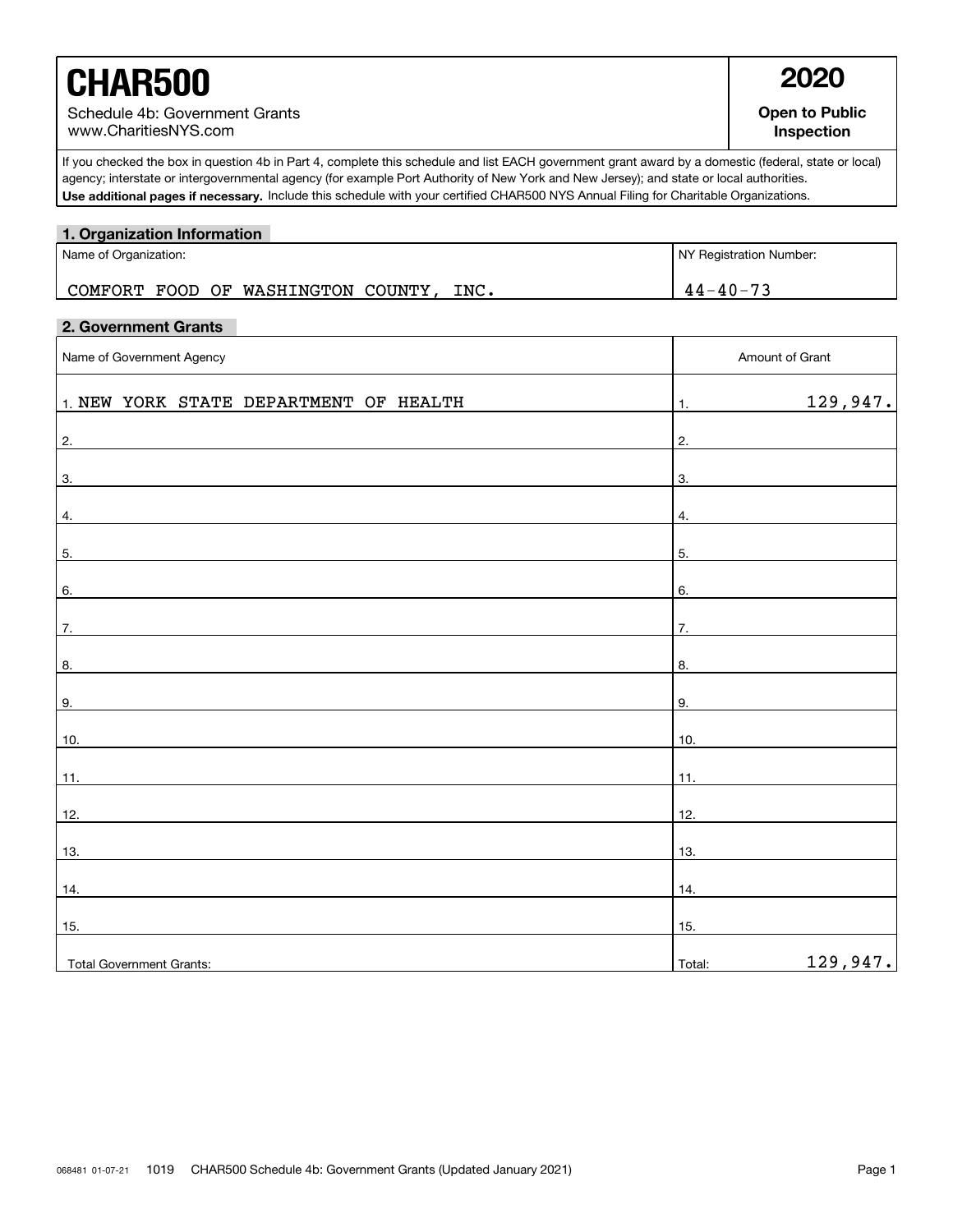# CHAR500

Schedule 4b: Government Grants
www.CharitiesNYS.com

**2020**

**Open to Public Inspection**

If you checked the box in question 4b in Part 4, complete this schedule and list EACH government grant award by a domestic (federal, state or local) agency; interstate or intergovernmental agency (for example Port Authority of New York and New Jersey); and state or local authorities. **Use additional pages if necessary.** Include this schedule with your certified CHAR500 NYS Annual Filing for Charitable Organizations.

## 1. Organization Information

| Name of Organization: | NY Registration Number: |
|---|---|
| COMFORT FOOD OF WASHINGTON COUNTY, INC. | 44-40-73 |

## 2. Government Grants

| Name of Government Agency | Amount of Grant |
|---|---|
| 1. NEW YORK STATE DEPARTMENT OF HEALTH | 1. 129,947. |
| 2. | 2. |
| 3. | 3. |
| 4. | 4. |
| 5. | 5. |
| 6. | 6. |
| 7. | 7. |
| 8. | 8. |
| 9. | 9. |
| 10. | 10. |
| 11. | 11. |
| 12. | 12. |
| 13. | 13. |
| 14. | 14. |
| 15. | 15. |
| Total Government Grants: | Total: 129,947. |

068481 01-07-21 1019 CHAR500 Schedule 4b: Government Grants (Updated January 2021)